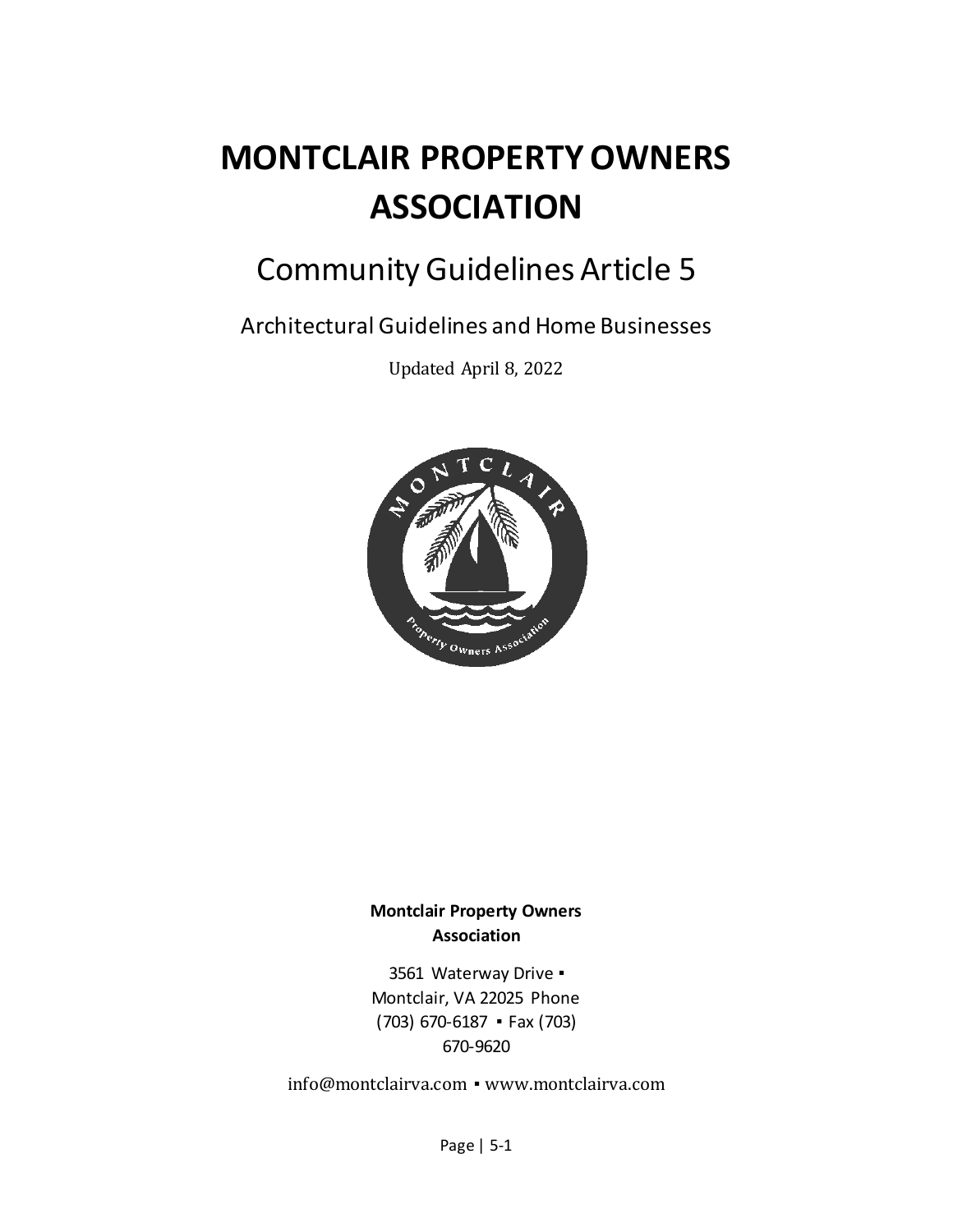# MONTCLAIR PROPERTY OWNERS ASSOCIATION

## Community Guidelines Article 5

### Architectural Guidelines and Home Businesses

Updated April 8, 2022

**Montclair Property Owners Association**

3561 Waterway Drive ▪ Montclair, VA 22025 Phone (703) 670-6187 ▪ Fax (703) 670-9620

info@montclairva.com ▪ www.montclairva.com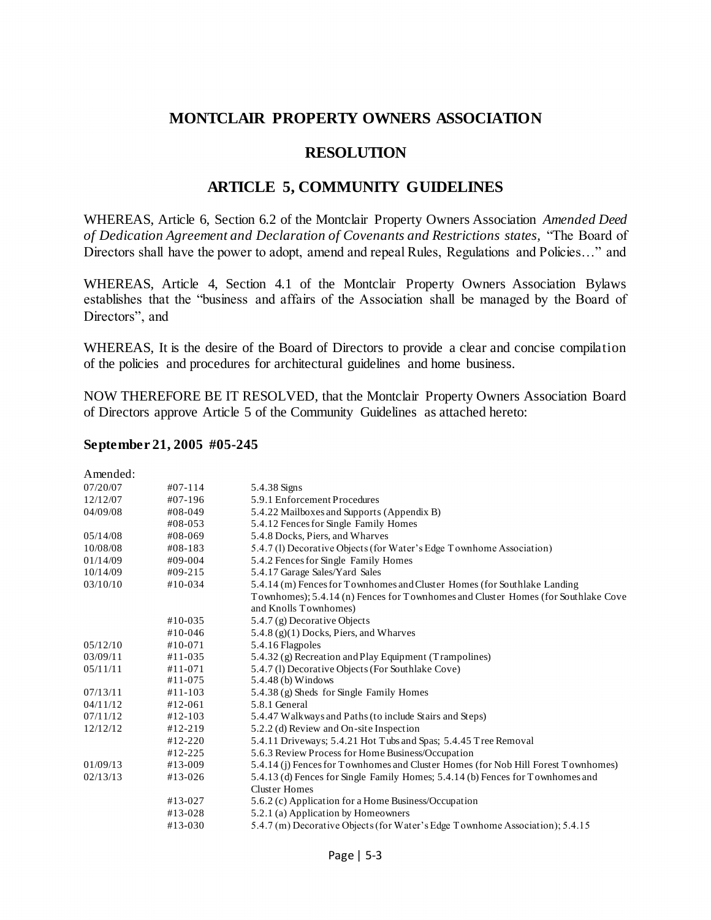## MONTCLAIR PROPERTY OWNERS ASSOCIATION

## RESOLUTION

## ARTICLE 5, COMMUNITY GUIDELINES

WHEREAS, Article 6, Section 6.2 of the Montclair Property Owners Association *Amended Deed of Dedication Agreement and Declaration of Covenants and Restrictions states*, "The Board of Directors shall have the power to adopt, amend and repeal Rules, Regulations and Policies…" and

WHEREAS, Article 4, Section 4.1 of the Montclair Property Owners Association Bylaws establishes that the "business and affairs of the Association shall be managed by the Board of Directors", and

WHEREAS, It is the desire of the Board of Directors to provide a clear and concise compilation of the policies and procedures for architectural guidelines and home business.

NOW THEREFORE BE IT RESOLVED, that the Montclair Property Owners Association Board of Directors approve Article 5 of the Community Guidelines as attached hereto:

**September 21, 2005 #05-245**

Amended:

| Date | Resolution | Section |
|---|---|---|
| 07/20/07 | #07-114 | 5.4.38 Signs |
| 12/12/07 | #07-196 | 5.9.1 Enforcement Procedures |
| 04/09/08 | #08-049 | 5.4.22 Mailboxes and Supports (Appendix B) |
| | #08-053 | 5.4.12 Fences for Single Family Homes |
| 05/14/08 | #08-069 | 5.4.8 Docks, Piers, and Wharves |
| 10/08/08 | #08-183 | 5.4.7 (l) Decorative Objects (for Water's Edge Townhome Association) |
| 01/14/09 | #09-004 | 5.4.2 Fences for Single Family Homes |
| 10/14/09 | #09-215 | 5.4.17 Garage Sales/Yard Sales |
| 03/10/10 | #10-034 | 5.4.14 (m) Fences for Townhomes and Cluster Homes (for Southlake Landing Townhomes); 5.4.14 (n) Fences for Townhomes and Cluster Homes (for Southlake Cove and Knolls Townhomes) |
| | #10-035 | 5.4.7 (g) Decorative Objects |
| | #10-046 | 5.4.8 (g)(1) Docks, Piers, and Wharves |
| 05/12/10 | #10-071 | 5.4.16 Flagpoles |
| 03/09/11 | #11-035 | 5.4.32 (g) Recreation and Play Equipment (Trampolines) |
| 05/11/11 | #11-071 | 5.4.7 (l) Decorative Objects (For Southlake Cove) |
| | #11-075 | 5.4.48 (b) Windows |
| 07/13/11 | #11-103 | 5.4.38 (g) Sheds for Single Family Homes |
| 04/11/12 | #12-061 | 5.8.1 General |
| 07/11/12 | #12-103 | 5.4.47 Walkways and Paths (to include Stairs and Steps) |
| 12/12/12 | #12-219 | 5.2.2 (d) Review and On-site Inspection |
| | #12-220 | 5.4.11 Driveways; 5.4.21 Hot Tubs and Spas; 5.4.45 Tree Removal |
| | #12-225 | 5.6.3 Review Process for Home Business/Occupation |
| 01/09/13 | #13-009 | 5.4.14 (j) Fences for Townhomes and Cluster Homes (for Nob Hill Forest Townhomes) |
| 02/13/13 | #13-026 | 5.4.13 (d) Fences for Single Family Homes; 5.4.14 (b) Fences for Townhomes and Cluster Homes |
| | #13-027 | 5.6.2 (c) Application for a Home Business/Occupation |
| | #13-028 | 5.2.1 (a) Application by Homeowners |
| | #13-030 | 5.4.7 (m) Decorative Objects (for Water's Edge Townhome Association); 5.4.15 |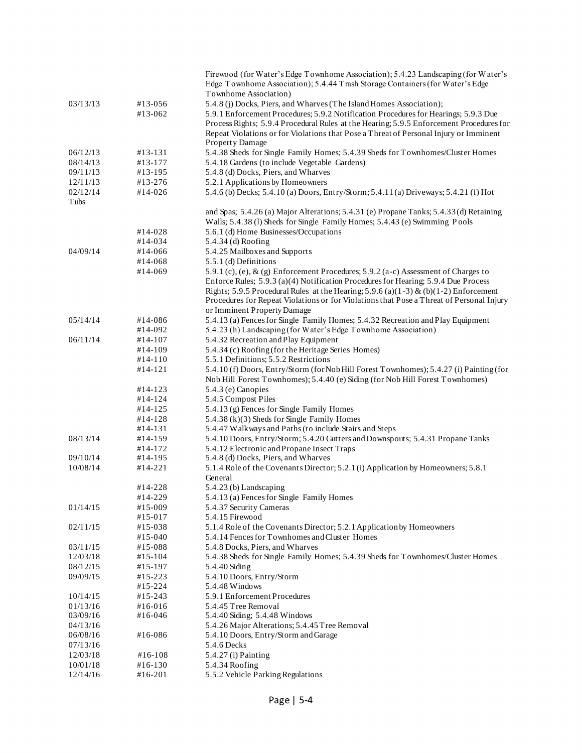| | | |
|---|---|---|
| | | Firewood (for Water's Edge Townhome Association); 5.4.23 Landscaping (for Water's Edge Townhome Association); 5.4.44 Trash Storage Containers (for Water's Edge Townhome Association) |
| 03/13/13 | #13-056 | 5.4.8 (j) Docks, Piers, and Wharves (The Island Homes Association); |
| | #13-062 | 5.9.1 Enforcement Procedures; 5.9.2 Notification Procedures for Hearings; 5.9.3 Due Process Rights; 5.9.4 Procedural Rules at the Hearing; 5.9.5 Enforcement Procedures for Repeat Violations or for Violations that Pose a Threat of Personal Injury or Imminent Property Damage |
| 06/12/13 | #13-131 | 5.4.38 Sheds for Single Family Homes; 5.4.39 Sheds for Townhomes/Cluster Homes |
| 08/14/13 | #13-177 | 5.4.18 Gardens (to include Vegetable Gardens) |
| 09/11/13 | #13-195 | 5.4.8 (d) Docks, Piers, and Wharves |
| 12/11/13 | #13-276 | 5.2.1 Applications by Homeowners |
| 02/12/14 | #14-026 | 5.4.6 (b) Decks; 5.4.10 (a) Doors, Entry/Storm; 5.4.11 (a) Driveways; 5.4.21 (f) Hot Tubs and Spas; 5.4.26 (a) Major Alterations; 5.4.31 (e) Propane Tanks; 5.4.33 (d) Retaining Walls; 5.4.38 (l) Sheds for Single Family Homes; 5.4.43 (e) Swimming Pools |
| | #14-028 | 5.6.1 (d) Home Businesses/Occupations |
| | #14-034 | 5.4.34 (d) Roofing |
| 04/09/14 | #14-066 | 5.4.25 Mailboxes and Supports |
| | #14-068 | 5.5.1 (d) Definitions |
| | #14-069 | 5.9.1 (c), (e), & (g) Enforcement Procedures; 5.9.2 (a-c) Assessment of Charges to Enforce Rules; 5.9.3 (a)(4) Notification Procedures for Hearing; 5.9.4 Due Process Rights; 5.9.5 Procedural Rules at the Hearing; 5.9.6 (a)(1-3) & (b)(1-2) Enforcement Procedures for Repeat Violations or for Violations that Pose a Threat of Personal Injury or Imminent Property Damage |
| 05/14/14 | #14-086 | 5.4.13 (a) Fences for Single Family Homes; 5.4.32 Recreation and Play Equipment |
| | #14-092 | 5.4.23 (h) Landscaping (for Water's Edge Townhome Association) |
| 06/11/14 | #14-107 | 5.4.32 Recreation and Play Equipment |
| | #14-109 | 5.4.34 (c) Roofing (for the Heritage Series Homes) |
| | #14-110 | 5.5.1 Definitions; 5.5.2 Restrictions |
| | #14-121 | 5.4.10 (f) Doors, Entry/Storm (for Nob Hill Forest Townhomes); 5.4.27 (i) Painting (for Nob Hill Forest Townhomes); 5.4.40 (e) Siding (for Nob Hill Forest Townhomes) |
| | #14-123 | 5.4.3 (e) Canopies |
| | #14-124 | 5.4.5 Compost Piles |
| | #14-125 | 5.4.13 (g) Fences for Single Family Homes |
| | #14-128 | 5.4.38 (k)(3) Sheds for Single Family Homes |
| | #14-131 | 5.4.47 Walkways and Paths (to include Stairs and Steps |
| 08/13/14 | #14-159 | 5.4.10 Doors, Entry/Storm; 5.4.20 Gutters and Downspouts; 5.4.31 Propane Tanks |
| | #14-172 | 5.4.12 Electronic and Propane Insect Traps |
| 09/10/14 | #14-195 | 5.4.8 (d) Docks, Piers, and Wharves |
| 10/08/14 | #14-221 | 5.1.4 Role of the Covenants Director; 5.2.1 (i) Application by Homeowners; 5.8.1 General |
| | #14-228 | 5.4.23 (b) Landscaping |
| | #14-229 | 5.4.13 (a) Fences for Single Family Homes |
| 01/14/15 | #15-009 | 5.4.37 Security Cameras |
| | #15-017 | 5.4.15 Firewood |
| 02/11/15 | #15-038 | 5.1.4 Role of the Covenants Director; 5.2.1 Application by Homeowners |
| | #15-040 | 5.4.14 Fences for Townhomes and Cluster Homes |
| 03/11/15 | #15-088 | 5.4.8 Docks, Piers, and Wharves |
| 12/03/18 | #15-104 | 5.4.38 Sheds for Single Family Homes; 5.4.39 Sheds for Townhomes/Cluster Homes |
| 08/12/15 | #15-197 | 5.4.40 Siding |
| 09/09/15 | #15-223 | 5.4.10 Doors, Entry/Storm |
| | #15-224 | 5.4.48 Windows |
| 10/14/15 | #15-243 | 5.9.1 Enforcement Procedures |
| 01/13/16 | #16-016 | 5.4.45 Tree Removal |
| 03/09/16 | #16-046 | 5.4.40 Siding; 5.4.48 Windows |
| 04/13/16 | | 5.4.26 Major Alterations; 5.4.45 Tree Removal |
| 06/08/16 | #16-086 | 5.4.10 Doors, Entry/Storm and Garage |
| 07/13/16 | | 5.4.6 Decks |
| 12/03/18 | #16-108 | 5.4.27 (i) Painting |
| 10/01/18 | #16-130 | 5.4.34 Roofing |
| 12/14/16 | #16-201 | 5.5.2 Vehicle Parking Regulations |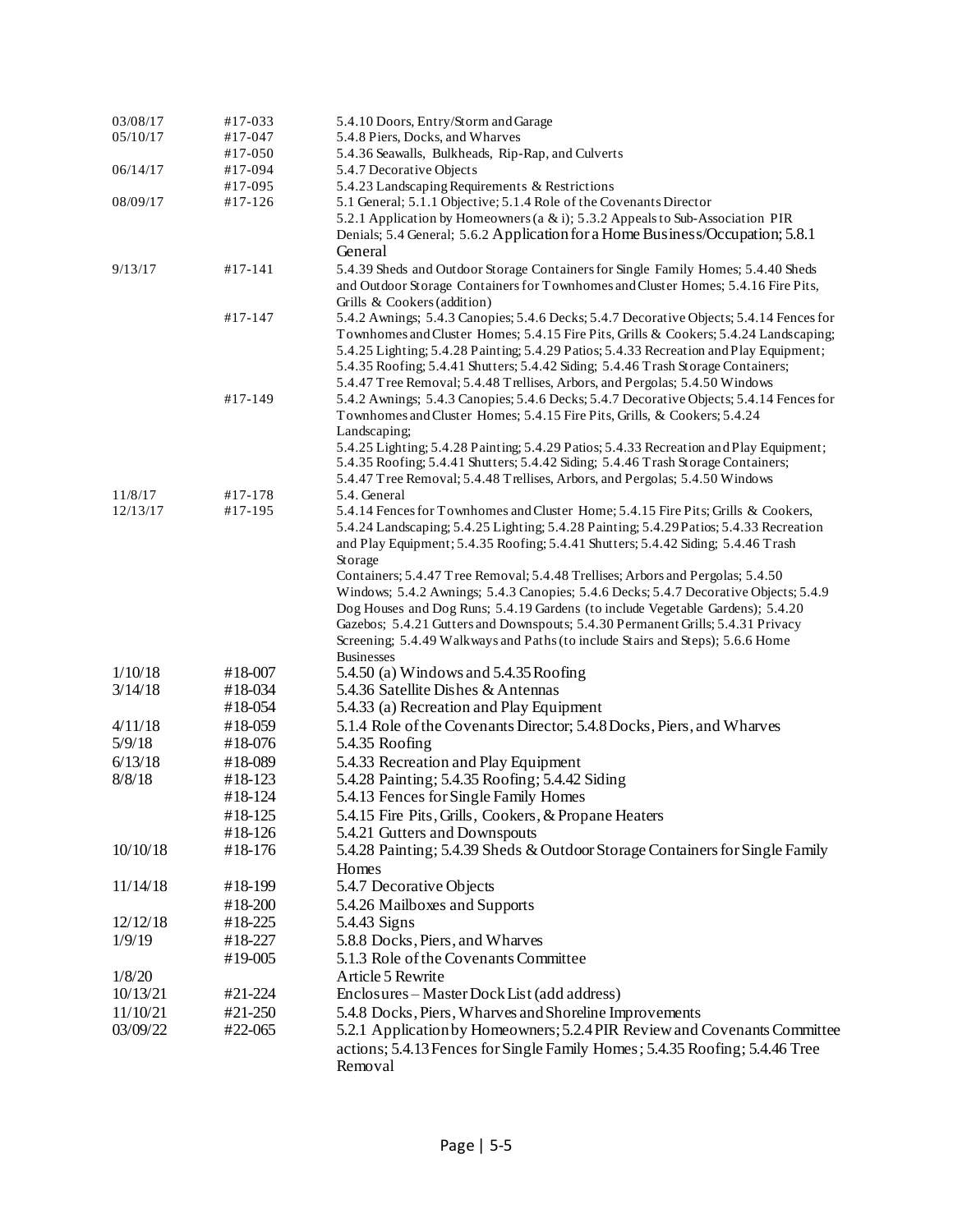| | | |
|---|---|---|
| 03/08/17 | #17-033 | 5.4.10 Doors, Entry/Storm and Garage |
| 05/10/17 | #17-047 | 5.4.8 Piers, Docks, and Wharves |
| | #17-050 | 5.4.36 Seawalls, Bulkheads, Rip-Rap, and Culverts |
| 06/14/17 | #17-094 | 5.4.7 Decorative Objects |
| | #17-095 | 5.4.23 Landscaping Requirements & Restrictions |
| 08/09/17 | #17-126 | 5.1 General; 5.1.1 Objective; 5.1.4 Role of the Covenants Director 5.2.1 Application by Homeowners (a & i); 5.3.2 Appeals to Sub-Association PIR Denials; 5.4 General; 5.6.2 Application for a Home Business/Occupation; 5.8.1 General |
| 9/13/17 | #17-141 | 5.4.39 Sheds and Outdoor Storage Containers for Single Family Homes; 5.4.40 Sheds and Outdoor Storage Containers for Townhomes and Cluster Homes; 5.4.16 Fire Pits, Grills & Cookers (addition) |
| | #17-147 | 5.4.2 Awnings; 5.4.3 Canopies; 5.4.6 Decks; 5.4.7 Decorative Objects; 5.4.14 Fences for Townhomes and Cluster Homes; 5.4.15 Fire Pits, Grills & Cookers; 5.4.24 Landscaping; 5.4.25 Lighting; 5.4.28 Painting; 5.4.29 Patios; 5.4.33 Recreation and Play Equipment; 5.4.35 Roofing; 5.4.41 Shutters; 5.4.42 Siding; 5.4.46 Trash Storage Containers; 5.4.47 Tree Removal; 5.4.48 Trellises, Arbors, and Pergolas; 5.4.50 Windows |
| | #17-149 | 5.4.2 Awnings; 5.4.3 Canopies; 5.4.6 Decks; 5.4.7 Decorative Objects; 5.4.14 Fences for Townhomes and Cluster Homes; 5.4.15 Fire Pits, Grills, & Cookers; 5.4.24 Landscaping; 5.4.25 Lighting; 5.4.28 Painting; 5.4.29 Patios; 5.4.33 Recreation and Play Equipment; 5.4.35 Roofing; 5.4.41 Shutters; 5.4.42 Siding; 5.4.46 Trash Storage Containers; 5.4.47 Tree Removal; 5.4.48 Trellises, Arbors, and Pergolas; 5.4.50 Windows |
| 11/8/17 | #17-178 | 5.4. General |
| 12/13/17 | #17-195 | 5.4.14 Fences for Townhomes and Cluster Home; 5.4.15 Fire Pits; Grills & Cookers, 5.4.24 Landscaping; 5.4.25 Lighting; 5.4.28 Painting; 5.4.29 Patios; 5.4.33 Recreation and Play Equipment; 5.4.35 Roofing; 5.4.41 Shutters; 5.4.42 Siding; 5.4.46 Trash Storage Containers; 5.4.47 Tree Removal; 5.4.48 Trellises; Arbors and Pergolas; 5.4.50 Windows; 5.4.2 Awnings; 5.4.3 Canopies; 5.4.6 Decks; 5.4.7 Decorative Objects; 5.4.9 Dog Houses and Dog Runs; 5.4.19 Gardens (to include Vegetable Gardens); 5.4.20 Gazebos; 5.4.21 Gutters and Downspouts; 5.4.30 Permanent Grills; 5.4.31 Privacy Screening; 5.4.49 Walkways and Paths (to include Stairs and Steps); 5.6.6 Home Businesses |
| 1/10/18 | #18-007 | 5.4.50 (a) Windows and 5.4.35 Roofing |
| 3/14/18 | #18-034 | 5.4.36 Satellite Dishes & Antennas |
| | #18-054 | 5.4.33 (a) Recreation and Play Equipment |
| 4/11/18 | #18-059 | 5.1.4 Role of the Covenants Director; 5.4.8 Docks, Piers, and Wharves |
| 5/9/18 | #18-076 | 5.4.35 Roofing |
| 6/13/18 | #18-089 | 5.4.33 Recreation and Play Equipment |
| 8/8/18 | #18-123 | 5.4.28 Painting; 5.4.35 Roofing; 5.4.42 Siding |
| | #18-124 | 5.4.13 Fences for Single Family Homes |
| | #18-125 | 5.4.15 Fire Pits, Grills, Cookers, & Propane Heaters |
| | #18-126 | 5.4.21 Gutters and Downspouts |
| 10/10/18 | #18-176 | 5.4.28 Painting; 5.4.39 Sheds & Outdoor Storage Containers for Single Family Homes |
| 11/14/18 | #18-199 | 5.4.7 Decorative Objects |
| | #18-200 | 5.4.26 Mailboxes and Supports |
| 12/12/18 | #18-225 | 5.4.43 Signs |
| 1/9/19 | #18-227 | 5.8.8 Docks, Piers, and Wharves |
| | #19-005 | 5.1.3 Role of the Covenants Committee |
| 1/8/20 | | Article 5 Rewrite |
| 10/13/21 | #21-224 | Enclosures – Master Dock List (add address) |
| 11/10/21 | #21-250 | 5.4.8 Docks, Piers, Wharves and Shoreline Improvements |
| 03/09/22 | #22-065 | 5.2.1 Application by Homeowners; 5.2.4 PIR Review and Covenants Committee actions; 5.4.13 Fences for Single Family Homes; 5.4.35 Roofing; 5.4.46 Tree Removal |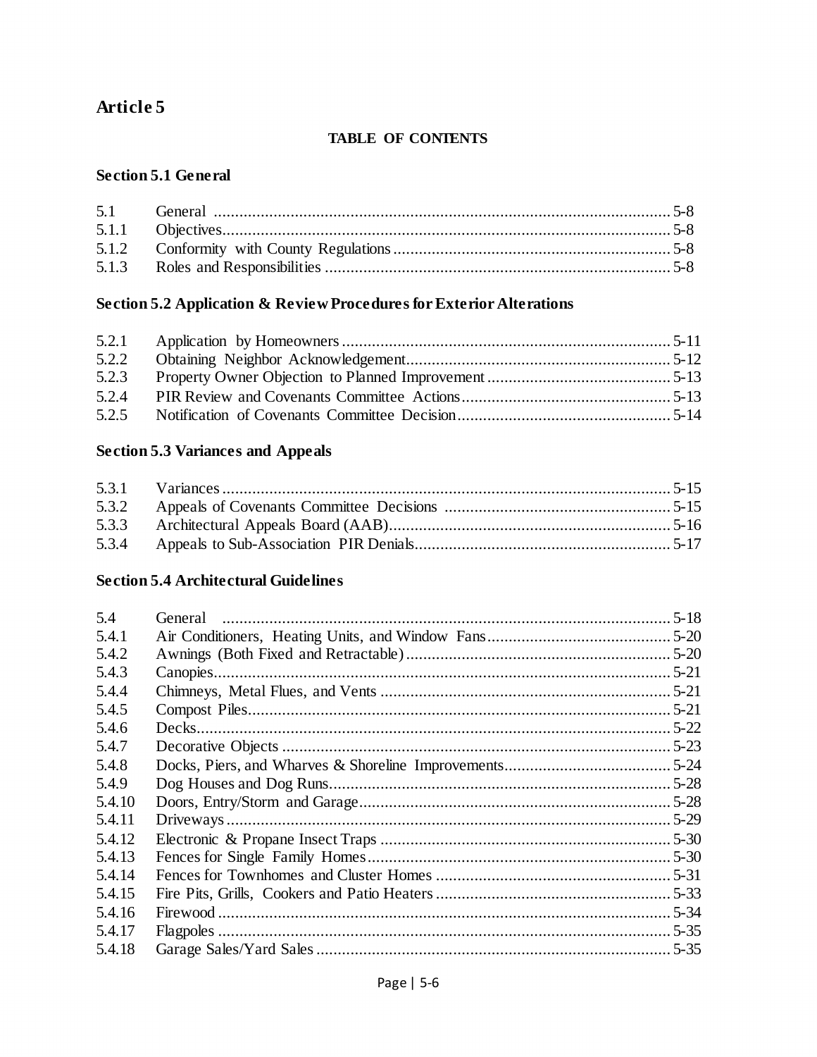# Article 5

**TABLE OF CONTENTS**

## Section 5.1 General

| | | |
|---|---|---|
| 5.1 | General | 5-8 |
| 5.1.1 | Objectives | 5-8 |
| 5.1.2 | Conformity with County Regulations | 5-8 |
| 5.1.3 | Roles and Responsibilities | 5-8 |

## Section 5.2 Application & Review Procedures for Exterior Alterations

| | | |
|---|---|---|
| 5.2.1 | Application by Homeowners | 5-11 |
| 5.2.2 | Obtaining Neighbor Acknowledgement | 5-12 |
| 5.2.3 | Property Owner Objection to Planned Improvement | 5-13 |
| 5.2.4 | PIR Review and Covenants Committee Actions | 5-13 |
| 5.2.5 | Notification of Covenants Committee Decision | 5-14 |

## Section 5.3 Variances and Appeals

| | | |
|---|---|---|
| 5.3.1 | Variances | 5-15 |
| 5.3.2 | Appeals of Covenants Committee Decisions | 5-15 |
| 5.3.3 | Architectural Appeals Board (AAB) | 5-16 |
| 5.3.4 | Appeals to Sub-Association PIR Denials | 5-17 |

## Section 5.4 Architectural Guidelines

| | | |
|---|---|---|
| 5.4 | General | 5-18 |
| 5.4.1 | Air Conditioners, Heating Units, and Window Fans | 5-20 |
| 5.4.2 | Awnings (Both Fixed and Retractable) | 5-20 |
| 5.4.3 | Canopies | 5-21 |
| 5.4.4 | Chimneys, Metal Flues, and Vents | 5-21 |
| 5.4.5 | Compost Piles | 5-21 |
| 5.4.6 | Decks | 5-22 |
| 5.4.7 | Decorative Objects | 5-23 |
| 5.4.8 | Docks, Piers, and Wharves & Shoreline Improvements | 5-24 |
| 5.4.9 | Dog Houses and Dog Runs | 5-28 |
| 5.4.10 | Doors, Entry/Storm and Garage | 5-28 |
| 5.4.11 | Driveways | 5-29 |
| 5.4.12 | Electronic & Propane Insect Traps | 5-30 |
| 5.4.13 | Fences for Single Family Homes | 5-30 |
| 5.4.14 | Fences for Townhomes and Cluster Homes | 5-31 |
| 5.4.15 | Fire Pits, Grills, Cookers and Patio Heaters | 5-33 |
| 5.4.16 | Firewood | 5-34 |
| 5.4.17 | Flagpoles | 5-35 |
| 5.4.18 | Garage Sales/Yard Sales | 5-35 |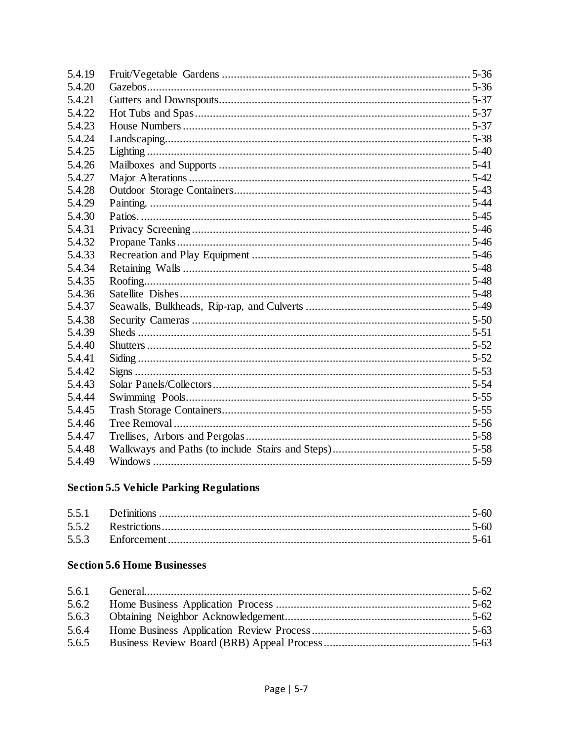| | | |
|---|---|---|
| 5.4.19 | Fruit/Vegetable Gardens | 5-36 |
| 5.4.20 | Gazebos | 5-36 |
| 5.4.21 | Gutters and Downspouts | 5-37 |
| 5.4.22 | Hot Tubs and Spas | 5-37 |
| 5.4.23 | House Numbers | 5-37 |
| 5.4.24 | Landscaping | 5-38 |
| 5.4.25 | Lighting | 5-40 |
| 5.4.26 | Mailboxes and Supports | 5-41 |
| 5.4.27 | Major Alterations | 5-42 |
| 5.4.28 | Outdoor Storage Containers | 5-43 |
| 5.4.29 | Painting. | 5-44 |
| 5.4.30 | Patios. | 5-45 |
| 5.4.31 | Privacy Screening | 5-46 |
| 5.4.32 | Propane Tanks | 5-46 |
| 5.4.33 | Recreation and Play Equipment | 5-46 |
| 5.4.34 | Retaining Walls | 5-48 |
| 5.4.35 | Roofing | 5-48 |
| 5.4.36 | Satellite Dishes | 5-48 |
| 5.4.37 | Seawalls, Bulkheads, Rip-rap, and Culverts | 5-49 |
| 5.4.38 | Security Cameras | 5-50 |
| 5.4.39 | Sheds | 5-51 |
| 5.4.40 | Shutters | 5-52 |
| 5.4.41 | Siding | 5-52 |
| 5.4.42 | Signs | 5-53 |
| 5.4.43 | Solar Panels/Collectors | 5-54 |
| 5.4.44 | Swimming Pools | 5-55 |
| 5.4.45 | Trash Storage Containers | 5-55 |
| 5.4.46 | Tree Removal | 5-56 |
| 5.4.47 | Trellises, Arbors and Pergolas | 5-58 |
| 5.4.48 | Walkways and Paths (to include Stairs and Steps) | 5-58 |
| 5.4.49 | Windows | 5-59 |

**Section 5.5 Vehicle Parking Regulations**

| | | |
|---|---|---|
| 5.5.1 | Definitions | 5-60 |
| 5.5.2 | Restrictions | 5-60 |
| 5.5.3 | Enforcement | 5-61 |

**Section 5.6 Home Businesses**

| | | |
|---|---|---|
| 5.6.1 | General | 5-62 |
| 5.6.2 | Home Business Application Process | 5-62 |
| 5.6.3 | Obtaining Neighbor Acknowledgement | 5-62 |
| 5.6.4 | Home Business Application Review Process | 5-63 |
| 5.6.5 | Business Review Board (BRB) Appeal Process | 5-63 |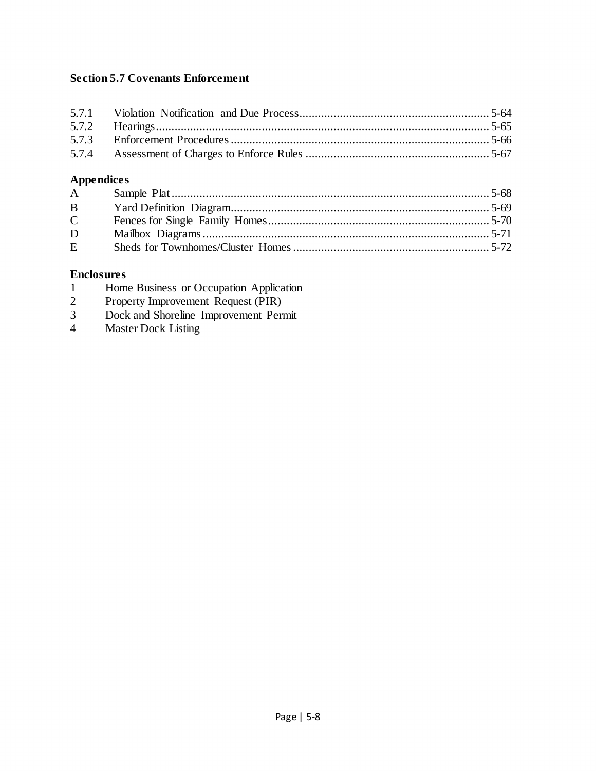**Section 5.7 Covenants Enforcement**

| | | |
|---|---|---|
| 5.7.1 | Violation Notification and Due Process | 5-64 |
| 5.7.2 | Hearings | 5-65 |
| 5.7.3 | Enforcement Procedures | 5-66 |
| 5.7.4 | Assessment of Charges to Enforce Rules | 5-67 |

**Appendices**

| | | |
|---|---|---|
| A | Sample Plat | 5-68 |
| B | Yard Definition Diagram | 5-69 |
| C | Fences for Single Family Homes | 5-70 |
| D | Mailbox Diagrams | 5-71 |
| E | Sheds for Townhomes/Cluster Homes | 5-72 |

**Enclosures**

1 Home Business or Occupation Application
2 Property Improvement Request (PIR)
3 Dock and Shoreline Improvement Permit
4 Master Dock Listing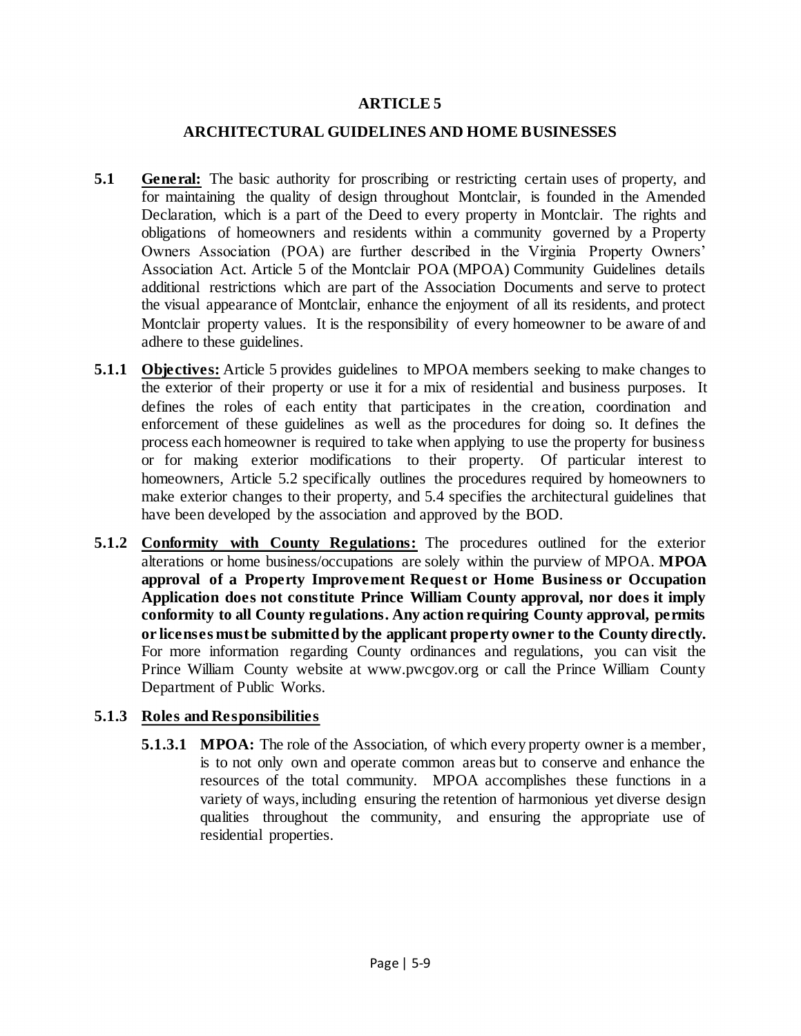# ARTICLE 5

## ARCHITECTURAL GUIDELINES AND HOME BUSINESSES

**5.1 General:** The basic authority for proscribing or restricting certain uses of property, and for maintaining the quality of design throughout Montclair, is founded in the Amended Declaration, which is a part of the Deed to every property in Montclair. The rights and obligations of homeowners and residents within a community governed by a Property Owners Association (POA) are further described in the Virginia Property Owners' Association Act. Article 5 of the Montclair POA (MPOA) Community Guidelines details additional restrictions which are part of the Association Documents and serve to protect the visual appearance of Montclair, enhance the enjoyment of all its residents, and protect Montclair property values. It is the responsibility of every homeowner to be aware of and adhere to these guidelines.

**5.1.1 Objectives:** Article 5 provides guidelines to MPOA members seeking to make changes to the exterior of their property or use it for a mix of residential and business purposes. It defines the roles of each entity that participates in the creation, coordination and enforcement of these guidelines as well as the procedures for doing so. It defines the process each homeowner is required to take when applying to use the property for business or for making exterior modifications to their property. Of particular interest to homeowners, Article 5.2 specifically outlines the procedures required by homeowners to make exterior changes to their property, and 5.4 specifies the architectural guidelines that have been developed by the association and approved by the BOD.

**5.1.2 Conformity with County Regulations:** The procedures outlined for the exterior alterations or home business/occupations are solely within the purview of MPOA. **MPOA approval of a Property Improvement Request or Home Business or Occupation Application does not constitute Prince William County approval, nor does it imply conformity to all County regulations. Any action requiring County approval, permits or licenses must be submitted by the applicant property owner to the County directly.** For more information regarding County ordinances and regulations, you can visit the Prince William County website at www.pwcgov.org or call the Prince William County Department of Public Works.

### 5.1.3 Roles and Responsibilities

**5.1.3.1 MPOA:** The role of the Association, of which every property owner is a member, is to not only own and operate common areas but to conserve and enhance the resources of the total community. MPOA accomplishes these functions in a variety of ways, including ensuring the retention of harmonious yet diverse design qualities throughout the community, and ensuring the appropriate use of residential properties.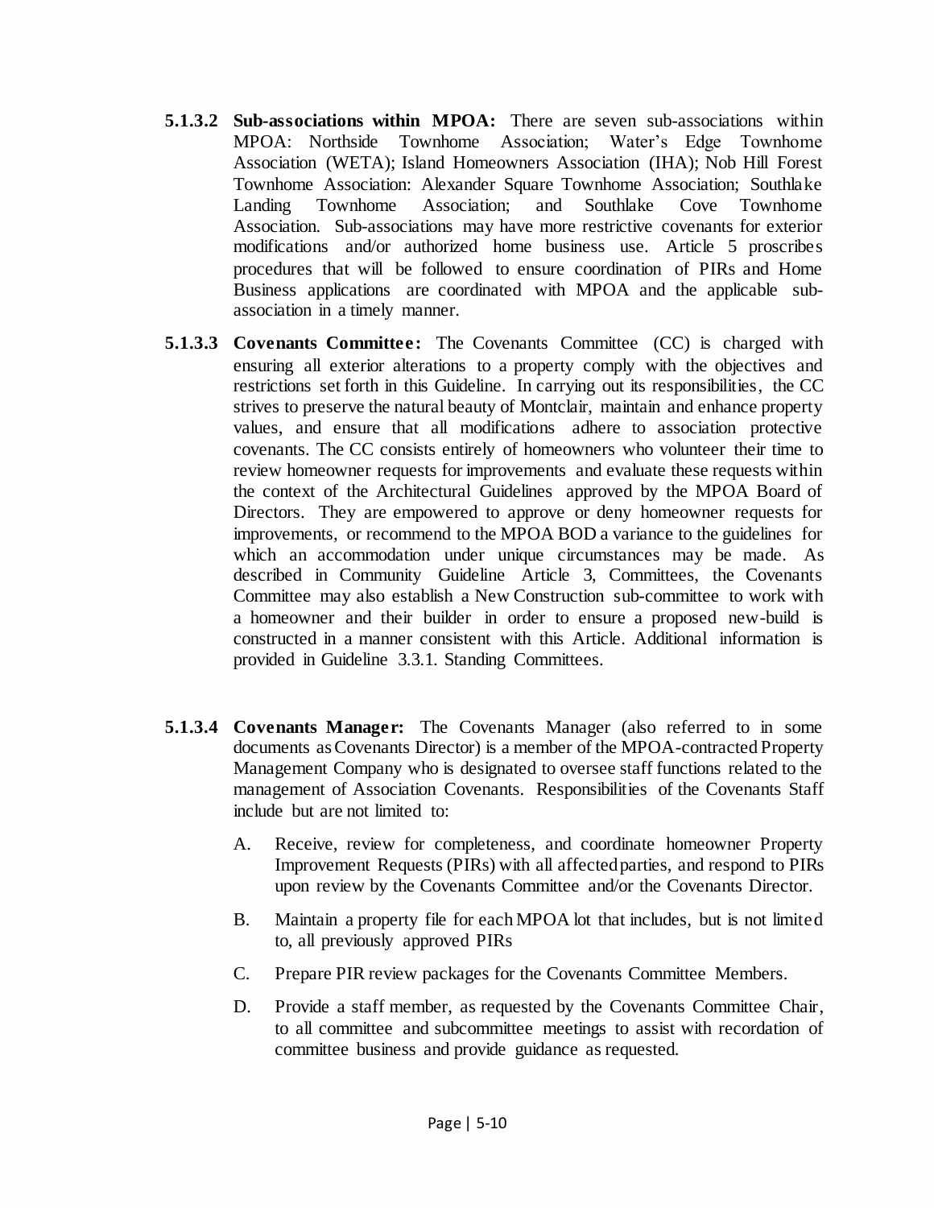**5.1.3.2 Sub-associations within MPOA:** There are seven sub-associations within MPOA: Northside Townhome Association; Water's Edge Townhome Association (WETA); Island Homeowners Association (IHA); Nob Hill Forest Townhome Association: Alexander Square Townhome Association; Southlake Landing Townhome Association; and Southlake Cove Townhome Association. Sub-associations may have more restrictive covenants for exterior modifications and/or authorized home business use. Article 5 proscribes procedures that will be followed to ensure coordination of PIRs and Home Business applications are coordinated with MPOA and the applicable sub-association in a timely manner.

**5.1.3.3 Covenants Committee:** The Covenants Committee (CC) is charged with ensuring all exterior alterations to a property comply with the objectives and restrictions set forth in this Guideline. In carrying out its responsibilities, the CC strives to preserve the natural beauty of Montclair, maintain and enhance property values, and ensure that all modifications adhere to association protective covenants. The CC consists entirely of homeowners who volunteer their time to review homeowner requests for improvements and evaluate these requests within the context of the Architectural Guidelines approved by the MPOA Board of Directors. They are empowered to approve or deny homeowner requests for improvements, or recommend to the MPOA BOD a variance to the guidelines for which an accommodation under unique circumstances may be made. As described in Community Guideline Article 3, Committees, the Covenants Committee may also establish a New Construction sub-committee to work with a homeowner and their builder in order to ensure a proposed new-build is constructed in a manner consistent with this Article. Additional information is provided in Guideline 3.3.1. Standing Committees.

**5.1.3.4 Covenants Manager:** The Covenants Manager (also referred to in some documents as Covenants Director) is a member of the MPOA-contracted Property Management Company who is designated to oversee staff functions related to the management of Association Covenants. Responsibilities of the Covenants Staff include but are not limited to:

A. Receive, review for completeness, and coordinate homeowner Property Improvement Requests (PIRs) with all affected parties, and respond to PIRs upon review by the Covenants Committee and/or the Covenants Director.

B. Maintain a property file for each MPOA lot that includes, but is not limited to, all previously approved PIRs

C. Prepare PIR review packages for the Covenants Committee Members.

D. Provide a staff member, as requested by the Covenants Committee Chair, to all committee and subcommittee meetings to assist with recordation of committee business and provide guidance as requested.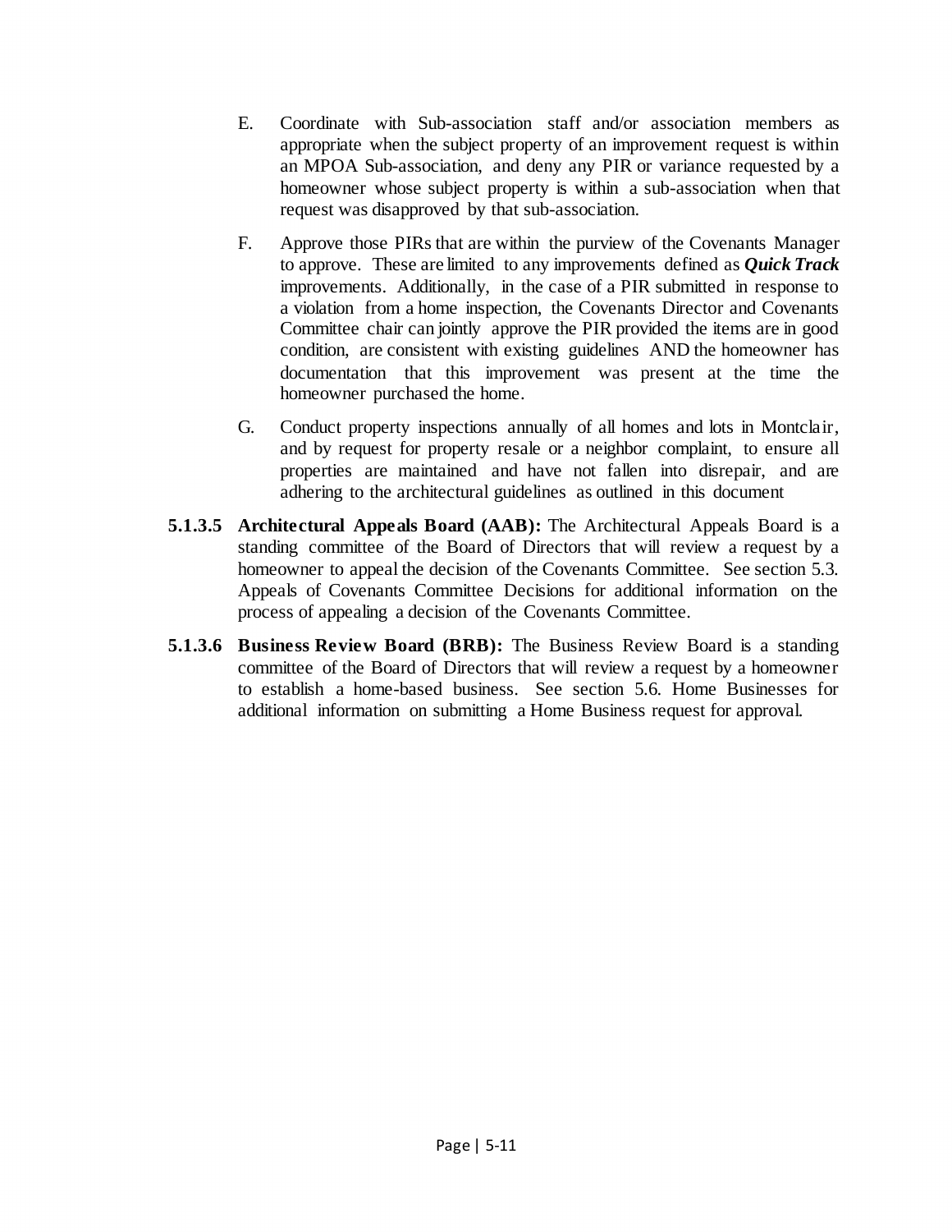E. Coordinate with Sub-association staff and/or association members as appropriate when the subject property of an improvement request is within an MPOA Sub-association, and deny any PIR or variance requested by a homeowner whose subject property is within a sub-association when that request was disapproved by that sub-association.

F. Approve those PIRs that are within the purview of the Covenants Manager to approve. These are limited to any improvements defined as ***Quick Track*** improvements. Additionally, in the case of a PIR submitted in response to a violation from a home inspection, the Covenants Director and Covenants Committee chair can jointly approve the PIR provided the items are in good condition, are consistent with existing guidelines AND the homeowner has documentation that this improvement was present at the time the homeowner purchased the home.

G. Conduct property inspections annually of all homes and lots in Montclair, and by request for property resale or a neighbor complaint, to ensure all properties are maintained and have not fallen into disrepair, and are adhering to the architectural guidelines as outlined in this document

**5.1.3.5 Architectural Appeals Board (AAB):** The Architectural Appeals Board is a standing committee of the Board of Directors that will review a request by a homeowner to appeal the decision of the Covenants Committee. See section 5.3. Appeals of Covenants Committee Decisions for additional information on the process of appealing a decision of the Covenants Committee.

**5.1.3.6 Business Review Board (BRB):** The Business Review Board is a standing committee of the Board of Directors that will review a request by a homeowner to establish a home-based business. See section 5.6. Home Businesses for additional information on submitting a Home Business request for approval.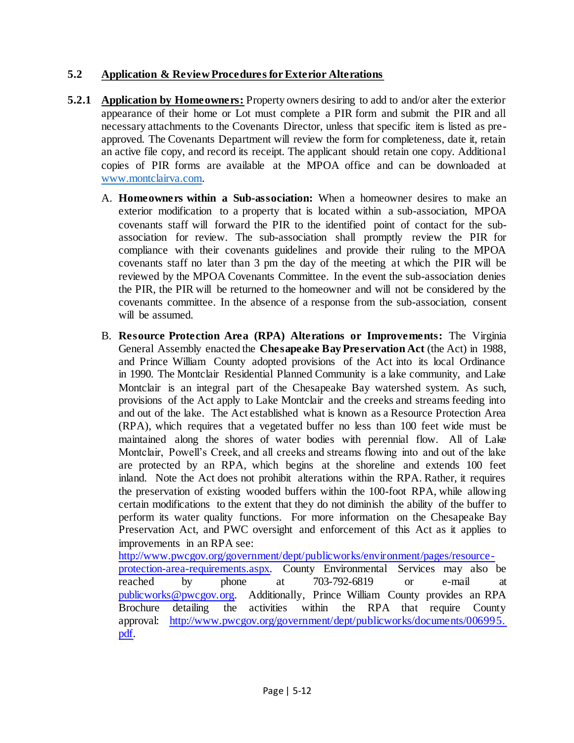## 5.2 Application & Review Procedures for Exterior Alterations

**5.2.1 Application by Homeowners:** Property owners desiring to add to and/or alter the exterior appearance of their home or Lot must complete a PIR form and submit the PIR and all necessary attachments to the Covenants Director, unless that specific item is listed as pre-approved. The Covenants Department will review the form for completeness, date it, retain an active file copy, and record its receipt. The applicant should retain one copy. Additional copies of PIR forms are available at the MPOA office and can be downloaded at www.montclairva.com.

A. **Homeowners within a Sub-association:** When a homeowner desires to make an exterior modification to a property that is located within a sub-association, MPOA covenants staff will forward the PIR to the identified point of contact for the sub-association for review. The sub-association shall promptly review the PIR for compliance with their covenants guidelines and provide their ruling to the MPOA covenants staff no later than 3 pm the day of the meeting at which the PIR will be reviewed by the MPOA Covenants Committee. In the event the sub-association denies the PIR, the PIR will be returned to the homeowner and will not be considered by the covenants committee. In the absence of a response from the sub-association, consent will be assumed.

B. **Resource Protection Area (RPA) Alterations or Improvements:** The Virginia General Assembly enacted the **Chesapeake Bay Preservation Act** (the Act) in 1988, and Prince William County adopted provisions of the Act into its local Ordinance in 1990. The Montclair Residential Planned Community is a lake community, and Lake Montclair is an integral part of the Chesapeake Bay watershed system. As such, provisions of the Act apply to Lake Montclair and the creeks and streams feeding into and out of the lake. The Act established what is known as a Resource Protection Area (RPA), which requires that a vegetated buffer no less than 100 feet wide must be maintained along the shores of water bodies with perennial flow. All of Lake Montclair, Powell's Creek, and all creeks and streams flowing into and out of the lake are protected by an RPA, which begins at the shoreline and extends 100 feet inland. Note the Act does not prohibit alterations within the RPA. Rather, it requires the preservation of existing wooded buffers within the 100-foot RPA, while allowing certain modifications to the extent that they do not diminish the ability of the buffer to perform its water quality functions. For more information on the Chesapeake Bay Preservation Act, and PWC oversight and enforcement of this Act as it applies to improvements in an RPA see: http://www.pwcgov.org/government/dept/publicworks/environment/pages/resource-protection-area-requirements.aspx. County Environmental Services may also be reached by phone at 703-792-6819 or e-mail at publicworks@pwcgov.org. Additionally, Prince William County provides an RPA Brochure detailing the activities within the RPA that require County approval: http://www.pwcgov.org/government/dept/publicworks/documents/006995.pdf.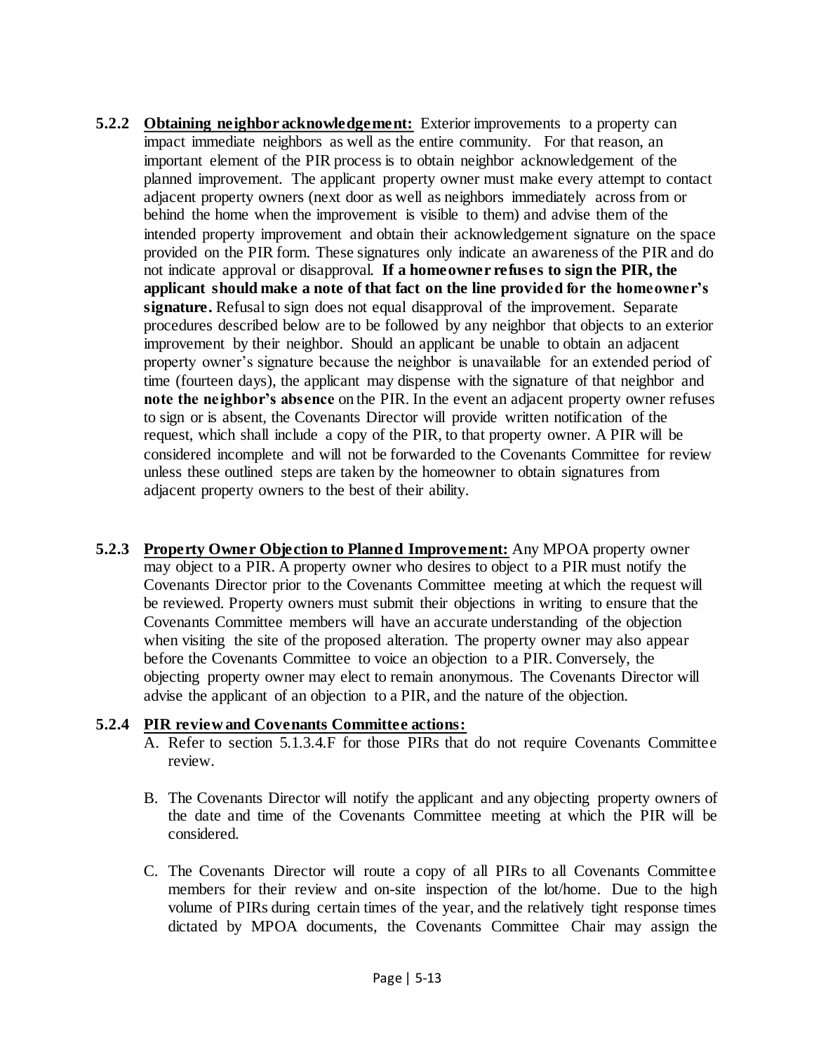**5.2.2 Obtaining neighbor acknowledgement:** Exterior improvements to a property can impact immediate neighbors as well as the entire community. For that reason, an important element of the PIR process is to obtain neighbor acknowledgement of the planned improvement. The applicant property owner must make every attempt to contact adjacent property owners (next door as well as neighbors immediately across from or behind the home when the improvement is visible to them) and advise them of the intended property improvement and obtain their acknowledgement signature on the space provided on the PIR form. These signatures only indicate an awareness of the PIR and do not indicate approval or disapproval. **If a homeowner refuses to sign the PIR, the applicant should make a note of that fact on the line provided for the homeowner's signature.** Refusal to sign does not equal disapproval of the improvement. Separate procedures described below are to be followed by any neighbor that objects to an exterior improvement by their neighbor. Should an applicant be unable to obtain an adjacent property owner's signature because the neighbor is unavailable for an extended period of time (fourteen days), the applicant may dispense with the signature of that neighbor and **note the neighbor's absence** on the PIR. In the event an adjacent property owner refuses to sign or is absent, the Covenants Director will provide written notification of the request, which shall include a copy of the PIR, to that property owner. A PIR will be considered incomplete and will not be forwarded to the Covenants Committee for review unless these outlined steps are taken by the homeowner to obtain signatures from adjacent property owners to the best of their ability.

**5.2.3 Property Owner Objection to Planned Improvement:** Any MPOA property owner may object to a PIR. A property owner who desires to object to a PIR must notify the Covenants Director prior to the Covenants Committee meeting at which the request will be reviewed. Property owners must submit their objections in writing to ensure that the Covenants Committee members will have an accurate understanding of the objection when visiting the site of the proposed alteration. The property owner may also appear before the Covenants Committee to voice an objection to a PIR. Conversely, the objecting property owner may elect to remain anonymous. The Covenants Director will advise the applicant of an objection to a PIR, and the nature of the objection.

**5.2.4 PIR review and Covenants Committee actions:**

A. Refer to section 5.1.3.4.F for those PIRs that do not require Covenants Committee review.

B. The Covenants Director will notify the applicant and any objecting property owners of the date and time of the Covenants Committee meeting at which the PIR will be considered.

C. The Covenants Director will route a copy of all PIRs to all Covenants Committee members for their review and on-site inspection of the lot/home. Due to the high volume of PIRs during certain times of the year, and the relatively tight response times dictated by MPOA documents, the Covenants Committee Chair may assign the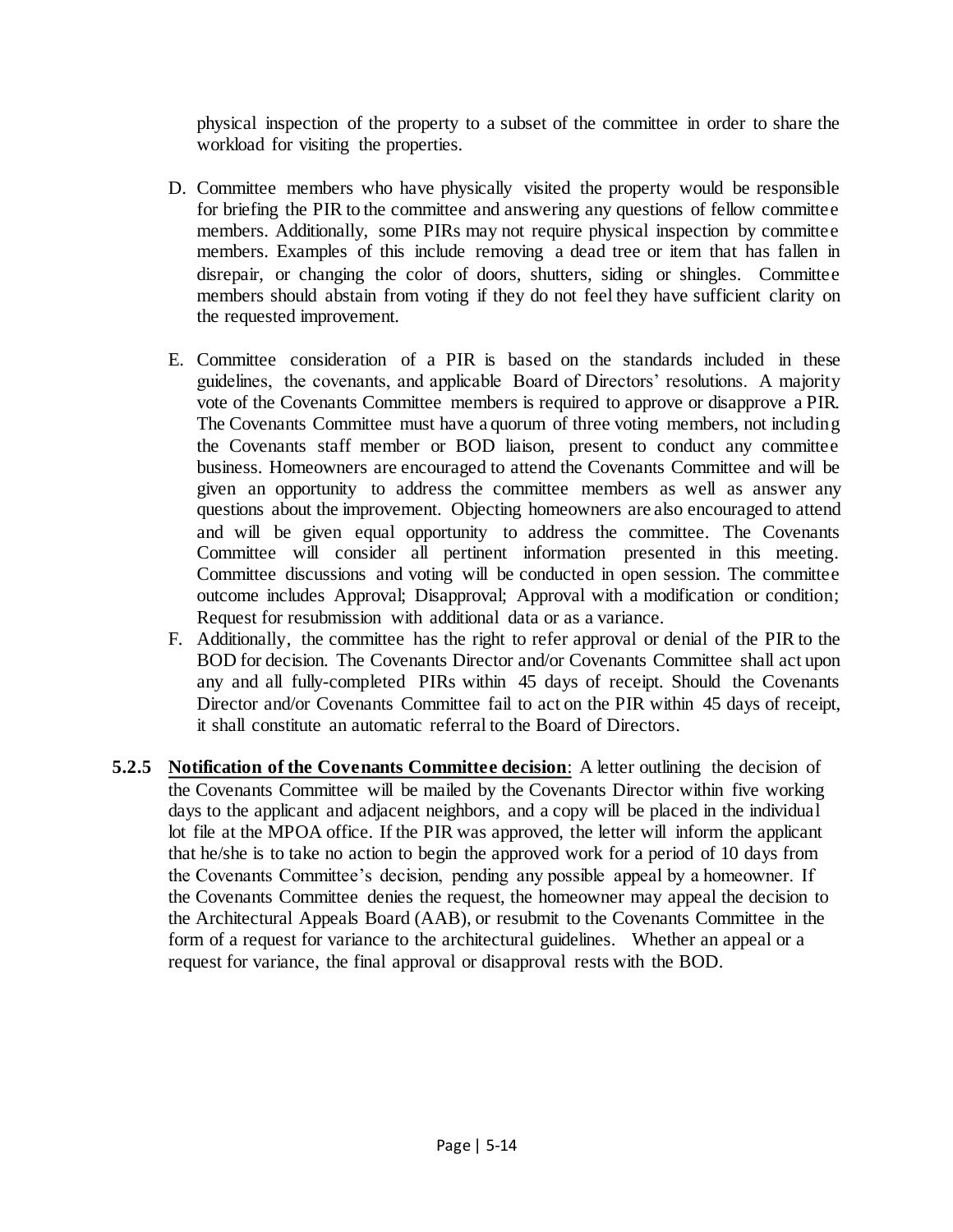physical inspection of the property to a subset of the committee in order to share the workload for visiting the properties.

D. Committee members who have physically visited the property would be responsible for briefing the PIR to the committee and answering any questions of fellow committee members. Additionally, some PIRs may not require physical inspection by committee members. Examples of this include removing a dead tree or item that has fallen in disrepair, or changing the color of doors, shutters, siding or shingles. Committee members should abstain from voting if they do not feel they have sufficient clarity on the requested improvement.

E. Committee consideration of a PIR is based on the standards included in these guidelines, the covenants, and applicable Board of Directors' resolutions. A majority vote of the Covenants Committee members is required to approve or disapprove a PIR. The Covenants Committee must have a quorum of three voting members, not including the Covenants staff member or BOD liaison, present to conduct any committee business. Homeowners are encouraged to attend the Covenants Committee and will be given an opportunity to address the committee members as well as answer any questions about the improvement. Objecting homeowners are also encouraged to attend and will be given equal opportunity to address the committee. The Covenants Committee will consider all pertinent information presented in this meeting. Committee discussions and voting will be conducted in open session. The committee outcome includes Approval; Disapproval; Approval with a modification or condition; Request for resubmission with additional data or as a variance.

F. Additionally, the committee has the right to refer approval or denial of the PIR to the BOD for decision. The Covenants Director and/or Covenants Committee shall act upon any and all fully-completed PIRs within 45 days of receipt. Should the Covenants Director and/or Covenants Committee fail to act on the PIR within 45 days of receipt, it shall constitute an automatic referral to the Board of Directors.

**5.2.5 Notification of the Covenants Committee decision**: A letter outlining the decision of the Covenants Committee will be mailed by the Covenants Director within five working days to the applicant and adjacent neighbors, and a copy will be placed in the individual lot file at the MPOA office. If the PIR was approved, the letter will inform the applicant that he/she is to take no action to begin the approved work for a period of 10 days from the Covenants Committee's decision, pending any possible appeal by a homeowner. If the Covenants Committee denies the request, the homeowner may appeal the decision to the Architectural Appeals Board (AAB), or resubmit to the Covenants Committee in the form of a request for variance to the architectural guidelines. Whether an appeal or a request for variance, the final approval or disapproval rests with the BOD.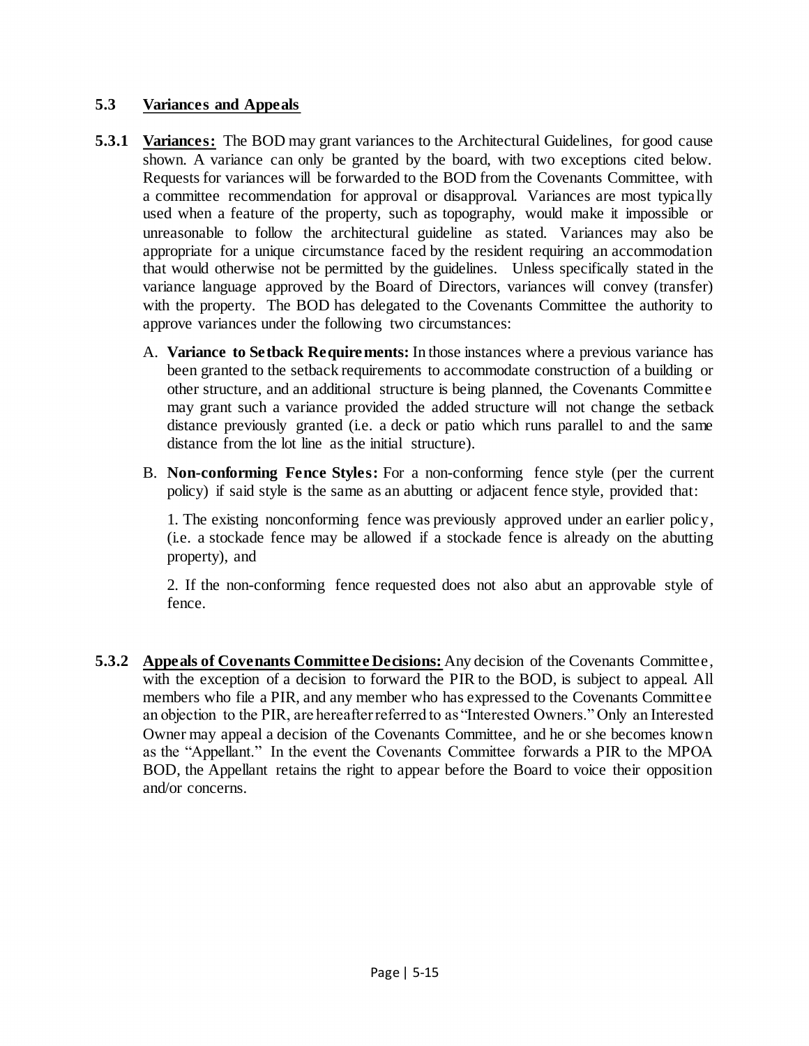### 5.3 Variances and Appeals

**5.3.1 Variances:** The BOD may grant variances to the Architectural Guidelines, for good cause shown. A variance can only be granted by the board, with two exceptions cited below. Requests for variances will be forwarded to the BOD from the Covenants Committee, with a committee recommendation for approval or disapproval. Variances are most typically used when a feature of the property, such as topography, would make it impossible or unreasonable to follow the architectural guideline as stated. Variances may also be appropriate for a unique circumstance faced by the resident requiring an accommodation that would otherwise not be permitted by the guidelines. Unless specifically stated in the variance language approved by the Board of Directors, variances will convey (transfer) with the property. The BOD has delegated to the Covenants Committee the authority to approve variances under the following two circumstances:

A. **Variance to Setback Requirements:** In those instances where a previous variance has been granted to the setback requirements to accommodate construction of a building or other structure, and an additional structure is being planned, the Covenants Committee may grant such a variance provided the added structure will not change the setback distance previously granted (i.e. a deck or patio which runs parallel to and the same distance from the lot line as the initial structure).

B. **Non-conforming Fence Styles:** For a non-conforming fence style (per the current policy) if said style is the same as an abutting or adjacent fence style, provided that:

1. The existing nonconforming fence was previously approved under an earlier policy, (i.e. a stockade fence may be allowed if a stockade fence is already on the abutting property), and

2. If the non-conforming fence requested does not also abut an approvable style of fence.

**5.3.2 Appeals of Covenants Committee Decisions:** Any decision of the Covenants Committee, with the exception of a decision to forward the PIR to the BOD, is subject to appeal. All members who file a PIR, and any member who has expressed to the Covenants Committee an objection to the PIR, are hereafter referred to as "Interested Owners." Only an Interested Owner may appeal a decision of the Covenants Committee, and he or she becomes known as the "Appellant." In the event the Covenants Committee forwards a PIR to the MPOA BOD, the Appellant retains the right to appear before the Board to voice their opposition and/or concerns.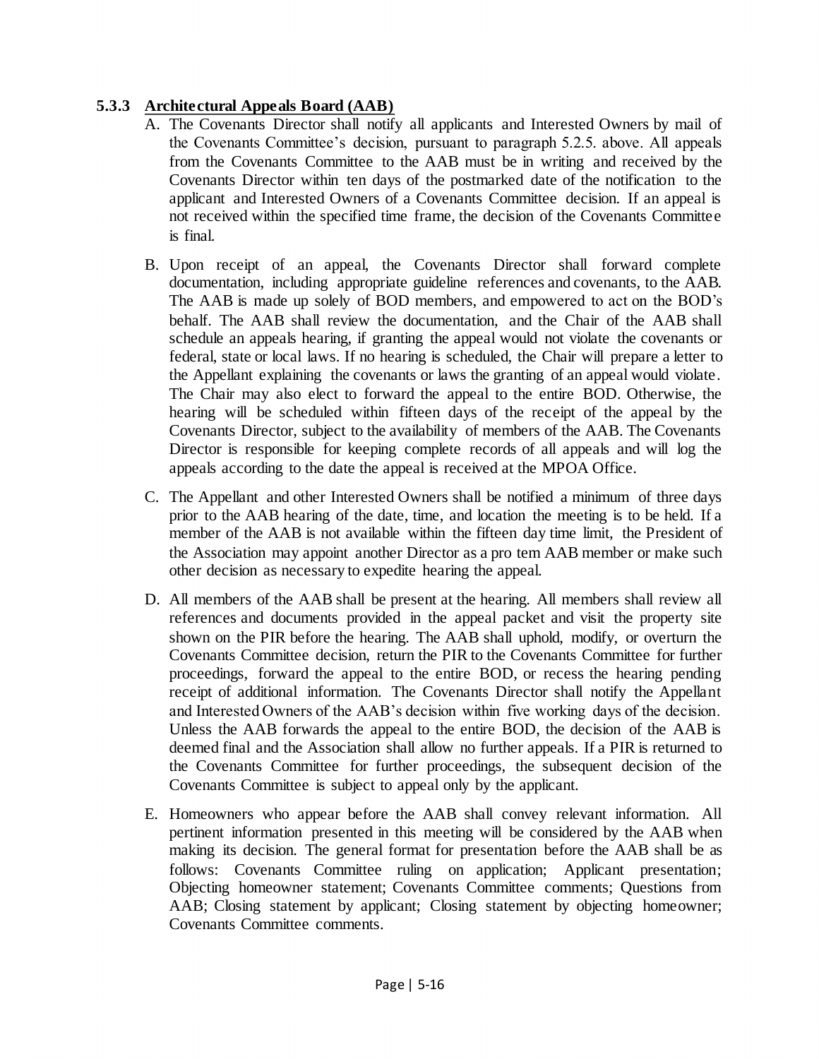### 5.3.3 **Architectural Appeals Board (AAB)**

A. The Covenants Director shall notify all applicants and Interested Owners by mail of the Covenants Committee's decision, pursuant to paragraph 5.2.5. above. All appeals from the Covenants Committee to the AAB must be in writing and received by the Covenants Director within ten days of the postmarked date of the notification to the applicant and Interested Owners of a Covenants Committee decision. If an appeal is not received within the specified time frame, the decision of the Covenants Committee is final.

B. Upon receipt of an appeal, the Covenants Director shall forward complete documentation, including appropriate guideline references and covenants, to the AAB. The AAB is made up solely of BOD members, and empowered to act on the BOD's behalf. The AAB shall review the documentation, and the Chair of the AAB shall schedule an appeals hearing, if granting the appeal would not violate the covenants or federal, state or local laws. If no hearing is scheduled, the Chair will prepare a letter to the Appellant explaining the covenants or laws the granting of an appeal would violate. The Chair may also elect to forward the appeal to the entire BOD. Otherwise, the hearing will be scheduled within fifteen days of the receipt of the appeal by the Covenants Director, subject to the availability of members of the AAB. The Covenants Director is responsible for keeping complete records of all appeals and will log the appeals according to the date the appeal is received at the MPOA Office.

C. The Appellant and other Interested Owners shall be notified a minimum of three days prior to the AAB hearing of the date, time, and location the meeting is to be held. If a member of the AAB is not available within the fifteen day time limit, the President of the Association may appoint another Director as a pro tem AAB member or make such other decision as necessary to expedite hearing the appeal.

D. All members of the AAB shall be present at the hearing. All members shall review all references and documents provided in the appeal packet and visit the property site shown on the PIR before the hearing. The AAB shall uphold, modify, or overturn the Covenants Committee decision, return the PIR to the Covenants Committee for further proceedings, forward the appeal to the entire BOD, or recess the hearing pending receipt of additional information. The Covenants Director shall notify the Appellant and Interested Owners of the AAB's decision within five working days of the decision. Unless the AAB forwards the appeal to the entire BOD, the decision of the AAB is deemed final and the Association shall allow no further appeals. If a PIR is returned to the Covenants Committee for further proceedings, the subsequent decision of the Covenants Committee is subject to appeal only by the applicant.

E. Homeowners who appear before the AAB shall convey relevant information. All pertinent information presented in this meeting will be considered by the AAB when making its decision. The general format for presentation before the AAB shall be as follows: Covenants Committee ruling on application; Applicant presentation; Objecting homeowner statement; Covenants Committee comments; Questions from AAB; Closing statement by applicant; Closing statement by objecting homeowner; Covenants Committee comments.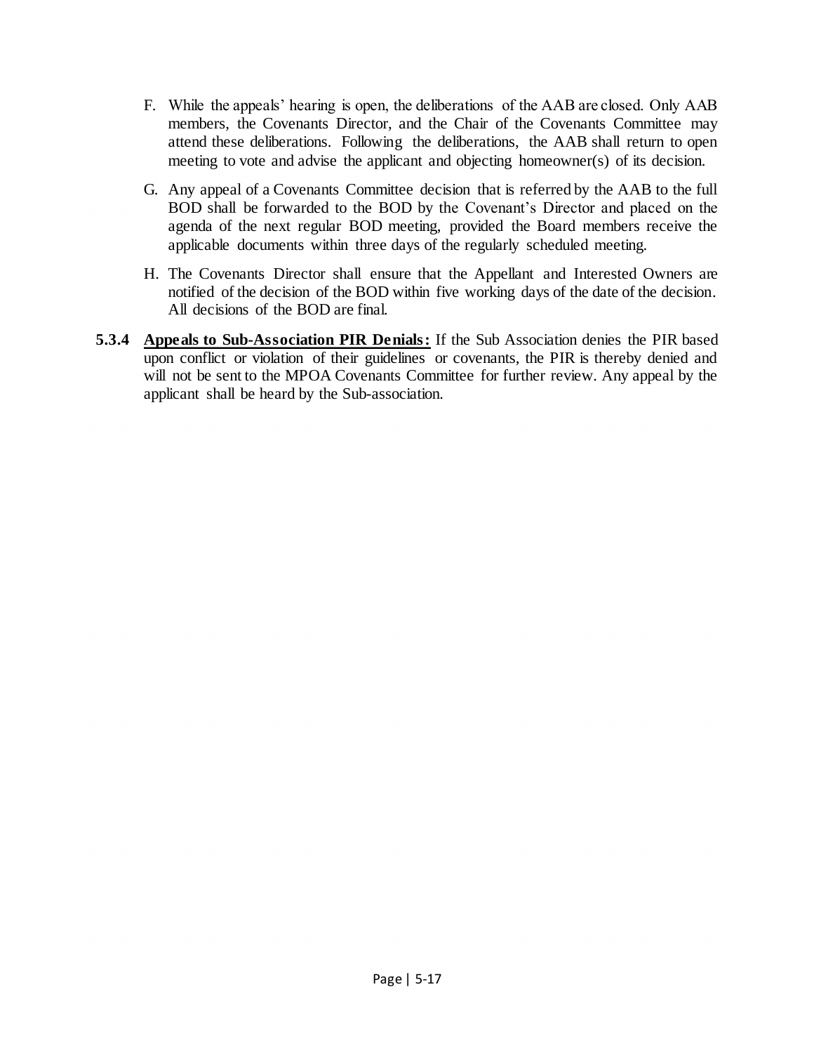F. While the appeals' hearing is open, the deliberations of the AAB are closed. Only AAB members, the Covenants Director, and the Chair of the Covenants Committee may attend these deliberations. Following the deliberations, the AAB shall return to open meeting to vote and advise the applicant and objecting homeowner(s) of its decision.

G. Any appeal of a Covenants Committee decision that is referred by the AAB to the full BOD shall be forwarded to the BOD by the Covenant's Director and placed on the agenda of the next regular BOD meeting, provided the Board members receive the applicable documents within three days of the regularly scheduled meeting.

H. The Covenants Director shall ensure that the Appellant and Interested Owners are notified of the decision of the BOD within five working days of the date of the decision. All decisions of the BOD are final.

**5.3.4 <u>Appeals to Sub-Association PIR Denials:</u>** If the Sub Association denies the PIR based upon conflict or violation of their guidelines or covenants, the PIR is thereby denied and will not be sent to the MPOA Covenants Committee for further review. Any appeal by the applicant shall be heard by the Sub-association.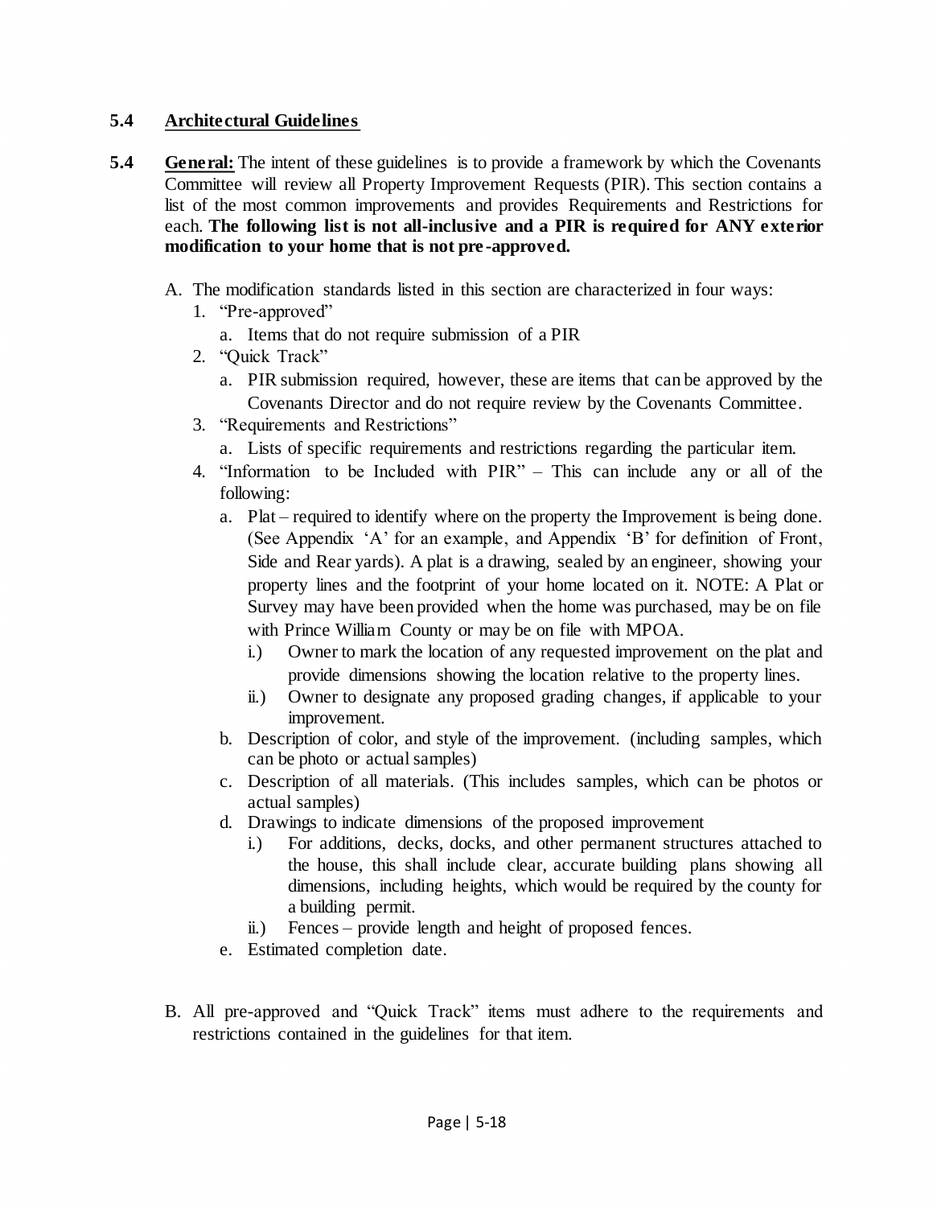## 5.4 Architectural Guidelines

**5.4 General:** The intent of these guidelines is to provide a framework by which the Covenants Committee will review all Property Improvement Requests (PIR). This section contains a list of the most common improvements and provides Requirements and Restrictions for each. **The following list is not all-inclusive and a PIR is required for ANY exterior modification to your home that is not pre-approved.**

A. The modification standards listed in this section are characterized in four ways:
   1. "Pre-approved"
      a. Items that do not require submission of a PIR
   2. "Quick Track"
      a. PIR submission required, however, these are items that can be approved by the Covenants Director and do not require review by the Covenants Committee.
   3. "Requirements and Restrictions"
      a. Lists of specific requirements and restrictions regarding the particular item.
   4. "Information to be Included with PIR" – This can include any or all of the following:
      a. Plat – required to identify where on the property the Improvement is being done. (See Appendix 'A' for an example, and Appendix 'B' for definition of Front, Side and Rear yards). A plat is a drawing, sealed by an engineer, showing your property lines and the footprint of your home located on it. NOTE: A Plat or Survey may have been provided when the home was purchased, may be on file with Prince William County or may be on file with MPOA.
         i.) Owner to mark the location of any requested improvement on the plat and provide dimensions showing the location relative to the property lines.
         ii.) Owner to designate any proposed grading changes, if applicable to your improvement.
      b. Description of color, and style of the improvement. (including samples, which can be photo or actual samples)
      c. Description of all materials. (This includes samples, which can be photos or actual samples)
      d. Drawings to indicate dimensions of the proposed improvement
         i.) For additions, decks, docks, and other permanent structures attached to the house, this shall include clear, accurate building plans showing all dimensions, including heights, which would be required by the county for a building permit.
         ii.) Fences – provide length and height of proposed fences.
      e. Estimated completion date.

B. All pre-approved and "Quick Track" items must adhere to the requirements and restrictions contained in the guidelines for that item.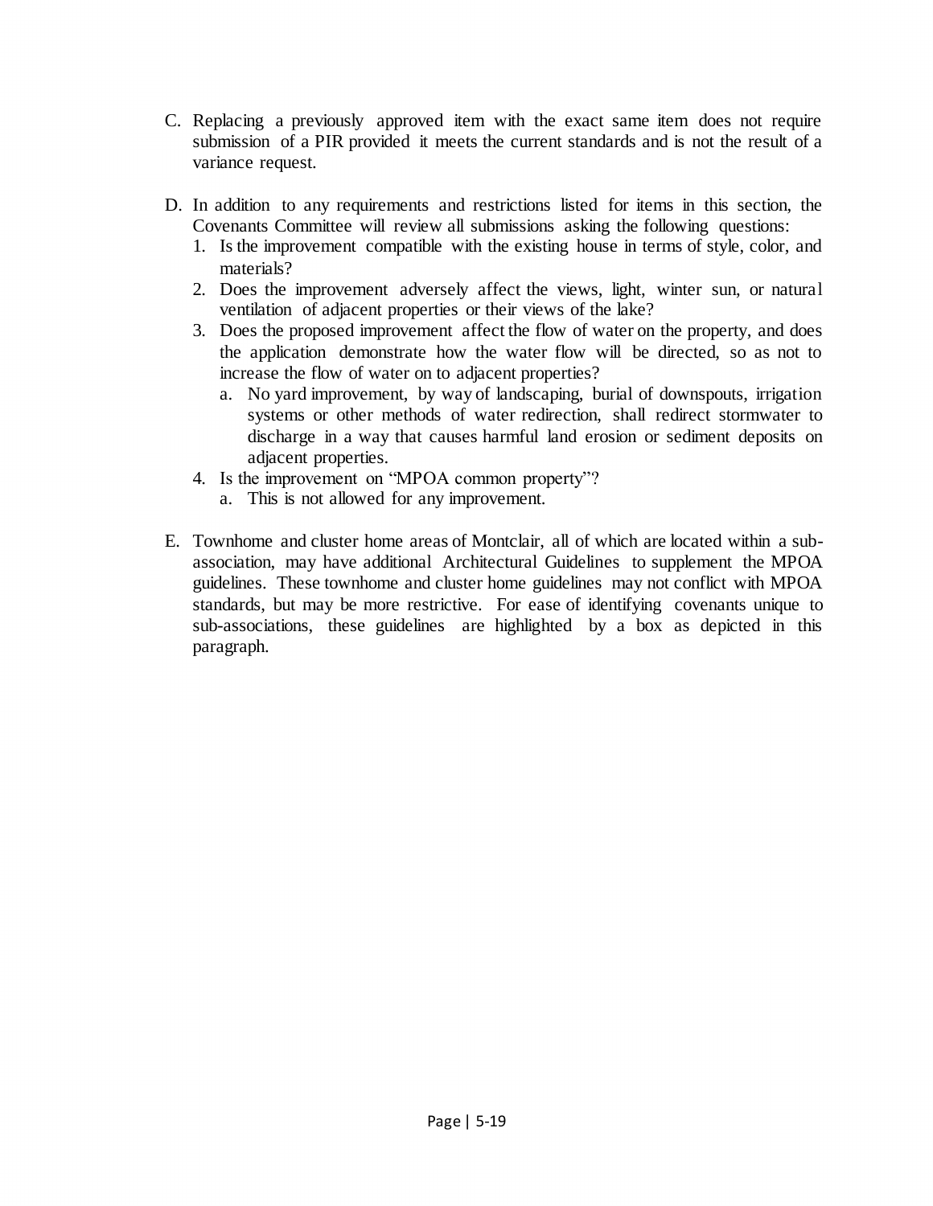C. Replacing a previously approved item with the exact same item does not require submission of a PIR provided it meets the current standards and is not the result of a variance request.

D. In addition to any requirements and restrictions listed for items in this section, the Covenants Committee will review all submissions asking the following questions:
   1. Is the improvement compatible with the existing house in terms of style, color, and materials?
   2. Does the improvement adversely affect the views, light, winter sun, or natural ventilation of adjacent properties or their views of the lake?
   3. Does the proposed improvement affect the flow of water on the property, and does the application demonstrate how the water flow will be directed, so as not to increase the flow of water on to adjacent properties?
      a. No yard improvement, by way of landscaping, burial of downspouts, irrigation systems or other methods of water redirection, shall redirect stormwater to discharge in a way that causes harmful land erosion or sediment deposits on adjacent properties.
   4. Is the improvement on "MPOA common property"?
      a. This is not allowed for any improvement.

E. Townhome and cluster home areas of Montclair, all of which are located within a sub-association, may have additional Architectural Guidelines to supplement the MPOA guidelines. These townhome and cluster home guidelines may not conflict with MPOA standards, but may be more restrictive. For ease of identifying covenants unique to sub-associations, these guidelines are highlighted by a box as depicted in this paragraph.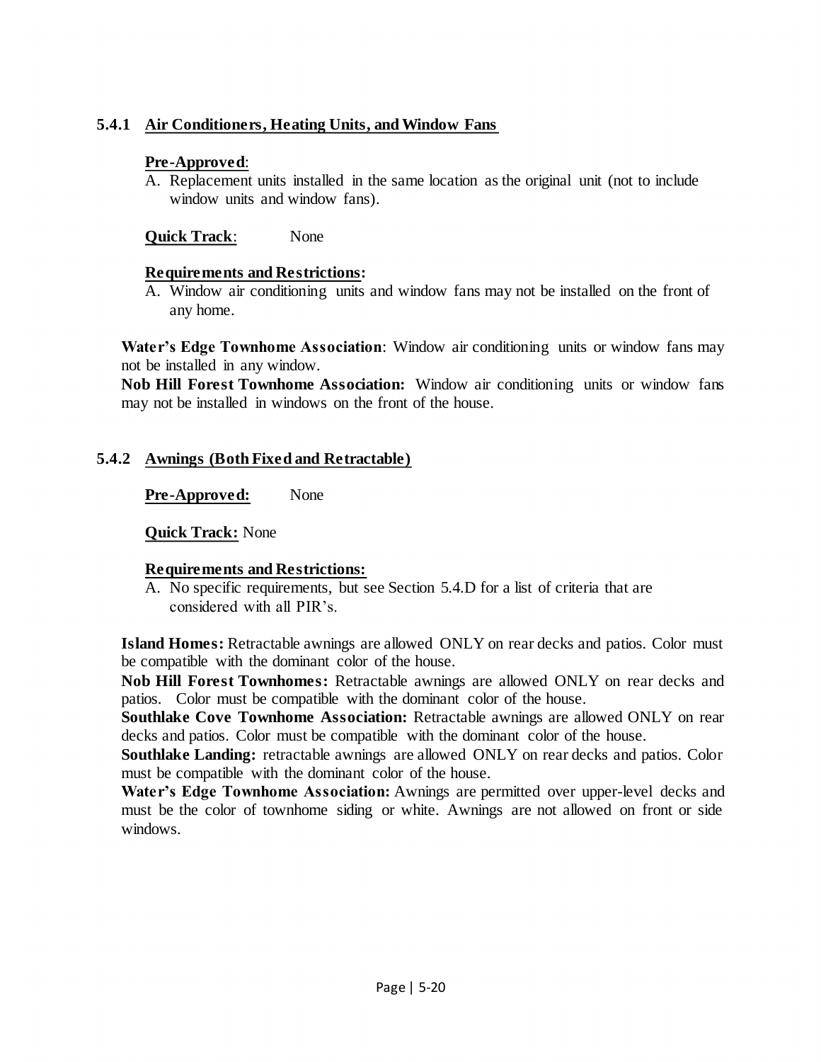### 5.4.1 Air Conditioners, Heating Units, and Window Fans

**Pre-Approved**:

A. Replacement units installed in the same location as the original unit (not to include window units and window fans).

**Quick Track**: None

**Requirements and Restrictions:**

A. Window air conditioning units and window fans may not be installed on the front of any home.

**Water's Edge Townhome Association**: Window air conditioning units or window fans may not be installed in any window.

**Nob Hill Forest Townhome Association:** Window air conditioning units or window fans may not be installed in windows on the front of the house.

### 5.4.2 Awnings (Both Fixed and Retractable)

**Pre-Approved:** None

**Quick Track:** None

**Requirements and Restrictions:**

A. No specific requirements, but see Section 5.4.D for a list of criteria that are considered with all PIR's.

**Island Homes:** Retractable awnings are allowed ONLY on rear decks and patios. Color must be compatible with the dominant color of the house.

**Nob Hill Forest Townhomes:** Retractable awnings are allowed ONLY on rear decks and patios. Color must be compatible with the dominant color of the house.

**Southlake Cove Townhome Association:** Retractable awnings are allowed ONLY on rear decks and patios. Color must be compatible with the dominant color of the house.

**Southlake Landing:** retractable awnings are allowed ONLY on rear decks and patios. Color must be compatible with the dominant color of the house.

**Water's Edge Townhome Association:** Awnings are permitted over upper-level decks and must be the color of townhome siding or white. Awnings are not allowed on front or side windows.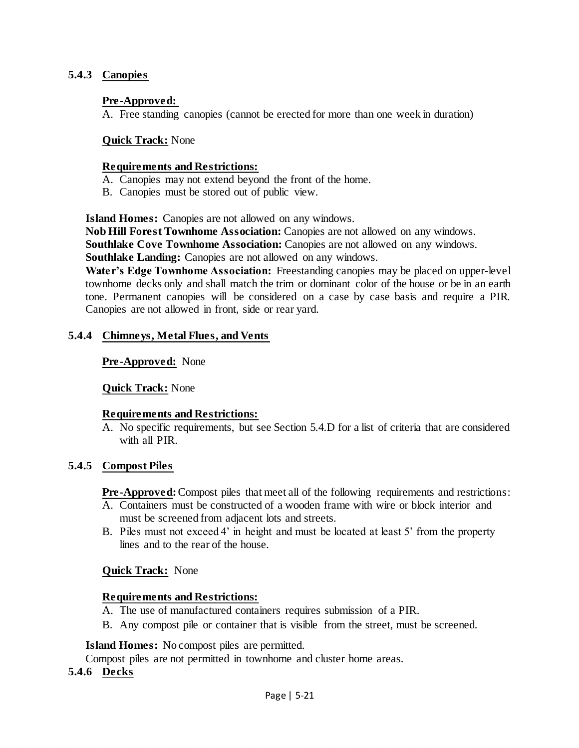### 5.4.3 Canopies

**Pre-Approved:**

A. Free standing canopies (cannot be erected for more than one week in duration)

**Quick Track:** None

**Requirements and Restrictions:**

A. Canopies may not extend beyond the front of the home.
B. Canopies must be stored out of public view.

**Island Homes:** Canopies are not allowed on any windows.
**Nob Hill Forest Townhome Association:** Canopies are not allowed on any windows.
**Southlake Cove Townhome Association:** Canopies are not allowed on any windows.
**Southlake Landing:** Canopies are not allowed on any windows.
**Water's Edge Townhome Association:** Freestanding canopies may be placed on upper-level townhome decks only and shall match the trim or dominant color of the house or be in an earth tone. Permanent canopies will be considered on a case by case basis and require a PIR. Canopies are not allowed in front, side or rear yard.

### 5.4.4 Chimneys, Metal Flues, and Vents

**Pre-Approved:** None

**Quick Track:** None

**Requirements and Restrictions:**

A. No specific requirements, but see Section 5.4.D for a list of criteria that are considered with all PIR.

### 5.4.5 Compost Piles

**Pre-Approved:** Compost piles that meet all of the following requirements and restrictions:

A. Containers must be constructed of a wooden frame with wire or block interior and must be screened from adjacent lots and streets.
B. Piles must not exceed 4' in height and must be located at least 5' from the property lines and to the rear of the house.

**Quick Track:** None

**Requirements and Restrictions:**

A. The use of manufactured containers requires submission of a PIR.
B. Any compost pile or container that is visible from the street, must be screened.

**Island Homes:** No compost piles are permitted.
Compost piles are not permitted in townhome and cluster home areas.

### 5.4.6 Decks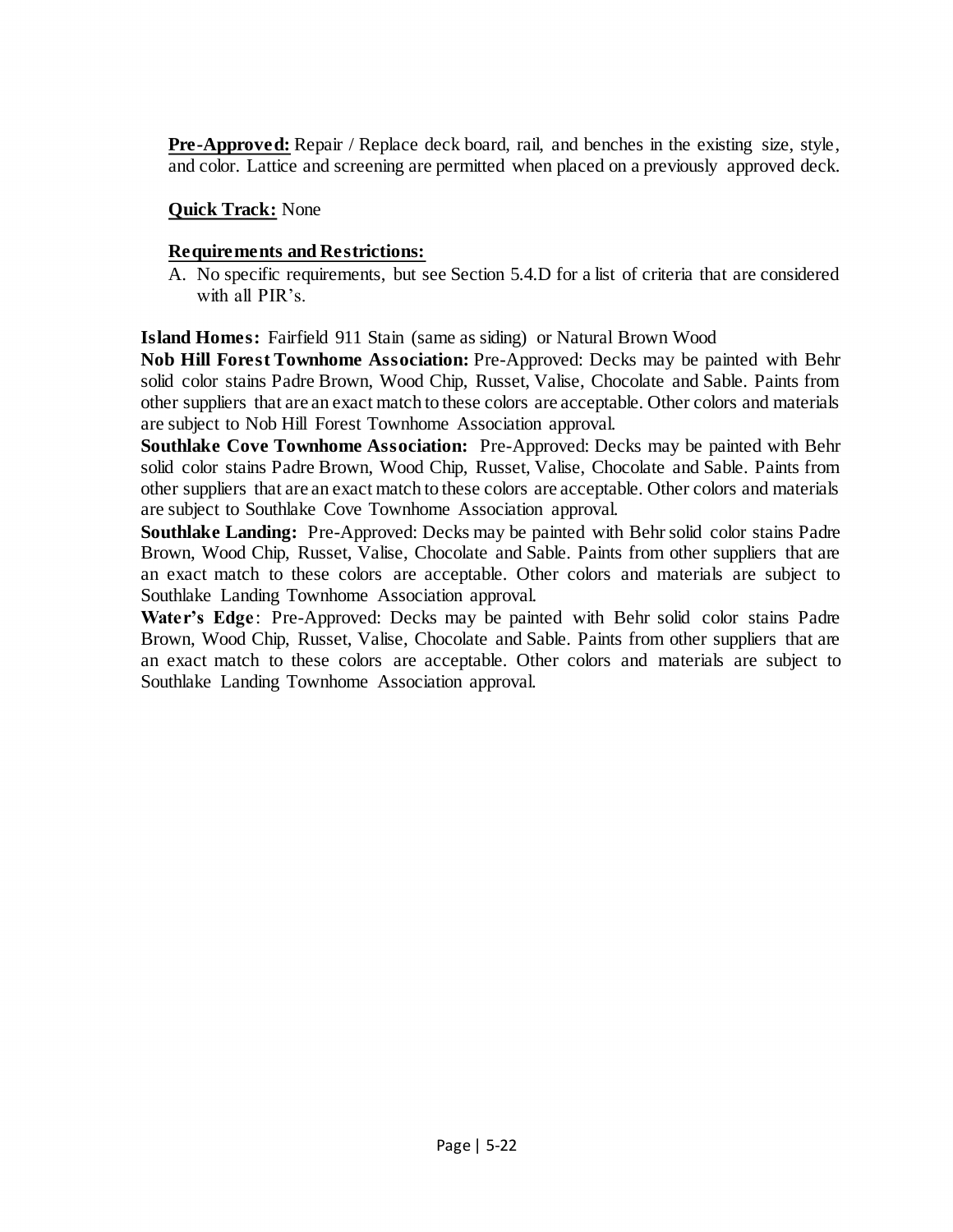**Pre-Approved:** Repair / Replace deck board, rail, and benches in the existing size, style, and color. Lattice and screening are permitted when placed on a previously approved deck.

**Quick Track:** None

**Requirements and Restrictions:**

A. No specific requirements, but see Section 5.4.D for a list of criteria that are considered with all PIR's.

**Island Homes:** Fairfield 911 Stain (same as siding) or Natural Brown Wood

**Nob Hill Forest Townhome Association:** Pre-Approved: Decks may be painted with Behr solid color stains Padre Brown, Wood Chip, Russet, Valise, Chocolate and Sable. Paints from other suppliers that are an exact match to these colors are acceptable. Other colors and materials are subject to Nob Hill Forest Townhome Association approval.

**Southlake Cove Townhome Association:** Pre-Approved: Decks may be painted with Behr solid color stains Padre Brown, Wood Chip, Russet, Valise, Chocolate and Sable. Paints from other suppliers that are an exact match to these colors are acceptable. Other colors and materials are subject to Southlake Cove Townhome Association approval.

**Southlake Landing:** Pre-Approved: Decks may be painted with Behr solid color stains Padre Brown, Wood Chip, Russet, Valise, Chocolate and Sable. Paints from other suppliers that are an exact match to these colors are acceptable. Other colors and materials are subject to Southlake Landing Townhome Association approval.

**Water's Edge**: Pre-Approved: Decks may be painted with Behr solid color stains Padre Brown, Wood Chip, Russet, Valise, Chocolate and Sable. Paints from other suppliers that are an exact match to these colors are acceptable. Other colors and materials are subject to Southlake Landing Townhome Association approval.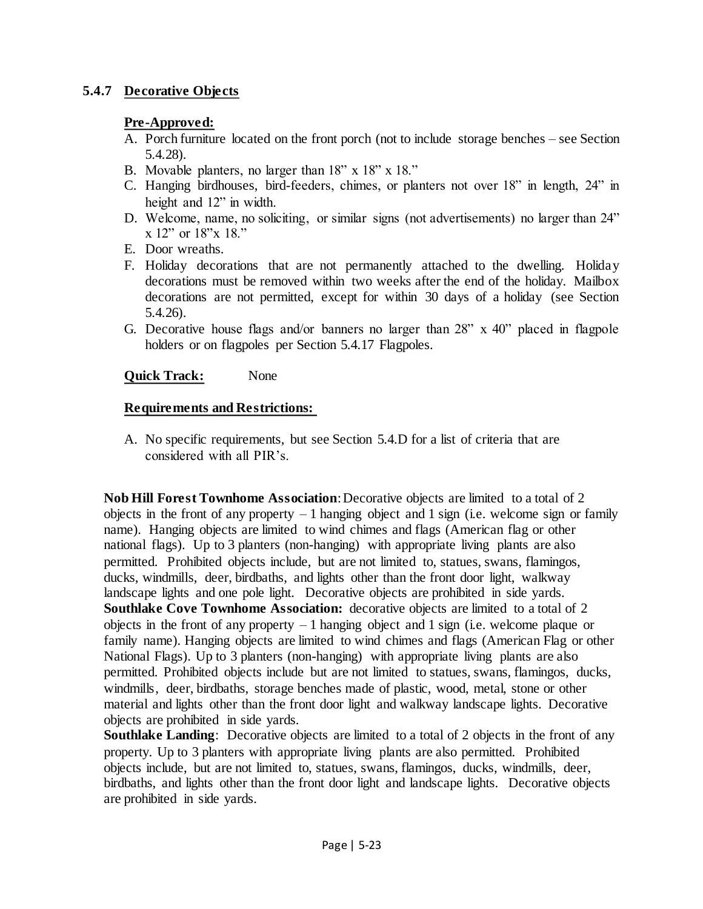### 5.4.7 Decorative Objects

**Pre-Approved:**

A. Porch furniture located on the front porch (not to include storage benches – see Section 5.4.28).
B. Movable planters, no larger than 18" x 18" x 18."
C. Hanging birdhouses, bird-feeders, chimes, or planters not over 18" in length, 24" in height and 12" in width.
D. Welcome, name, no soliciting, or similar signs (not advertisements) no larger than 24" x 12" or 18"x 18."
E. Door wreaths.
F. Holiday decorations that are not permanently attached to the dwelling. Holiday decorations must be removed within two weeks after the end of the holiday. Mailbox decorations are not permitted, except for within 30 days of a holiday (see Section 5.4.26).
G. Decorative house flags and/or banners no larger than 28" x 40" placed in flagpole holders or on flagpoles per Section 5.4.17 Flagpoles.

**Quick Track:** None

**Requirements and Restrictions:**

A. No specific requirements, but see Section 5.4.D for a list of criteria that are considered with all PIR's.

**Nob Hill Forest Townhome Association**: Decorative objects are limited to a total of 2 objects in the front of any property – 1 hanging object and 1 sign (i.e. welcome sign or family name). Hanging objects are limited to wind chimes and flags (American flag or other national flags). Up to 3 planters (non-hanging) with appropriate living plants are also permitted. Prohibited objects include, but are not limited to, statues, swans, flamingos, ducks, windmills, deer, birdbaths, and lights other than the front door light, walkway landscape lights and one pole light. Decorative objects are prohibited in side yards.

**Southlake Cove Townhome Association:** decorative objects are limited to a total of 2 objects in the front of any property – 1 hanging object and 1 sign (i.e. welcome plaque or family name). Hanging objects are limited to wind chimes and flags (American Flag or other National Flags). Up to 3 planters (non-hanging) with appropriate living plants are also permitted. Prohibited objects include but are not limited to statues, swans, flamingos, ducks, windmills, deer, birdbaths, storage benches made of plastic, wood, metal, stone or other material and lights other than the front door light and walkway landscape lights. Decorative objects are prohibited in side yards.

**Southlake Landing**: Decorative objects are limited to a total of 2 objects in the front of any property. Up to 3 planters with appropriate living plants are also permitted. Prohibited objects include, but are not limited to, statues, swans, flamingos, ducks, windmills, deer, birdbaths, and lights other than the front door light and landscape lights. Decorative objects are prohibited in side yards.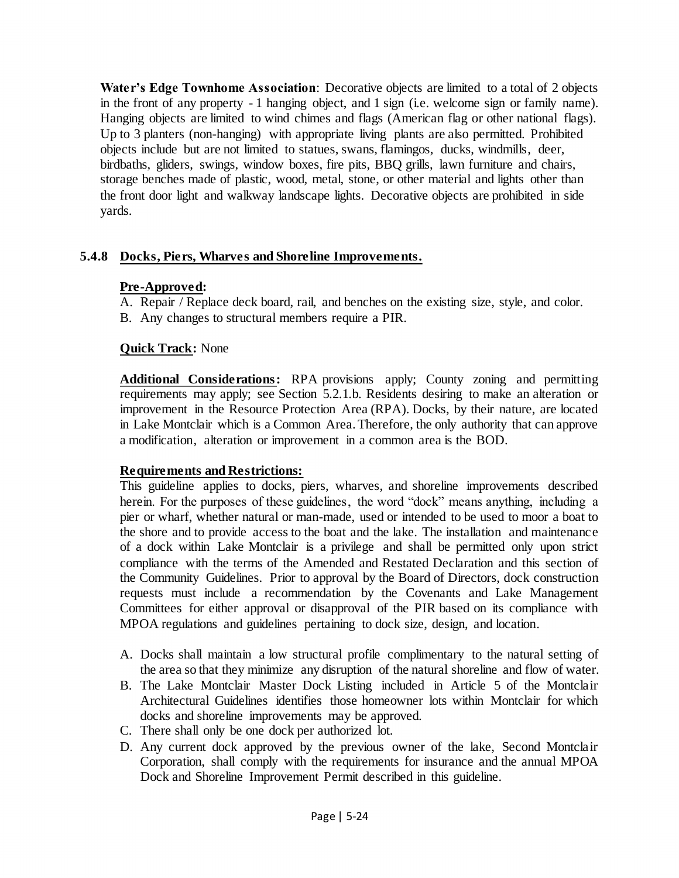**Water's Edge Townhome Association**: Decorative objects are limited to a total of 2 objects in the front of any property - 1 hanging object, and 1 sign (i.e. welcome sign or family name). Hanging objects are limited to wind chimes and flags (American flag or other national flags). Up to 3 planters (non-hanging) with appropriate living plants are also permitted. Prohibited objects include but are not limited to statues, swans, flamingos, ducks, windmills, deer, birdbaths, gliders, swings, window boxes, fire pits, BBQ grills, lawn furniture and chairs, storage benches made of plastic, wood, metal, stone, or other material and lights other than the front door light and walkway landscape lights. Decorative objects are prohibited in side yards.

### 5.4.8 Docks, Piers, Wharves and Shoreline Improvements.

**Pre-Approved:**

A. Repair / Replace deck board, rail, and benches on the existing size, style, and color.
B. Any changes to structural members require a PIR.

**Quick Track:** None

**Additional Considerations:** RPA provisions apply; County zoning and permitting requirements may apply; see Section 5.2.1.b. Residents desiring to make an alteration or improvement in the Resource Protection Area (RPA). Docks, by their nature, are located in Lake Montclair which is a Common Area. Therefore, the only authority that can approve a modification, alteration or improvement in a common area is the BOD.

**Requirements and Restrictions:**
This guideline applies to docks, piers, wharves, and shoreline improvements described herein. For the purposes of these guidelines, the word "dock" means anything, including a pier or wharf, whether natural or man-made, used or intended to be used to moor a boat to the shore and to provide access to the boat and the lake. The installation and maintenance of a dock within Lake Montclair is a privilege and shall be permitted only upon strict compliance with the terms of the Amended and Restated Declaration and this section of the Community Guidelines. Prior to approval by the Board of Directors, dock construction requests must include a recommendation by the Covenants and Lake Management Committees for either approval or disapproval of the PIR based on its compliance with MPOA regulations and guidelines pertaining to dock size, design, and location.

A. Docks shall maintain a low structural profile complimentary to the natural setting of the area so that they minimize any disruption of the natural shoreline and flow of water.
B. The Lake Montclair Master Dock Listing included in Article 5 of the Montclair Architectural Guidelines identifies those homeowner lots within Montclair for which docks and shoreline improvements may be approved.
C. There shall only be one dock per authorized lot.
D. Any current dock approved by the previous owner of the lake, Second Montclair Corporation, shall comply with the requirements for insurance and the annual MPOA Dock and Shoreline Improvement Permit described in this guideline.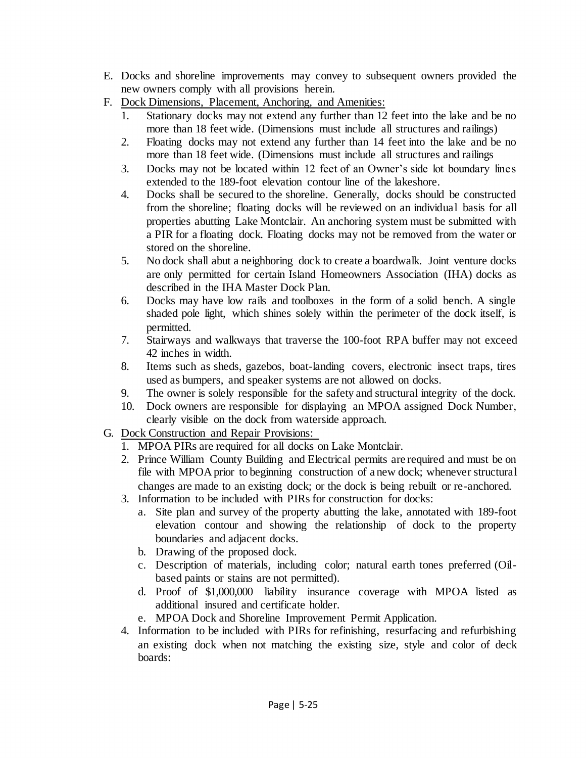E. Docks and shoreline improvements may convey to subsequent owners provided the new owners comply with all provisions herein.

F. <u>Dock Dimensions, Placement, Anchoring, and Amenities:</u>

   1. Stationary docks may not extend any further than 12 feet into the lake and be no more than 18 feet wide. (Dimensions must include all structures and railings)
   2. Floating docks may not extend any further than 14 feet into the lake and be no more than 18 feet wide. (Dimensions must include all structures and railings
   3. Docks may not be located within 12 feet of an Owner's side lot boundary lines extended to the 189-foot elevation contour line of the lakeshore.
   4. Docks shall be secured to the shoreline. Generally, docks should be constructed from the shoreline; floating docks will be reviewed on an individual basis for all properties abutting Lake Montclair. An anchoring system must be submitted with a PIR for a floating dock. Floating docks may not be removed from the water or stored on the shoreline.
   5. No dock shall abut a neighboring dock to create a boardwalk. Joint venture docks are only permitted for certain Island Homeowners Association (IHA) docks as described in the IHA Master Dock Plan.
   6. Docks may have low rails and toolboxes in the form of a solid bench. A single shaded pole light, which shines solely within the perimeter of the dock itself, is permitted.
   7. Stairways and walkways that traverse the 100-foot RPA buffer may not exceed 42 inches in width.
   8. Items such as sheds, gazebos, boat-landing covers, electronic insect traps, tires used as bumpers, and speaker systems are not allowed on docks.
   9. The owner is solely responsible for the safety and structural integrity of the dock.
   10. Dock owners are responsible for displaying an MPOA assigned Dock Number, clearly visible on the dock from waterside approach.

G. <u>Dock Construction and Repair Provisions:</u>

   1. MPOA PIRs are required for all docks on Lake Montclair.
   2. Prince William County Building and Electrical permits are required and must be on file with MPOA prior to beginning construction of a new dock; whenever structural changes are made to an existing dock; or the dock is being rebuilt or re-anchored.
   3. Information to be included with PIRs for construction for docks:
      a. Site plan and survey of the property abutting the lake, annotated with 189-foot elevation contour and showing the relationship of dock to the property boundaries and adjacent docks.
      b. Drawing of the proposed dock.
      c. Description of materials, including color; natural earth tones preferred (Oil-based paints or stains are not permitted).
      d. Proof of $1,000,000 liability insurance coverage with MPOA listed as additional insured and certificate holder.
      e. MPOA Dock and Shoreline Improvement Permit Application.
   4. Information to be included with PIRs for refinishing, resurfacing and refurbishing an existing dock when not matching the existing size, style and color of deck boards: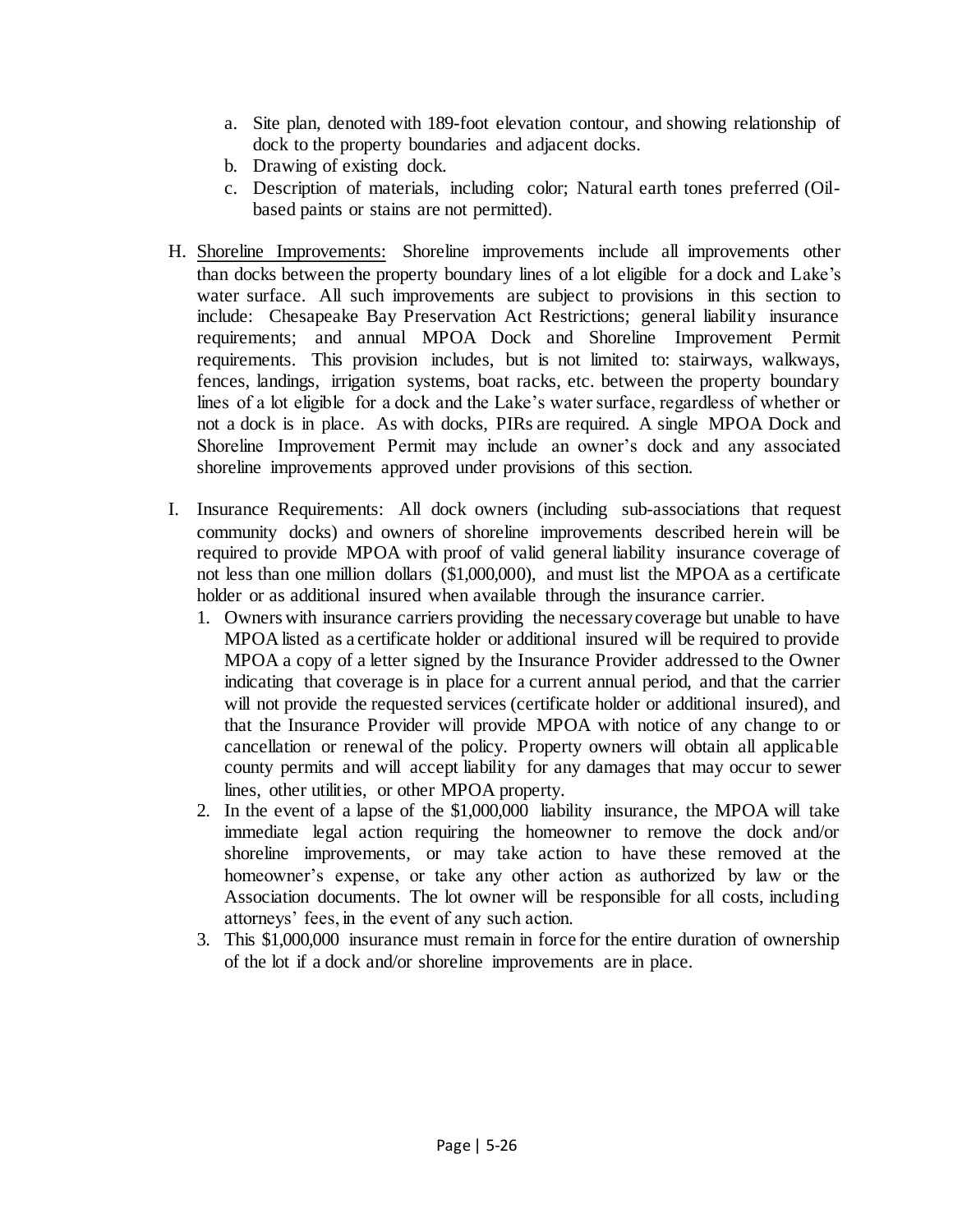a. Site plan, denoted with 189-foot elevation contour, and showing relationship of dock to the property boundaries and adjacent docks.
b. Drawing of existing dock.
c. Description of materials, including color; Natural earth tones preferred (Oil-based paints or stains are not permitted).

H. <u>Shoreline Improvements:</u> Shoreline improvements include all improvements other than docks between the property boundary lines of a lot eligible for a dock and Lake's water surface. All such improvements are subject to provisions in this section to include: Chesapeake Bay Preservation Act Restrictions; general liability insurance requirements; and annual MPOA Dock and Shoreline Improvement Permit requirements. This provision includes, but is not limited to: stairways, walkways, fences, landings, irrigation systems, boat racks, etc. between the property boundary lines of a lot eligible for a dock and the Lake's water surface, regardless of whether or not a dock is in place. As with docks, PIRs are required. A single MPOA Dock and Shoreline Improvement Permit may include an owner's dock and any associated shoreline improvements approved under provisions of this section.

I. Insurance Requirements: All dock owners (including sub-associations that request community docks) and owners of shoreline improvements described herein will be required to provide MPOA with proof of valid general liability insurance coverage of not less than one million dollars ($1,000,000), and must list the MPOA as a certificate holder or as additional insured when available through the insurance carrier.
   1. Owners with insurance carriers providing the necessary coverage but unable to have MPOA listed as a certificate holder or additional insured will be required to provide MPOA a copy of a letter signed by the Insurance Provider addressed to the Owner indicating that coverage is in place for a current annual period, and that the carrier will not provide the requested services (certificate holder or additional insured), and that the Insurance Provider will provide MPOA with notice of any change to or cancellation or renewal of the policy. Property owners will obtain all applicable county permits and will accept liability for any damages that may occur to sewer lines, other utilities, or other MPOA property.
   2. In the event of a lapse of the $1,000,000 liability insurance, the MPOA will take immediate legal action requiring the homeowner to remove the dock and/or shoreline improvements, or may take action to have these removed at the homeowner's expense, or take any other action as authorized by law or the Association documents. The lot owner will be responsible for all costs, including attorneys' fees, in the event of any such action.
   3. This $1,000,000 insurance must remain in force for the entire duration of ownership of the lot if a dock and/or shoreline improvements are in place.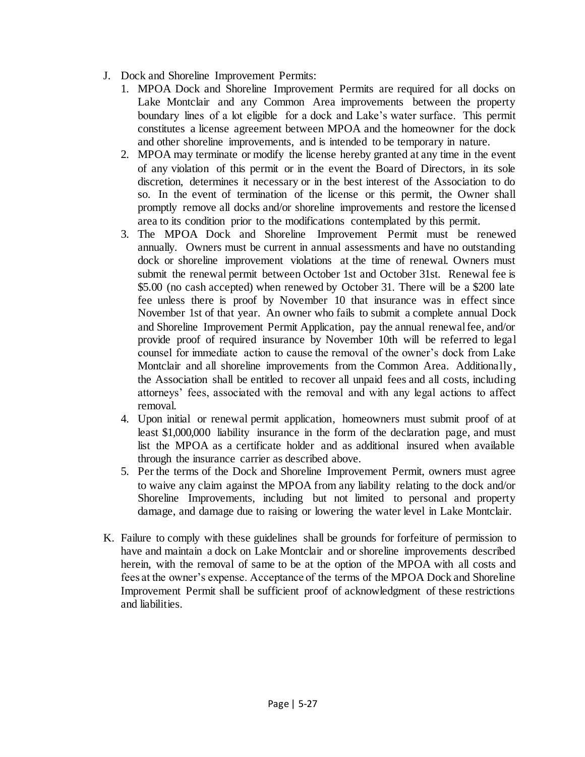J. Dock and Shoreline Improvement Permits:
   1. MPOA Dock and Shoreline Improvement Permits are required for all docks on Lake Montclair and any Common Area improvements between the property boundary lines of a lot eligible for a dock and Lake's water surface. This permit constitutes a license agreement between MPOA and the homeowner for the dock and other shoreline improvements, and is intended to be temporary in nature.
   2. MPOA may terminate or modify the license hereby granted at any time in the event of any violation of this permit or in the event the Board of Directors, in its sole discretion, determines it necessary or in the best interest of the Association to do so. In the event of termination of the license or this permit, the Owner shall promptly remove all docks and/or shoreline improvements and restore the licensed area to its condition prior to the modifications contemplated by this permit.
   3. The MPOA Dock and Shoreline Improvement Permit must be renewed annually. Owners must be current in annual assessments and have no outstanding dock or shoreline improvement violations at the time of renewal. Owners must submit the renewal permit between October 1st and October 31st. Renewal fee is $5.00 (no cash accepted) when renewed by October 31. There will be a $200 late fee unless there is proof by November 10 that insurance was in effect since November 1st of that year. An owner who fails to submit a complete annual Dock and Shoreline Improvement Permit Application, pay the annual renewal fee, and/or provide proof of required insurance by November 10th will be referred to legal counsel for immediate action to cause the removal of the owner's dock from Lake Montclair and all shoreline improvements from the Common Area. Additionally, the Association shall be entitled to recover all unpaid fees and all costs, including attorneys' fees, associated with the removal and with any legal actions to affect removal.
   4. Upon initial or renewal permit application, homeowners must submit proof of at least $1,000,000 liability insurance in the form of the declaration page, and must list the MPOA as a certificate holder and as additional insured when available through the insurance carrier as described above.
   5. Per the terms of the Dock and Shoreline Improvement Permit, owners must agree to waive any claim against the MPOA from any liability relating to the dock and/or Shoreline Improvements, including but not limited to personal and property damage, and damage due to raising or lowering the water level in Lake Montclair.

K. Failure to comply with these guidelines shall be grounds for forfeiture of permission to have and maintain a dock on Lake Montclair and or shoreline improvements described herein, with the removal of same to be at the option of the MPOA with all costs and fees at the owner's expense. Acceptance of the terms of the MPOA Dock and Shoreline Improvement Permit shall be sufficient proof of acknowledgment of these restrictions and liabilities.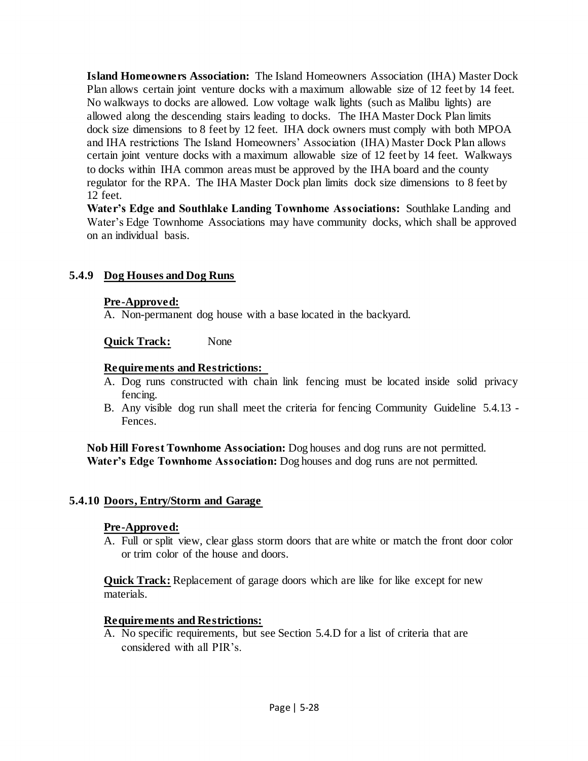**Island Homeowners Association:** The Island Homeowners Association (IHA) Master Dock Plan allows certain joint venture docks with a maximum allowable size of 12 feet by 14 feet. No walkways to docks are allowed. Low voltage walk lights (such as Malibu lights) are allowed along the descending stairs leading to docks. The IHA Master Dock Plan limits dock size dimensions to 8 feet by 12 feet. IHA dock owners must comply with both MPOA and IHA restrictions The Island Homeowners' Association (IHA) Master Dock Plan allows certain joint venture docks with a maximum allowable size of 12 feet by 14 feet. Walkways to docks within IHA common areas must be approved by the IHA board and the county regulator for the RPA. The IHA Master Dock plan limits dock size dimensions to 8 feet by 12 feet.

**Water's Edge and Southlake Landing Townhome Associations:** Southlake Landing and Water's Edge Townhome Associations may have community docks, which shall be approved on an individual basis.

### 5.4.9 Dog Houses and Dog Runs

**Pre-Approved:**

A. Non-permanent dog house with a base located in the backyard.

**Quick Track:** None

**Requirements and Restrictions:**

A. Dog runs constructed with chain link fencing must be located inside solid privacy fencing.
B. Any visible dog run shall meet the criteria for fencing Community Guideline 5.4.13 - Fences.

**Nob Hill Forest Townhome Association:** Dog houses and dog runs are not permitted.
**Water's Edge Townhome Association:** Dog houses and dog runs are not permitted.

### 5.4.10 Doors, Entry/Storm and Garage

**Pre-Approved:**

A. Full or split view, clear glass storm doors that are white or match the front door color or trim color of the house and doors.

**Quick Track:** Replacement of garage doors which are like for like except for new materials.

**Requirements and Restrictions:**

A. No specific requirements, but see Section 5.4.D for a list of criteria that are considered with all PIR's.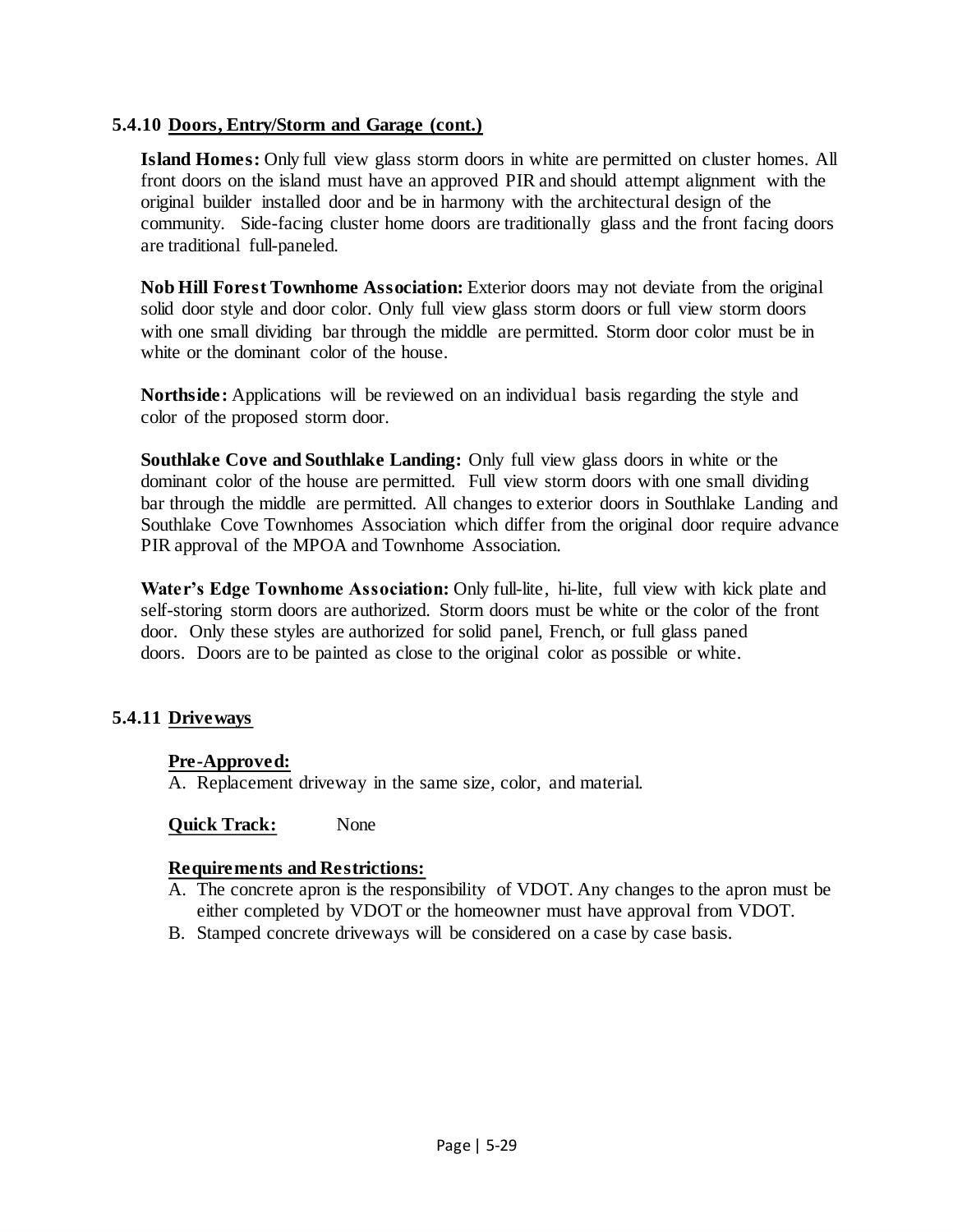### 5.4.10 Doors, Entry/Storm and Garage (cont.)

**Island Homes:** Only full view glass storm doors in white are permitted on cluster homes. All front doors on the island must have an approved PIR and should attempt alignment with the original builder installed door and be in harmony with the architectural design of the community. Side-facing cluster home doors are traditionally glass and the front facing doors are traditional full-paneled.

**Nob Hill Forest Townhome Association:** Exterior doors may not deviate from the original solid door style and door color. Only full view glass storm doors or full view storm doors with one small dividing bar through the middle are permitted. Storm door color must be in white or the dominant color of the house.

**Northside:** Applications will be reviewed on an individual basis regarding the style and color of the proposed storm door.

**Southlake Cove and Southlake Landing:** Only full view glass doors in white or the dominant color of the house are permitted. Full view storm doors with one small dividing bar through the middle are permitted. All changes to exterior doors in Southlake Landing and Southlake Cove Townhomes Association which differ from the original door require advance PIR approval of the MPOA and Townhome Association.

**Water's Edge Townhome Association:** Only full-lite, hi-lite, full view with kick plate and self-storing storm doors are authorized. Storm doors must be white or the color of the front door. Only these styles are authorized for solid panel, French, or full glass paned doors. Doors are to be painted as close to the original color as possible or white.

### 5.4.11 Driveways

**Pre-Approved:**

A. Replacement driveway in the same size, color, and material.

**Quick Track:** None

**Requirements and Restrictions:**

A. The concrete apron is the responsibility of VDOT. Any changes to the apron must be either completed by VDOT or the homeowner must have approval from VDOT.
B. Stamped concrete driveways will be considered on a case by case basis.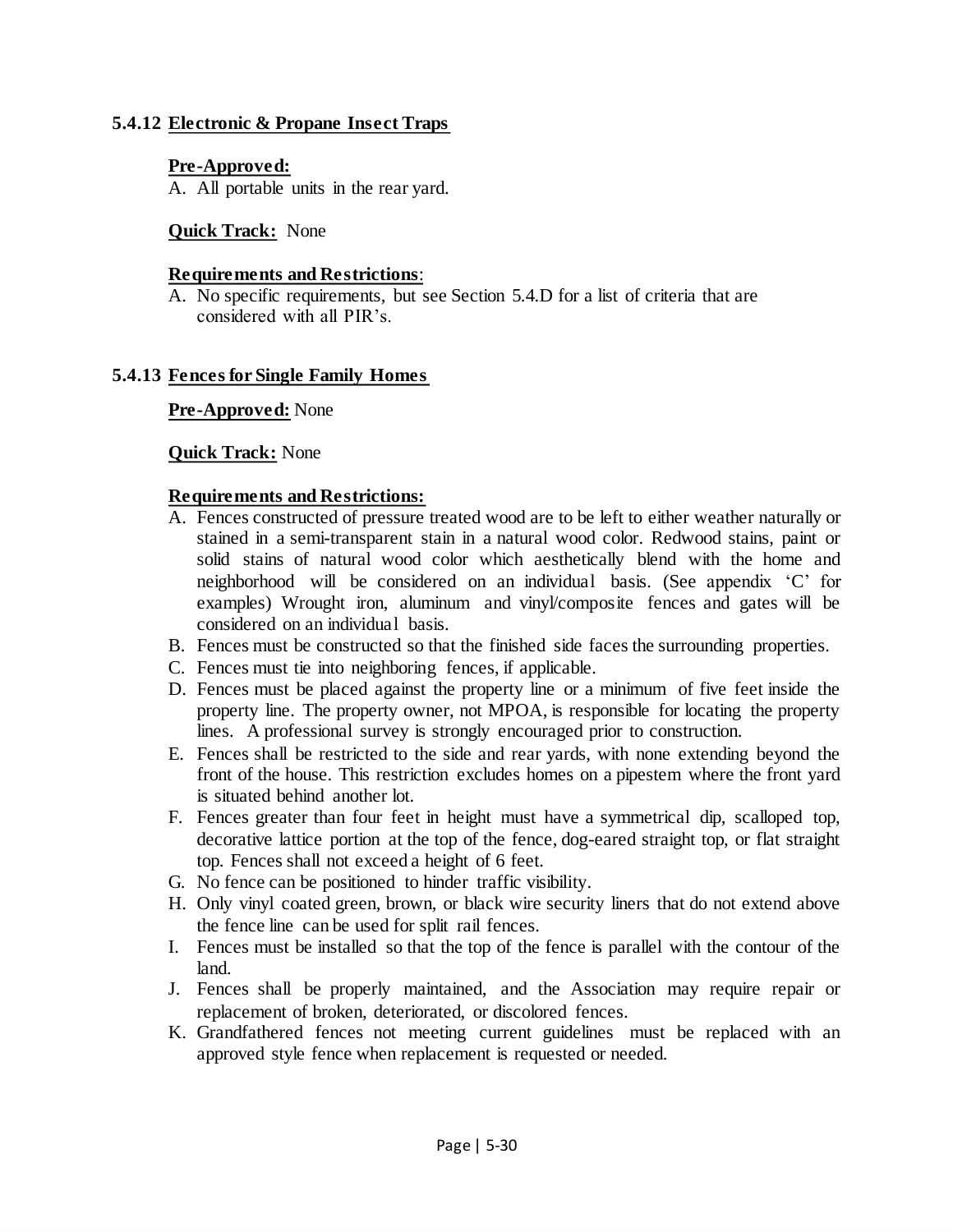### 5.4.12 Electronic & Propane Insect Traps

**Pre-Approved:**

A. All portable units in the rear yard.

**Quick Track:** None

**Requirements and Restrictions**:

A. No specific requirements, but see Section 5.4.D for a list of criteria that are considered with all PIR's.

### 5.4.13 Fences for Single Family Homes

**Pre-Approved:** None

**Quick Track:** None

**Requirements and Restrictions:**

A. Fences constructed of pressure treated wood are to be left to either weather naturally or stained in a semi-transparent stain in a natural wood color. Redwood stains, paint or solid stains of natural wood color which aesthetically blend with the home and neighborhood will be considered on an individual basis. (See appendix 'C' for examples) Wrought iron, aluminum and vinyl/composite fences and gates will be considered on an individual basis.
B. Fences must be constructed so that the finished side faces the surrounding properties.
C. Fences must tie into neighboring fences, if applicable.
D. Fences must be placed against the property line or a minimum of five feet inside the property line. The property owner, not MPOA, is responsible for locating the property lines. A professional survey is strongly encouraged prior to construction.
E. Fences shall be restricted to the side and rear yards, with none extending beyond the front of the house. This restriction excludes homes on a pipestem where the front yard is situated behind another lot.
F. Fences greater than four feet in height must have a symmetrical dip, scalloped top, decorative lattice portion at the top of the fence, dog-eared straight top, or flat straight top. Fences shall not exceed a height of 6 feet.
G. No fence can be positioned to hinder traffic visibility.
H. Only vinyl coated green, brown, or black wire security liners that do not extend above the fence line can be used for split rail fences.
I. Fences must be installed so that the top of the fence is parallel with the contour of the land.
J. Fences shall be properly maintained, and the Association may require repair or replacement of broken, deteriorated, or discolored fences.
K. Grandfathered fences not meeting current guidelines must be replaced with an approved style fence when replacement is requested or needed.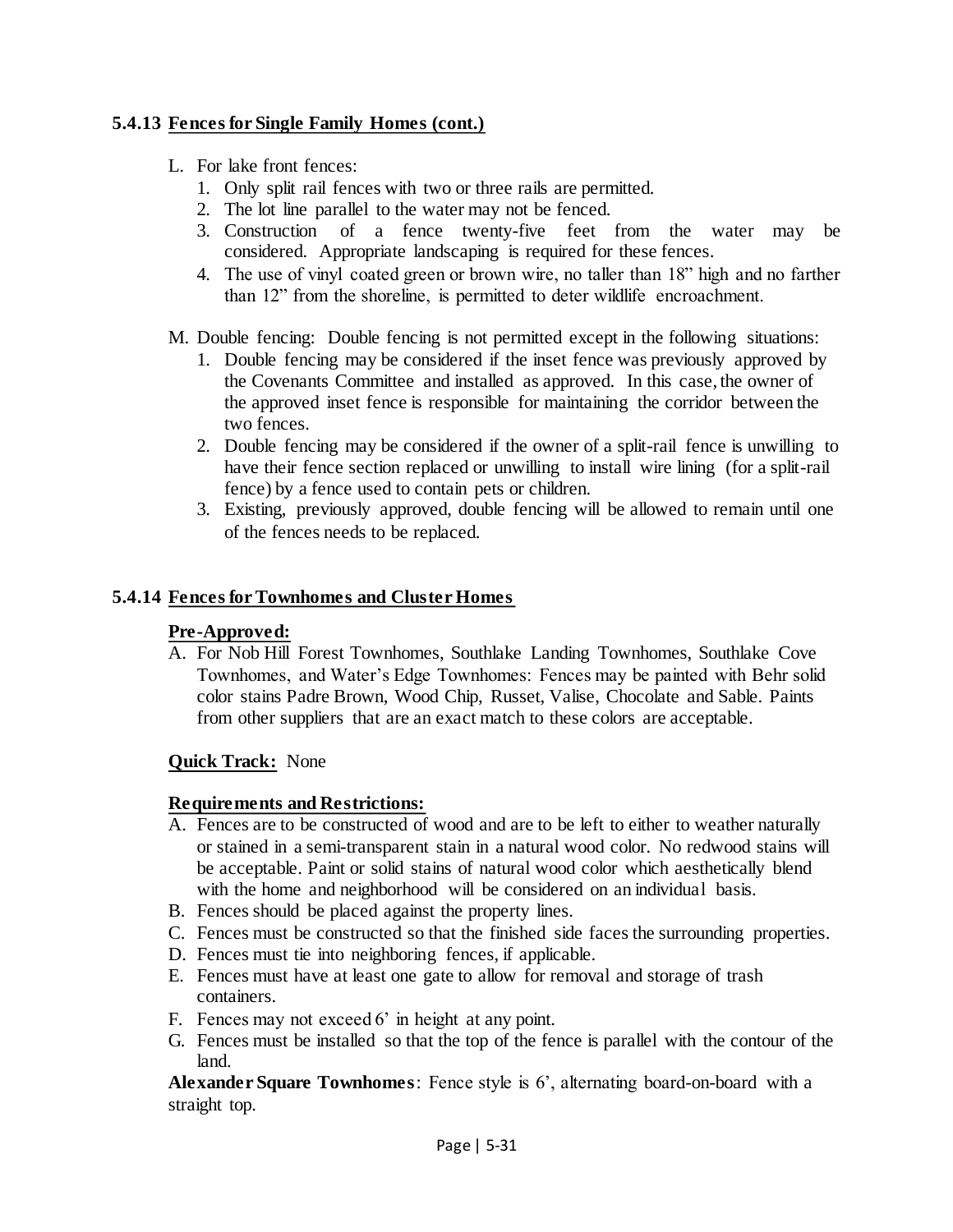### 5.4.13 Fences for Single Family Homes (cont.)

L. For lake front fences:
   1. Only split rail fences with two or three rails are permitted.
   2. The lot line parallel to the water may not be fenced.
   3. Construction of a fence twenty-five feet from the water may be considered. Appropriate landscaping is required for these fences.
   4. The use of vinyl coated green or brown wire, no taller than 18" high and no farther than 12" from the shoreline, is permitted to deter wildlife encroachment.

M. Double fencing: Double fencing is not permitted except in the following situations:
   1. Double fencing may be considered if the inset fence was previously approved by the Covenants Committee and installed as approved. In this case, the owner of the approved inset fence is responsible for maintaining the corridor between the two fences.
   2. Double fencing may be considered if the owner of a split-rail fence is unwilling to have their fence section replaced or unwilling to install wire lining (for a split-rail fence) by a fence used to contain pets or children.
   3. Existing, previously approved, double fencing will be allowed to remain until one of the fences needs to be replaced.

### 5.4.14 Fences for Townhomes and Cluster Homes

**Pre-Approved:**

A. For Nob Hill Forest Townhomes, Southlake Landing Townhomes, Southlake Cove Townhomes, and Water's Edge Townhomes: Fences may be painted with Behr solid color stains Padre Brown, Wood Chip, Russet, Valise, Chocolate and Sable. Paints from other suppliers that are an exact match to these colors are acceptable.

**Quick Track:** None

**Requirements and Restrictions:**

A. Fences are to be constructed of wood and are to be left to either to weather naturally or stained in a semi-transparent stain in a natural wood color. No redwood stains will be acceptable. Paint or solid stains of natural wood color which aesthetically blend with the home and neighborhood will be considered on an individual basis.
B. Fences should be placed against the property lines.
C. Fences must be constructed so that the finished side faces the surrounding properties.
D. Fences must tie into neighboring fences, if applicable.
E. Fences must have at least one gate to allow for removal and storage of trash containers.
F. Fences may not exceed 6' in height at any point.
G. Fences must be installed so that the top of the fence is parallel with the contour of the land.

**Alexander Square Townhomes**: Fence style is 6', alternating board-on-board with a straight top.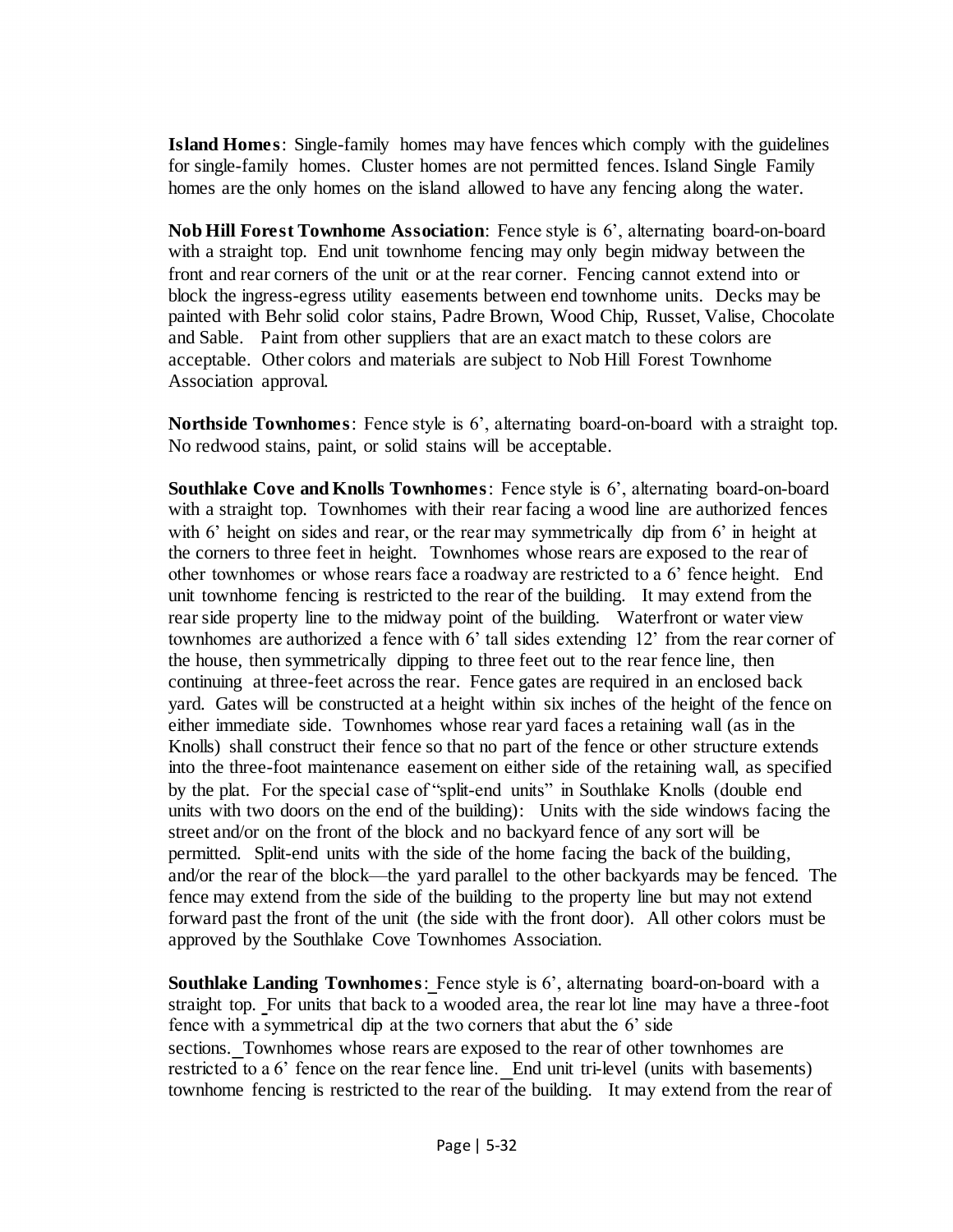**Island Homes**: Single-family homes may have fences which comply with the guidelines for single-family homes. Cluster homes are not permitted fences. Island Single Family homes are the only homes on the island allowed to have any fencing along the water.

**Nob Hill Forest Townhome Association**: Fence style is 6', alternating board-on-board with a straight top. End unit townhome fencing may only begin midway between the front and rear corners of the unit or at the rear corner. Fencing cannot extend into or block the ingress-egress utility easements between end townhome units. Decks may be painted with Behr solid color stains, Padre Brown, Wood Chip, Russet, Valise, Chocolate and Sable. Paint from other suppliers that are an exact match to these colors are acceptable. Other colors and materials are subject to Nob Hill Forest Townhome Association approval.

**Northside Townhomes**: Fence style is 6', alternating board-on-board with a straight top. No redwood stains, paint, or solid stains will be acceptable.

**Southlake Cove and Knolls Townhomes**: Fence style is 6', alternating board-on-board with a straight top. Townhomes with their rear facing a wood line are authorized fences with 6' height on sides and rear, or the rear may symmetrically dip from 6' in height at the corners to three feet in height. Townhomes whose rears are exposed to the rear of other townhomes or whose rears face a roadway are restricted to a 6' fence height. End unit townhome fencing is restricted to the rear of the building. It may extend from the rear side property line to the midway point of the building. Waterfront or water view townhomes are authorized a fence with 6' tall sides extending 12' from the rear corner of the house, then symmetrically dipping to three feet out to the rear fence line, then continuing at three-feet across the rear. Fence gates are required in an enclosed back yard. Gates will be constructed at a height within six inches of the height of the fence on either immediate side. Townhomes whose rear yard faces a retaining wall (as in the Knolls) shall construct their fence so that no part of the fence or other structure extends into the three-foot maintenance easement on either side of the retaining wall, as specified by the plat. For the special case of "split-end units" in Southlake Knolls (double end units with two doors on the end of the building): Units with the side windows facing the street and/or on the front of the block and no backyard fence of any sort will be permitted. Split-end units with the side of the home facing the back of the building, and/or the rear of the block—the yard parallel to the other backyards may be fenced. The fence may extend from the side of the building to the property line but may not extend forward past the front of the unit (the side with the front door). All other colors must be approved by the Southlake Cove Townhomes Association.

**Southlake Landing Townhomes**: Fence style is 6', alternating board-on-board with a straight top. For units that back to a wooded area, the rear lot line may have a three-foot fence with a symmetrical dip at the two corners that abut the 6' side sections. Townhomes whose rears are exposed to the rear of other townhomes are restricted to a 6' fence on the rear fence line. End unit tri-level (units with basements) townhome fencing is restricted to the rear of the building. It may extend from the rear of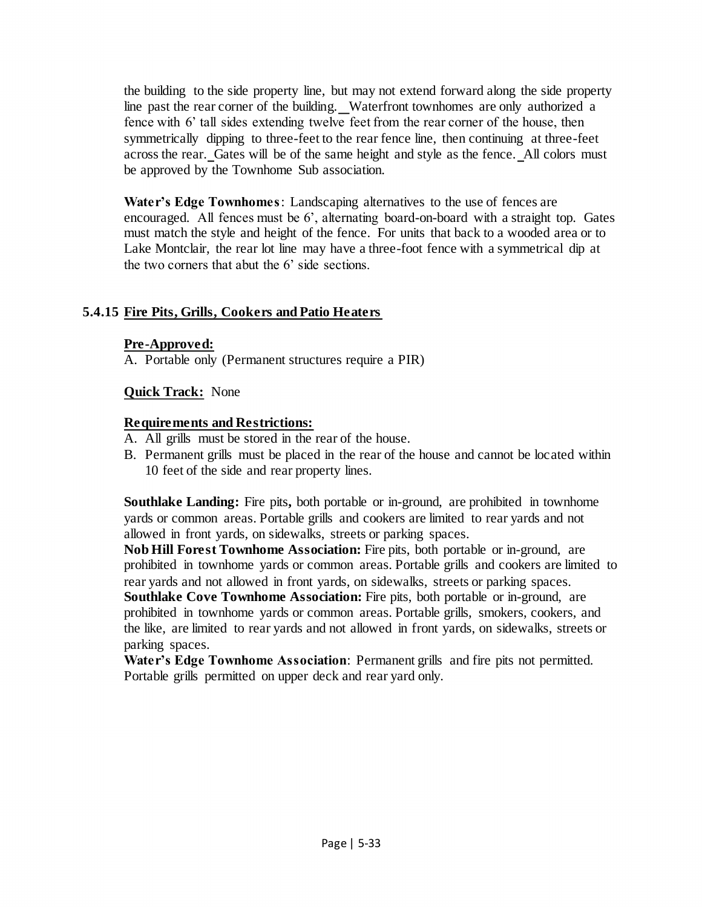the building to the side property line, but may not extend forward along the side property line past the rear corner of the building. Waterfront townhomes are only authorized a fence with 6' tall sides extending twelve feet from the rear corner of the house, then symmetrically dipping to three-feet to the rear fence line, then continuing at three-feet across the rear. Gates will be of the same height and style as the fence. All colors must be approved by the Townhome Sub association.

**Water's Edge Townhomes**: Landscaping alternatives to the use of fences are encouraged. All fences must be 6', alternating board-on-board with a straight top. Gates must match the style and height of the fence. For units that back to a wooded area or to Lake Montclair, the rear lot line may have a three-foot fence with a symmetrical dip at the two corners that abut the 6' side sections.

### 5.4.15 Fire Pits, Grills, Cookers and Patio Heaters

**Pre-Approved:**

A. Portable only (Permanent structures require a PIR)

**Quick Track:** None

**Requirements and Restrictions:**

A. All grills must be stored in the rear of the house.
B. Permanent grills must be placed in the rear of the house and cannot be located within 10 feet of the side and rear property lines.

**Southlake Landing:** Fire pits**,** both portable or in-ground, are prohibited in townhome yards or common areas. Portable grills and cookers are limited to rear yards and not allowed in front yards, on sidewalks, streets or parking spaces.
**Nob Hill Forest Townhome Association:** Fire pits, both portable or in-ground, are prohibited in townhome yards or common areas. Portable grills and cookers are limited to rear yards and not allowed in front yards, on sidewalks, streets or parking spaces.
**Southlake Cove Townhome Association:** Fire pits, both portable or in-ground, are prohibited in townhome yards or common areas. Portable grills, smokers, cookers, and the like, are limited to rear yards and not allowed in front yards, on sidewalks, streets or parking spaces.
**Water's Edge Townhome Association**: Permanent grills and fire pits not permitted. Portable grills permitted on upper deck and rear yard only.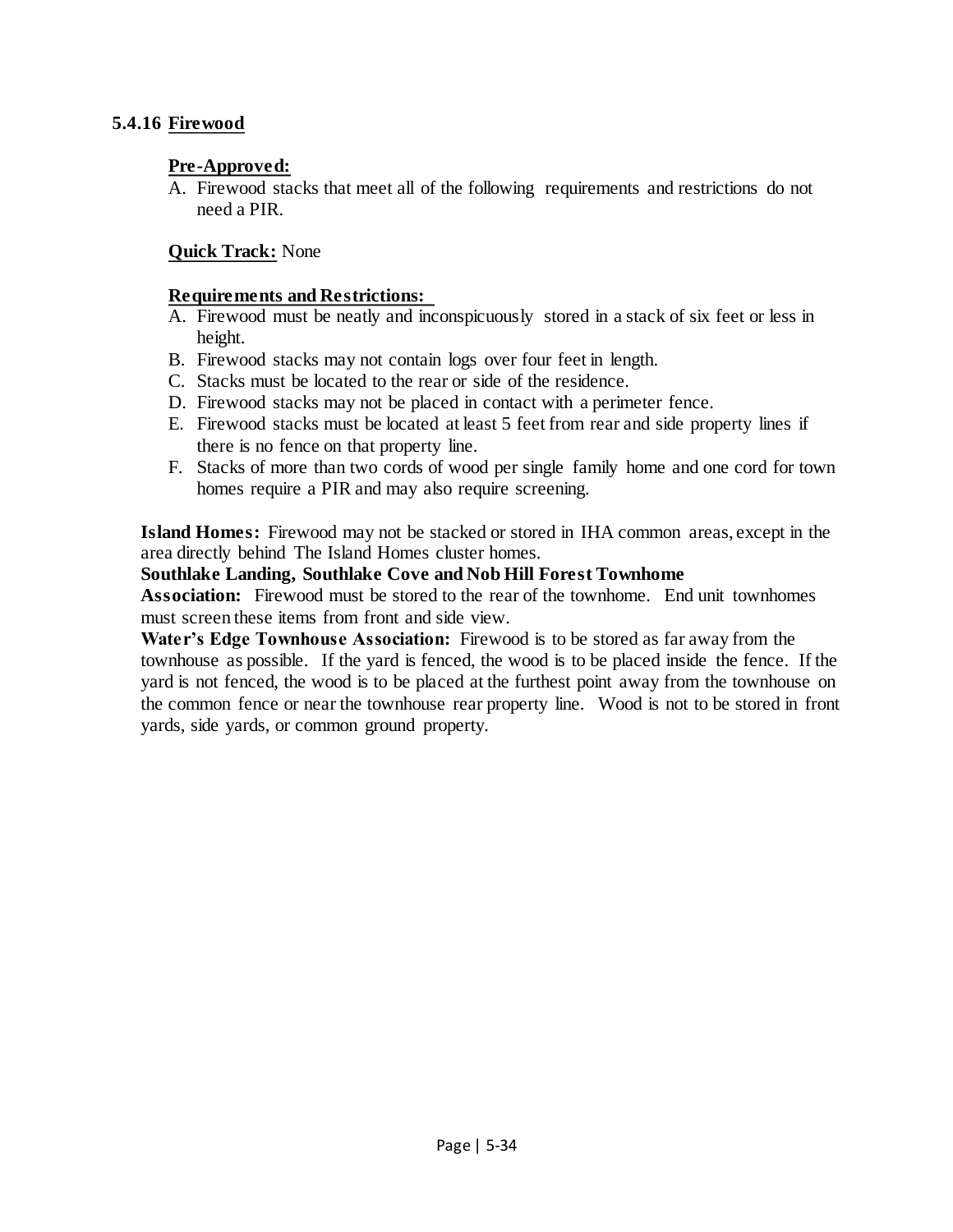### 5.4.16 Firewood

**Pre-Approved:**

A. Firewood stacks that meet all of the following requirements and restrictions do not need a PIR.

**Quick Track:** None

**Requirements and Restrictions:**

A. Firewood must be neatly and inconspicuously stored in a stack of six feet or less in height.
B. Firewood stacks may not contain logs over four feet in length.
C. Stacks must be located to the rear or side of the residence.
D. Firewood stacks may not be placed in contact with a perimeter fence.
E. Firewood stacks must be located at least 5 feet from rear and side property lines if there is no fence on that property line.
F. Stacks of more than two cords of wood per single family home and one cord for town homes require a PIR and may also require screening.

**Island Homes:** Firewood may not be stacked or stored in IHA common areas, except in the area directly behind The Island Homes cluster homes.

**Southlake Landing, Southlake Cove and Nob Hill Forest Townhome Association:** Firewood must be stored to the rear of the townhome. End unit townhomes must screen these items from front and side view.

**Water's Edge Townhouse Association:** Firewood is to be stored as far away from the townhouse as possible. If the yard is fenced, the wood is to be placed inside the fence. If the yard is not fenced, the wood is to be placed at the furthest point away from the townhouse on the common fence or near the townhouse rear property line. Wood is not to be stored in front yards, side yards, or common ground property.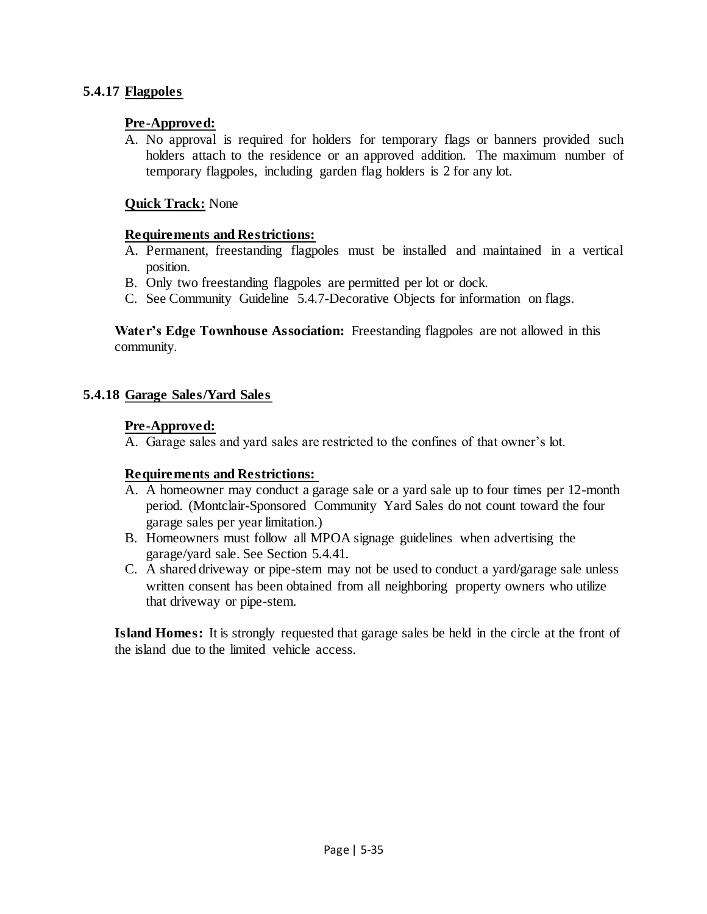### 5.4.17 Flagpoles

**Pre-Approved:**

A. No approval is required for holders for temporary flags or banners provided such holders attach to the residence or an approved addition. The maximum number of temporary flagpoles, including garden flag holders is 2 for any lot.

**Quick Track:** None

**Requirements and Restrictions:**

A. Permanent, freestanding flagpoles must be installed and maintained in a vertical position.
B. Only two freestanding flagpoles are permitted per lot or dock.
C. See Community Guideline 5.4.7-Decorative Objects for information on flags.

**Water's Edge Townhouse Association:** Freestanding flagpoles are not allowed in this community.

### 5.4.18 Garage Sales/Yard Sales

**Pre-Approved:**

A. Garage sales and yard sales are restricted to the confines of that owner's lot.

**Requirements and Restrictions:**

A. A homeowner may conduct a garage sale or a yard sale up to four times per 12-month period. (Montclair-Sponsored Community Yard Sales do not count toward the four garage sales per year limitation.)
B. Homeowners must follow all MPOA signage guidelines when advertising the garage/yard sale. See Section 5.4.41.
C. A shared driveway or pipe-stem may not be used to conduct a yard/garage sale unless written consent has been obtained from all neighboring property owners who utilize that driveway or pipe-stem.

**Island Homes:** It is strongly requested that garage sales be held in the circle at the front of the island due to the limited vehicle access.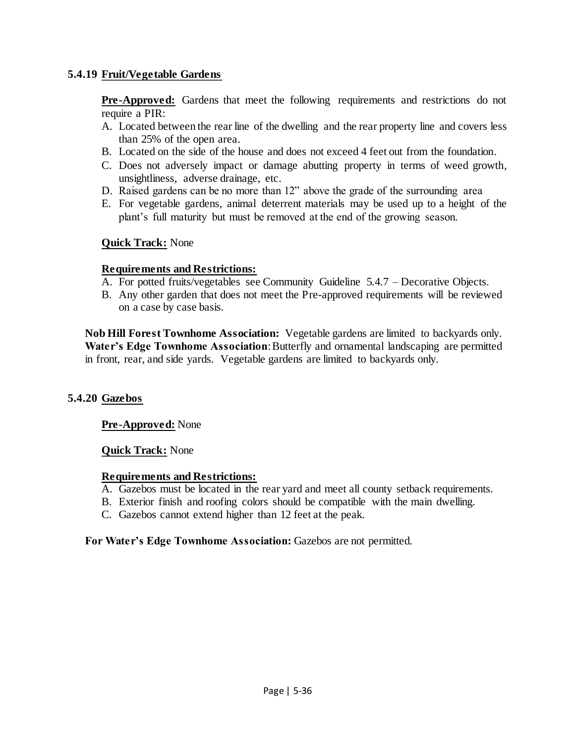### 5.4.19 Fruit/Vegetable Gardens

**Pre-Approved:** Gardens that meet the following requirements and restrictions do not require a PIR:

A. Located between the rear line of the dwelling and the rear property line and covers less than 25% of the open area.
B. Located on the side of the house and does not exceed 4 feet out from the foundation.
C. Does not adversely impact or damage abutting property in terms of weed growth, unsightliness, adverse drainage, etc.
D. Raised gardens can be no more than 12" above the grade of the surrounding area
E. For vegetable gardens, animal deterrent materials may be used up to a height of the plant's full maturity but must be removed at the end of the growing season.

**Quick Track:** None

**Requirements and Restrictions:**

A. For potted fruits/vegetables see Community Guideline 5.4.7 – Decorative Objects.
B. Any other garden that does not meet the Pre-approved requirements will be reviewed on a case by case basis.

**Nob Hill Forest Townhome Association:** Vegetable gardens are limited to backyards only.
**Water's Edge Townhome Association**: Butterfly and ornamental landscaping are permitted in front, rear, and side yards. Vegetable gardens are limited to backyards only.

### 5.4.20 Gazebos

**Pre-Approved:** None

**Quick Track:** None

**Requirements and Restrictions:**

A. Gazebos must be located in the rear yard and meet all county setback requirements.
B. Exterior finish and roofing colors should be compatible with the main dwelling.
C. Gazebos cannot extend higher than 12 feet at the peak.

**For Water's Edge Townhome Association:** Gazebos are not permitted.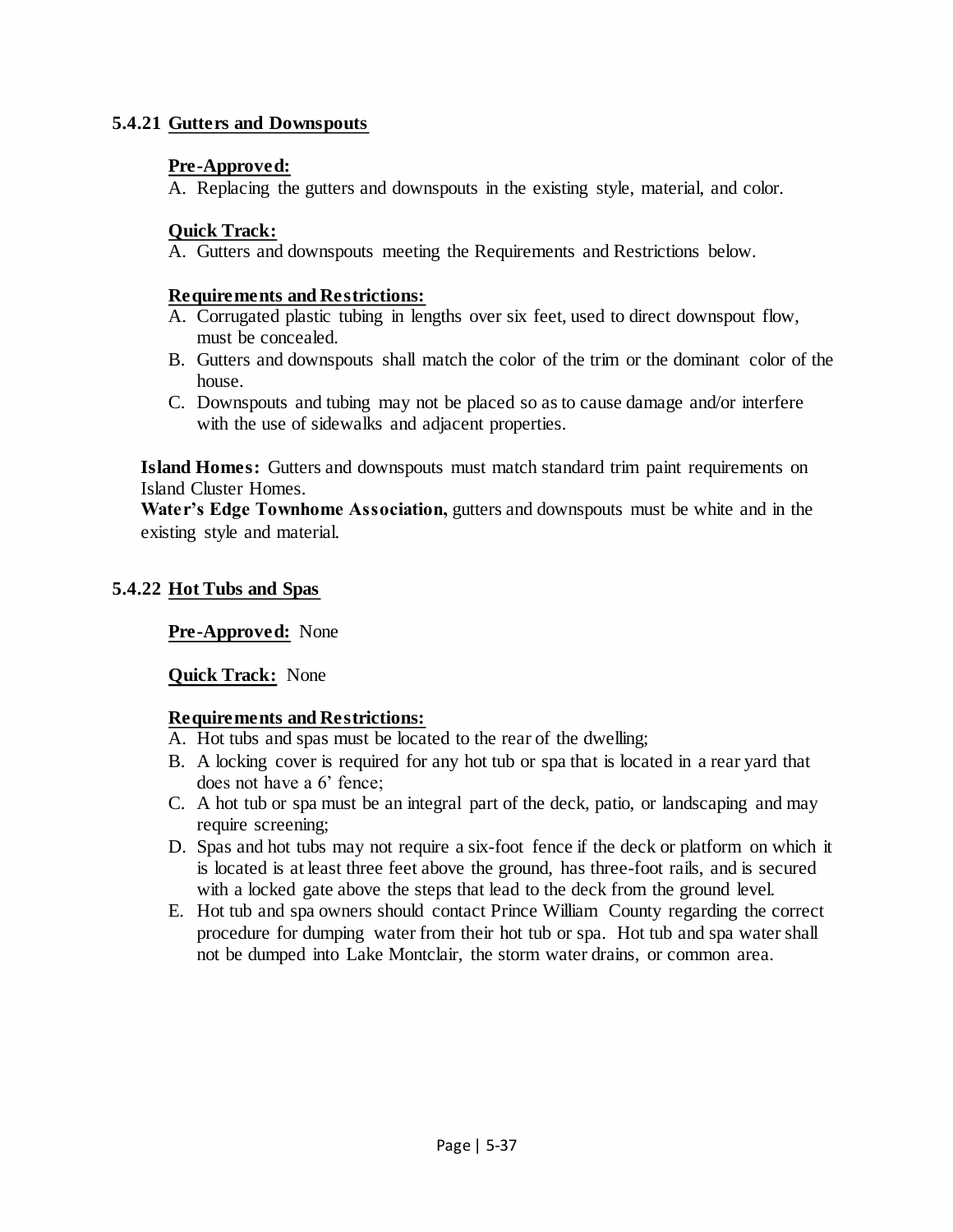### 5.4.21 Gutters and Downspouts

**Pre-Approved:**

A. Replacing the gutters and downspouts in the existing style, material, and color.

**Quick Track:**

A. Gutters and downspouts meeting the Requirements and Restrictions below.

**Requirements and Restrictions:**

A. Corrugated plastic tubing in lengths over six feet, used to direct downspout flow, must be concealed.
B. Gutters and downspouts shall match the color of the trim or the dominant color of the house.
C. Downspouts and tubing may not be placed so as to cause damage and/or interfere with the use of sidewalks and adjacent properties.

**Island Homes:** Gutters and downspouts must match standard trim paint requirements on Island Cluster Homes.
**Water's Edge Townhome Association,** gutters and downspouts must be white and in the existing style and material.

### 5.4.22 Hot Tubs and Spas

**Pre-Approved:** None

**Quick Track:** None

**Requirements and Restrictions:**

A. Hot tubs and spas must be located to the rear of the dwelling;
B. A locking cover is required for any hot tub or spa that is located in a rear yard that does not have a 6' fence;
C. A hot tub or spa must be an integral part of the deck, patio, or landscaping and may require screening;
D. Spas and hot tubs may not require a six-foot fence if the deck or platform on which it is located is at least three feet above the ground, has three-foot rails, and is secured with a locked gate above the steps that lead to the deck from the ground level.
E. Hot tub and spa owners should contact Prince William County regarding the correct procedure for dumping water from their hot tub or spa. Hot tub and spa water shall not be dumped into Lake Montclair, the storm water drains, or common area.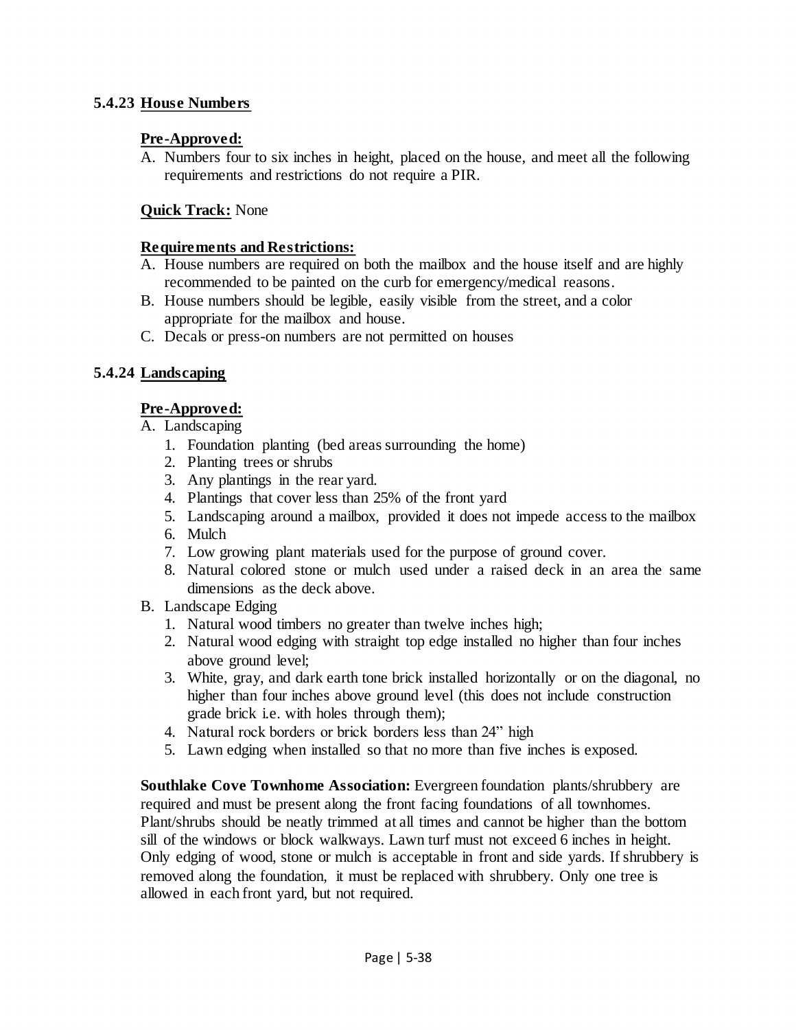### 5.4.23 House Numbers

**Pre-Approved:**

A. Numbers four to six inches in height, placed on the house, and meet all the following requirements and restrictions do not require a PIR.

**Quick Track:** None

**Requirements and Restrictions:**

A. House numbers are required on both the mailbox and the house itself and are highly recommended to be painted on the curb for emergency/medical reasons.
B. House numbers should be legible, easily visible from the street, and a color appropriate for the mailbox and house.
C. Decals or press-on numbers are not permitted on houses

### 5.4.24 Landscaping

**Pre-Approved:**

A. Landscaping
   1. Foundation planting (bed areas surrounding the home)
   2. Planting trees or shrubs
   3. Any plantings in the rear yard.
   4. Plantings that cover less than 25% of the front yard
   5. Landscaping around a mailbox, provided it does not impede access to the mailbox
   6. Mulch
   7. Low growing plant materials used for the purpose of ground cover.
   8. Natural colored stone or mulch used under a raised deck in an area the same dimensions as the deck above.
B. Landscape Edging
   1. Natural wood timbers no greater than twelve inches high;
   2. Natural wood edging with straight top edge installed no higher than four inches above ground level;
   3. White, gray, and dark earth tone brick installed horizontally or on the diagonal, no higher than four inches above ground level (this does not include construction grade brick i.e. with holes through them);
   4. Natural rock borders or brick borders less than 24" high
   5. Lawn edging when installed so that no more than five inches is exposed.

**Southlake Cove Townhome Association:** Evergreen foundation plants/shrubbery are required and must be present along the front facing foundations of all townhomes. Plant/shrubs should be neatly trimmed at all times and cannot be higher than the bottom sill of the windows or block walkways. Lawn turf must not exceed 6 inches in height. Only edging of wood, stone or mulch is acceptable in front and side yards. If shrubbery is removed along the foundation, it must be replaced with shrubbery. Only one tree is allowed in each front yard, but not required.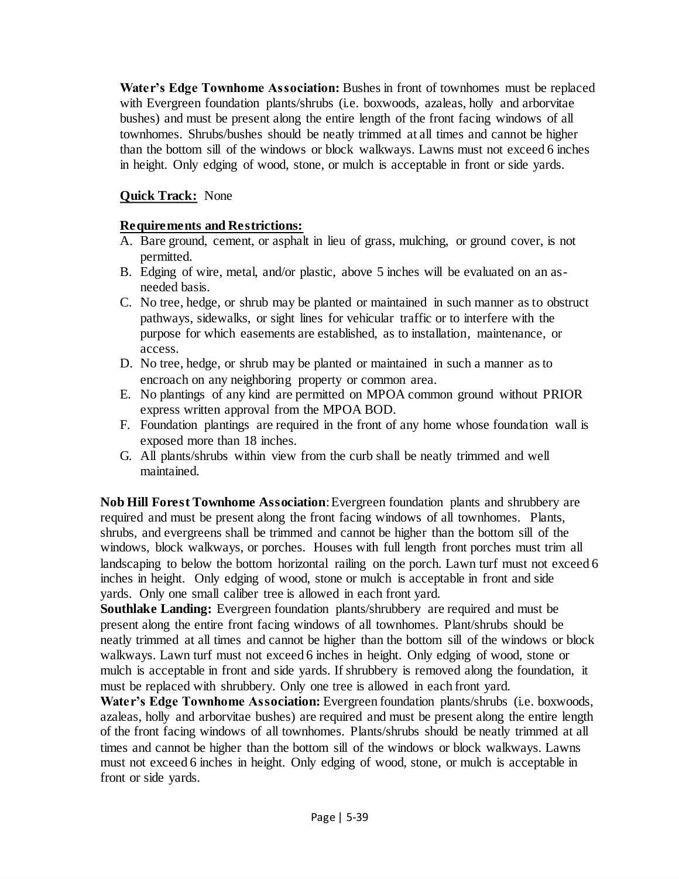**Water's Edge Townhome Association:** Bushes in front of townhomes must be replaced with Evergreen foundation plants/shrubs (i.e. boxwoods, azaleas, holly and arborvitae bushes) and must be present along the entire length of the front facing windows of all townhomes. Shrubs/bushes should be neatly trimmed at all times and cannot be higher than the bottom sill of the windows or block walkways. Lawns must not exceed 6 inches in height. Only edging of wood, stone, or mulch is acceptable in front or side yards.

**Quick Track:** None

**Requirements and Restrictions:**

A. Bare ground, cement, or asphalt in lieu of grass, mulching, or ground cover, is not permitted.
B. Edging of wire, metal, and/or plastic, above 5 inches will be evaluated on an as-needed basis.
C. No tree, hedge, or shrub may be planted or maintained in such manner as to obstruct pathways, sidewalks, or sight lines for vehicular traffic or to interfere with the purpose for which easements are established, as to installation, maintenance, or access.
D. No tree, hedge, or shrub may be planted or maintained in such a manner as to encroach on any neighboring property or common area.
E. No plantings of any kind are permitted on MPOA common ground without PRIOR express written approval from the MPOA BOD.
F. Foundation plantings are required in the front of any home whose foundation wall is exposed more than 18 inches.
G. All plants/shrubs within view from the curb shall be neatly trimmed and well maintained.

**Nob Hill Forest Townhome Association**: Evergreen foundation plants and shrubbery are required and must be present along the front facing windows of all townhomes. Plants, shrubs, and evergreens shall be trimmed and cannot be higher than the bottom sill of the windows, block walkways, or porches. Houses with full length front porches must trim all landscaping to below the bottom horizontal railing on the porch. Lawn turf must not exceed 6 inches in height. Only edging of wood, stone or mulch is acceptable in front and side yards. Only one small caliber tree is allowed in each front yard.

**Southlake Landing:** Evergreen foundation plants/shrubbery are required and must be present along the entire front facing windows of all townhomes. Plant/shrubs should be neatly trimmed at all times and cannot be higher than the bottom sill of the windows or block walkways. Lawn turf must not exceed 6 inches in height. Only edging of wood, stone or mulch is acceptable in front and side yards. If shrubbery is removed along the foundation, it must be replaced with shrubbery. Only one tree is allowed in each front yard.

**Water's Edge Townhome Association:** Evergreen foundation plants/shrubs (i.e. boxwoods, azaleas, holly and arborvitae bushes) are required and must be present along the entire length of the front facing windows of all townhomes. Plants/shrubs should be neatly trimmed at all times and cannot be higher than the bottom sill of the windows or block walkways. Lawns must not exceed 6 inches in height. Only edging of wood, stone, or mulch is acceptable in front or side yards.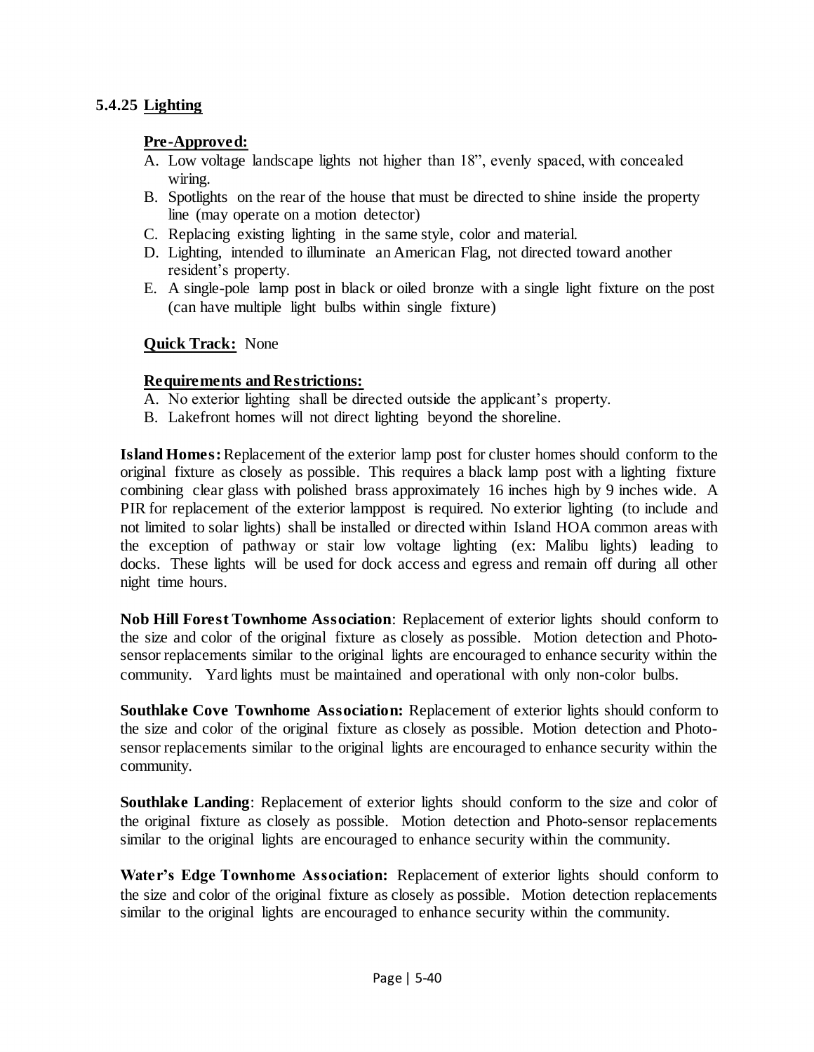### 5.4.25 Lighting

**Pre-Approved:**

A. Low voltage landscape lights not higher than 18", evenly spaced, with concealed wiring.
B. Spotlights on the rear of the house that must be directed to shine inside the property line (may operate on a motion detector)
C. Replacing existing lighting in the same style, color and material.
D. Lighting, intended to illuminate an American Flag, not directed toward another resident's property.
E. A single-pole lamp post in black or oiled bronze with a single light fixture on the post (can have multiple light bulbs within single fixture)

**Quick Track:** None

**Requirements and Restrictions:**

A. No exterior lighting shall be directed outside the applicant's property.
B. Lakefront homes will not direct lighting beyond the shoreline.

**Island Homes:** Replacement of the exterior lamp post for cluster homes should conform to the original fixture as closely as possible. This requires a black lamp post with a lighting fixture combining clear glass with polished brass approximately 16 inches high by 9 inches wide. A PIR for replacement of the exterior lamppost is required. No exterior lighting (to include and not limited to solar lights) shall be installed or directed within Island HOA common areas with the exception of pathway or stair low voltage lighting (ex: Malibu lights) leading to docks. These lights will be used for dock access and egress and remain off during all other night time hours.

**Nob Hill Forest Townhome Association**: Replacement of exterior lights should conform to the size and color of the original fixture as closely as possible. Motion detection and Photo-sensor replacements similar to the original lights are encouraged to enhance security within the community. Yard lights must be maintained and operational with only non-color bulbs.

**Southlake Cove Townhome Association:** Replacement of exterior lights should conform to the size and color of the original fixture as closely as possible. Motion detection and Photo-sensor replacements similar to the original lights are encouraged to enhance security within the community.

**Southlake Landing**: Replacement of exterior lights should conform to the size and color of the original fixture as closely as possible. Motion detection and Photo-sensor replacements similar to the original lights are encouraged to enhance security within the community.

**Water's Edge Townhome Association:** Replacement of exterior lights should conform to the size and color of the original fixture as closely as possible. Motion detection replacements similar to the original lights are encouraged to enhance security within the community.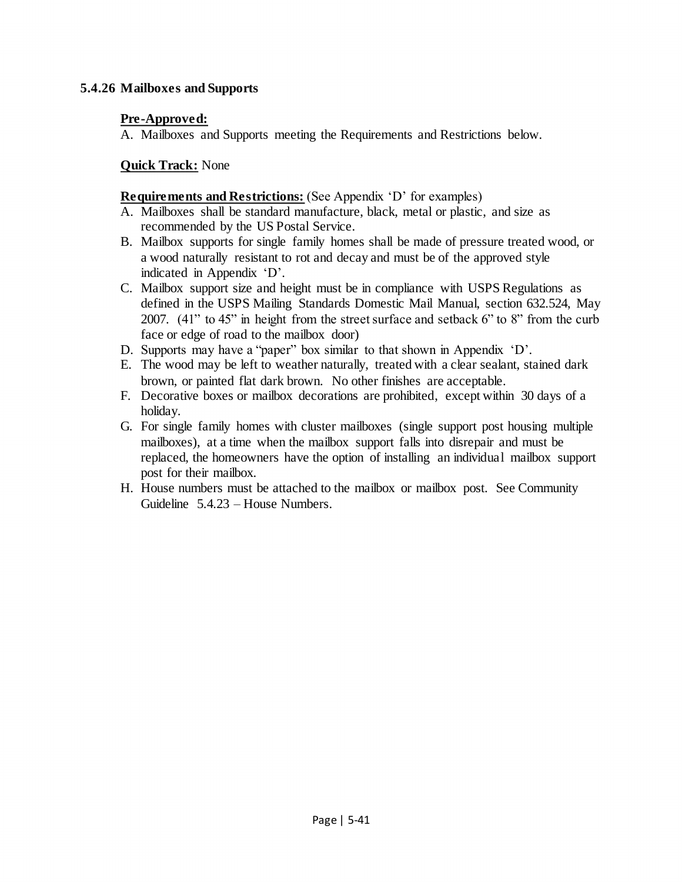### 5.4.26 Mailboxes and Supports

**Pre-Approved:**

A. Mailboxes and Supports meeting the Requirements and Restrictions below.

**Quick Track:** None

**Requirements and Restrictions:** (See Appendix 'D' for examples)

A. Mailboxes shall be standard manufacture, black, metal or plastic, and size as recommended by the US Postal Service.
B. Mailbox supports for single family homes shall be made of pressure treated wood, or a wood naturally resistant to rot and decay and must be of the approved style indicated in Appendix 'D'.
C. Mailbox support size and height must be in compliance with USPS Regulations as defined in the USPS Mailing Standards Domestic Mail Manual, section 632.524, May 2007. (41" to 45" in height from the street surface and setback 6" to 8" from the curb face or edge of road to the mailbox door)
D. Supports may have a "paper" box similar to that shown in Appendix 'D'.
E. The wood may be left to weather naturally, treated with a clear sealant, stained dark brown, or painted flat dark brown. No other finishes are acceptable.
F. Decorative boxes or mailbox decorations are prohibited, except within 30 days of a holiday.
G. For single family homes with cluster mailboxes (single support post housing multiple mailboxes), at a time when the mailbox support falls into disrepair and must be replaced, the homeowners have the option of installing an individual mailbox support post for their mailbox.
H. House numbers must be attached to the mailbox or mailbox post. See Community Guideline 5.4.23 – House Numbers.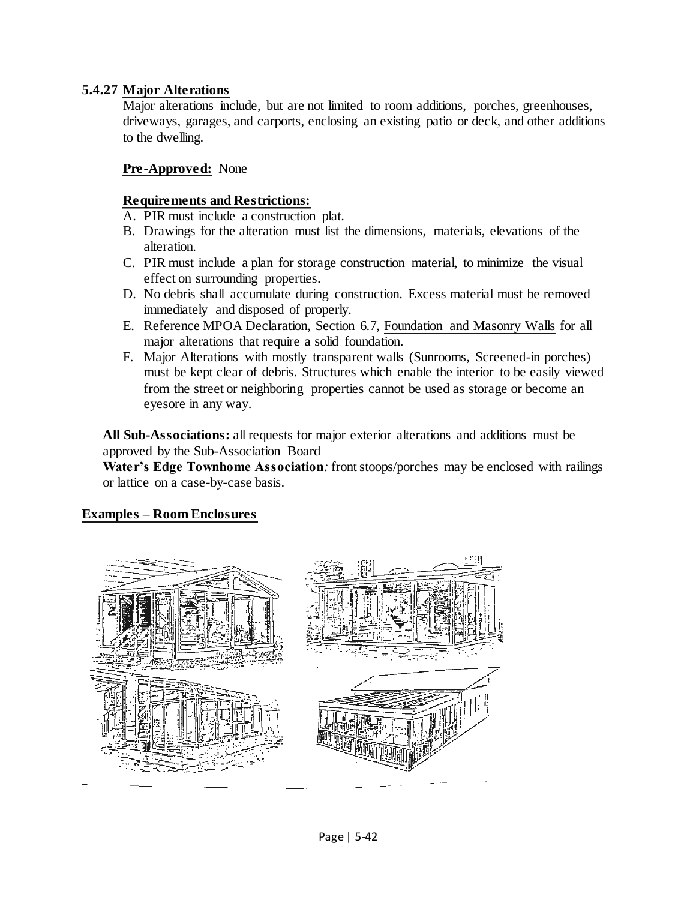### 5.4.27 Major Alterations

Major alterations include, but are not limited to room additions, porches, greenhouses, driveways, garages, and carports, enclosing an existing patio or deck, and other additions to the dwelling.

**Pre-Approved:** None

**Requirements and Restrictions:**

A. PIR must include a construction plat.
B. Drawings for the alteration must list the dimensions, materials, elevations of the alteration.
C. PIR must include a plan for storage construction material, to minimize the visual effect on surrounding properties.
D. No debris shall accumulate during construction. Excess material must be removed immediately and disposed of properly.
E. Reference MPOA Declaration, Section 6.7, Foundation and Masonry Walls for all major alterations that require a solid foundation.
F. Major Alterations with mostly transparent walls (Sunrooms, Screened-in porches) must be kept clear of debris. Structures which enable the interior to be easily viewed from the street or neighboring properties cannot be used as storage or become an eyesore in any way.

**All Sub-Associations:** all requests for major exterior alterations and additions must be approved by the Sub-Association Board

**Water's Edge Townhome Association***:* front stoops/porches may be enclosed with railings or lattice on a case-by-case basis.

**Examples – Room Enclosures**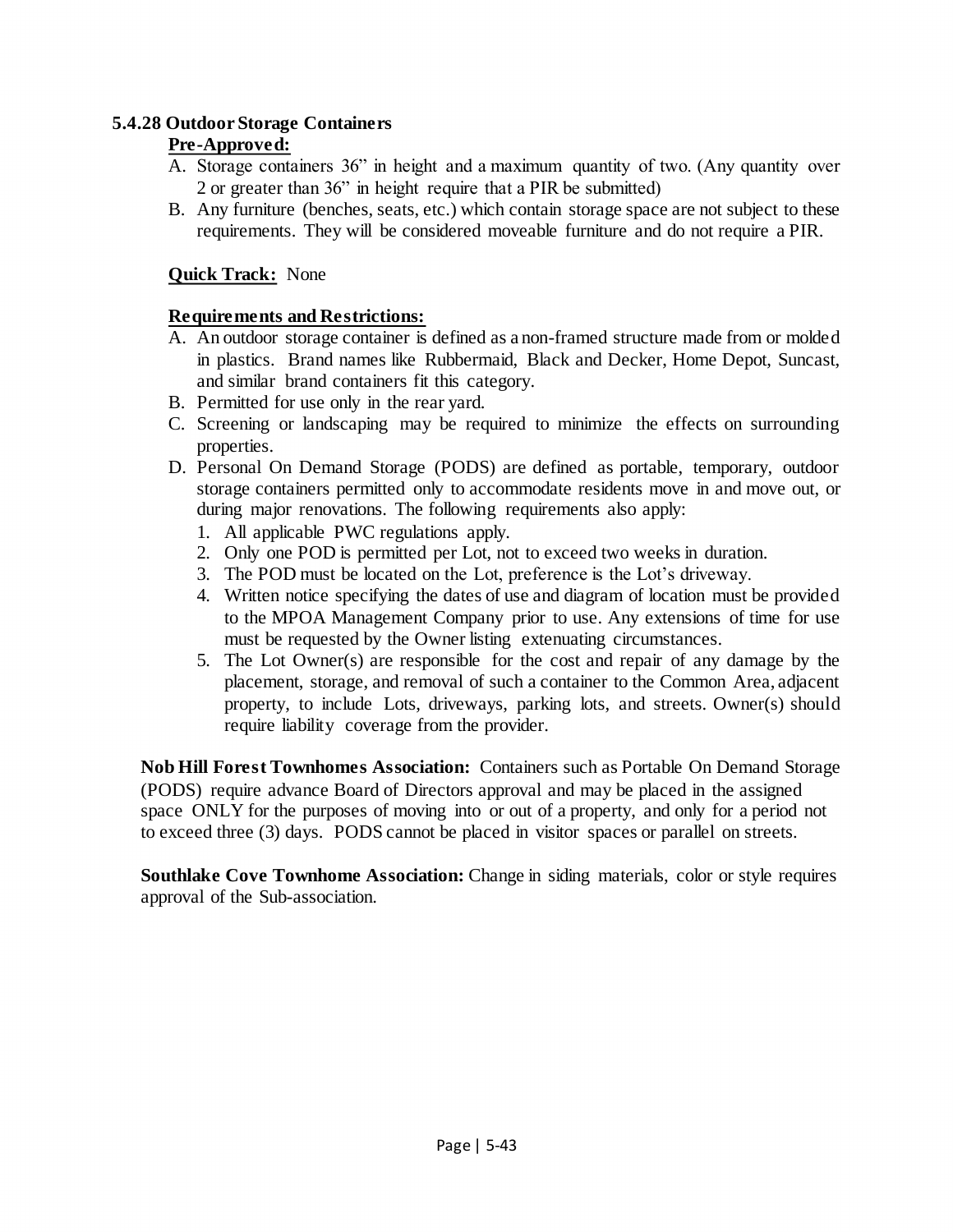### 5.4.28 Outdoor Storage Containers

**Pre-Approved:**

A. Storage containers 36” in height and a maximum quantity of two. (Any quantity over 2 or greater than 36” in height require that a PIR be submitted)
B. Any furniture (benches, seats, etc.) which contain storage space are not subject to these requirements. They will be considered moveable furniture and do not require a PIR.

**Quick Track:** None

**Requirements and Restrictions:**

A. An outdoor storage container is defined as a non-framed structure made from or molded in plastics. Brand names like Rubbermaid, Black and Decker, Home Depot, Suncast, and similar brand containers fit this category.
B. Permitted for use only in the rear yard.
C. Screening or landscaping may be required to minimize the effects on surrounding properties.
D. Personal On Demand Storage (PODS) are defined as portable, temporary, outdoor storage containers permitted only to accommodate residents move in and move out, or during major renovations. The following requirements also apply:
   1. All applicable PWC regulations apply.
   2. Only one POD is permitted per Lot, not to exceed two weeks in duration.
   3. The POD must be located on the Lot, preference is the Lot’s driveway.
   4. Written notice specifying the dates of use and diagram of location must be provided to the MPOA Management Company prior to use. Any extensions of time for use must be requested by the Owner listing extenuating circumstances.
   5. The Lot Owner(s) are responsible for the cost and repair of any damage by the placement, storage, and removal of such a container to the Common Area, adjacent property, to include Lots, driveways, parking lots, and streets. Owner(s) should require liability coverage from the provider.

**Nob Hill Forest Townhomes Association:** Containers such as Portable On Demand Storage (PODS) require advance Board of Directors approval and may be placed in the assigned space ONLY for the purposes of moving into or out of a property, and only for a period not to exceed three (3) days. PODS cannot be placed in visitor spaces or parallel on streets.

**Southlake Cove Townhome Association:** Change in siding materials, color or style requires approval of the Sub-association.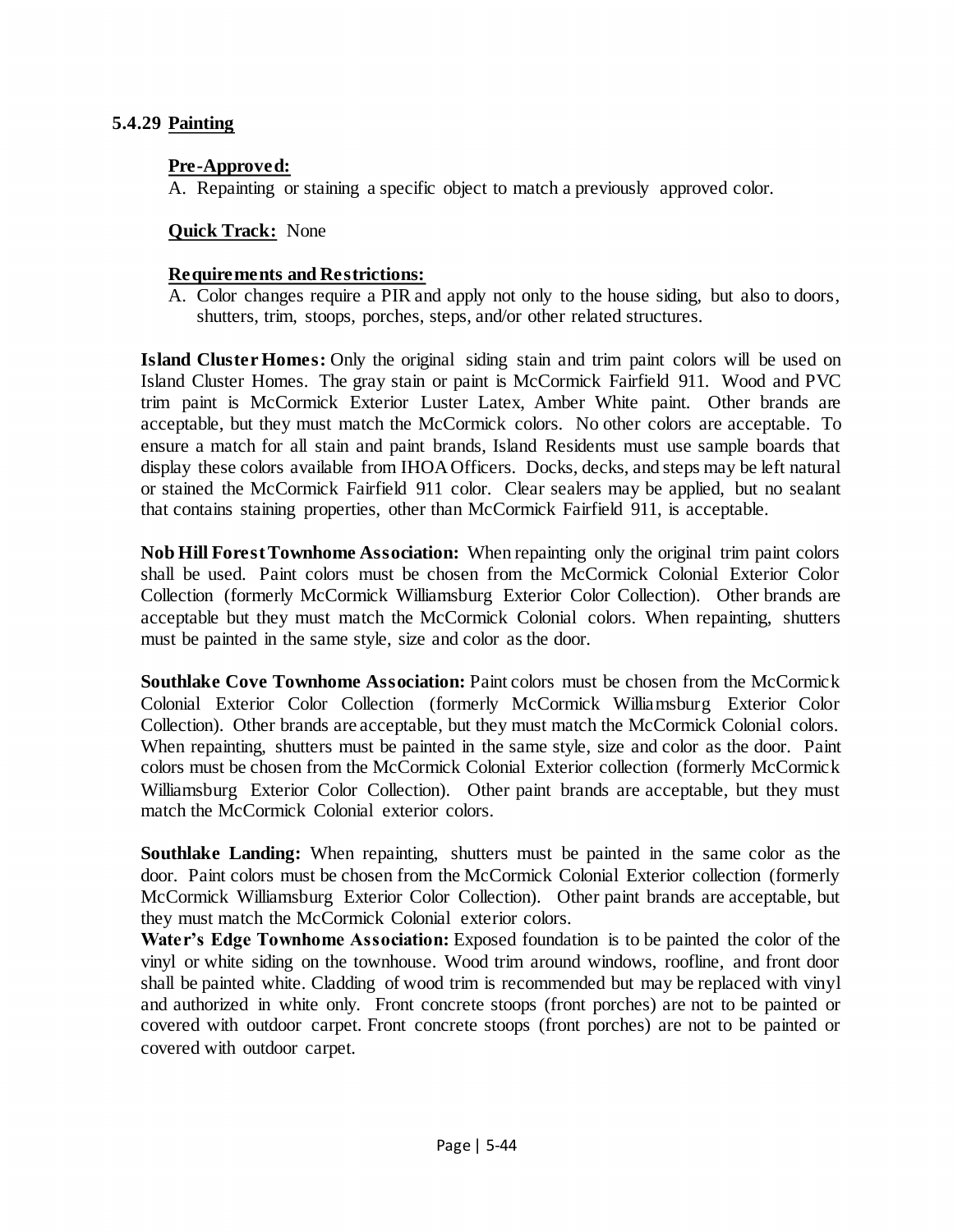### 5.4.29 Painting

**Pre-Approved:**

A. Repainting or staining a specific object to match a previously approved color.

**Quick Track:** None

**Requirements and Restrictions:**

A. Color changes require a PIR and apply not only to the house siding, but also to doors, shutters, trim, stoops, porches, steps, and/or other related structures.

**Island Cluster Homes:** Only the original siding stain and trim paint colors will be used on Island Cluster Homes. The gray stain or paint is McCormick Fairfield 911. Wood and PVC trim paint is McCormick Exterior Luster Latex, Amber White paint. Other brands are acceptable, but they must match the McCormick colors. No other colors are acceptable. To ensure a match for all stain and paint brands, Island Residents must use sample boards that display these colors available from IHOA Officers. Docks, decks, and steps may be left natural or stained the McCormick Fairfield 911 color. Clear sealers may be applied, but no sealant that contains staining properties, other than McCormick Fairfield 911, is acceptable.

**Nob Hill Forest Townhome Association:** When repainting only the original trim paint colors shall be used. Paint colors must be chosen from the McCormick Colonial Exterior Color Collection (formerly McCormick Williamsburg Exterior Color Collection). Other brands are acceptable but they must match the McCormick Colonial colors. When repainting, shutters must be painted in the same style, size and color as the door.

**Southlake Cove Townhome Association:** Paint colors must be chosen from the McCormick Colonial Exterior Color Collection (formerly McCormick Williamsburg Exterior Color Collection). Other brands are acceptable, but they must match the McCormick Colonial colors. When repainting, shutters must be painted in the same style, size and color as the door. Paint colors must be chosen from the McCormick Colonial Exterior collection (formerly McCormick Williamsburg Exterior Color Collection). Other paint brands are acceptable, but they must match the McCormick Colonial exterior colors.

**Southlake Landing:** When repainting, shutters must be painted in the same color as the door. Paint colors must be chosen from the McCormick Colonial Exterior collection (formerly McCormick Williamsburg Exterior Color Collection). Other paint brands are acceptable, but they must match the McCormick Colonial exterior colors.

**Water's Edge Townhome Association:** Exposed foundation is to be painted the color of the vinyl or white siding on the townhouse. Wood trim around windows, roofline, and front door shall be painted white. Cladding of wood trim is recommended but may be replaced with vinyl and authorized in white only. Front concrete stoops (front porches) are not to be painted or covered with outdoor carpet. Front concrete stoops (front porches) are not to be painted or covered with outdoor carpet.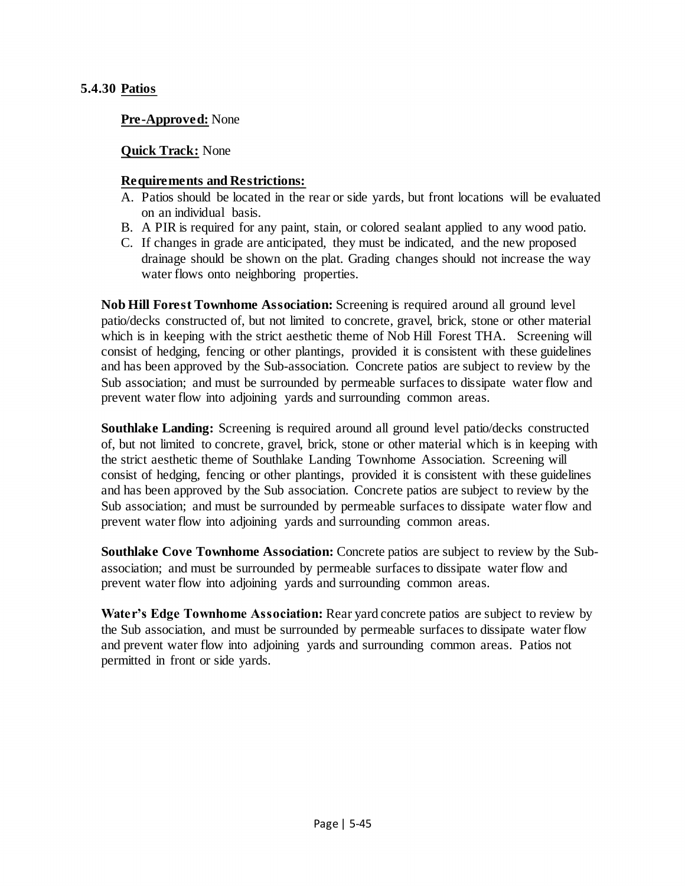### 5.4.30 Patios

**Pre-Approved:** None

**Quick Track:** None

**Requirements and Restrictions:**

A. Patios should be located in the rear or side yards, but front locations will be evaluated on an individual basis.
B. A PIR is required for any paint, stain, or colored sealant applied to any wood patio.
C. If changes in grade are anticipated, they must be indicated, and the new proposed drainage should be shown on the plat. Grading changes should not increase the way water flows onto neighboring properties.

**Nob Hill Forest Townhome Association:** Screening is required around all ground level patio/decks constructed of, but not limited to concrete, gravel, brick, stone or other material which is in keeping with the strict aesthetic theme of Nob Hill Forest THA. Screening will consist of hedging, fencing or other plantings, provided it is consistent with these guidelines and has been approved by the Sub-association. Concrete patios are subject to review by the Sub association; and must be surrounded by permeable surfaces to dissipate water flow and prevent water flow into adjoining yards and surrounding common areas.

**Southlake Landing:** Screening is required around all ground level patio/decks constructed of, but not limited to concrete, gravel, brick, stone or other material which is in keeping with the strict aesthetic theme of Southlake Landing Townhome Association. Screening will consist of hedging, fencing or other plantings, provided it is consistent with these guidelines and has been approved by the Sub association. Concrete patios are subject to review by the Sub association; and must be surrounded by permeable surfaces to dissipate water flow and prevent water flow into adjoining yards and surrounding common areas.

**Southlake Cove Townhome Association:** Concrete patios are subject to review by the Sub-association; and must be surrounded by permeable surfaces to dissipate water flow and prevent water flow into adjoining yards and surrounding common areas.

**Water's Edge Townhome Association:** Rear yard concrete patios are subject to review by the Sub association, and must be surrounded by permeable surfaces to dissipate water flow and prevent water flow into adjoining yards and surrounding common areas. Patios not permitted in front or side yards.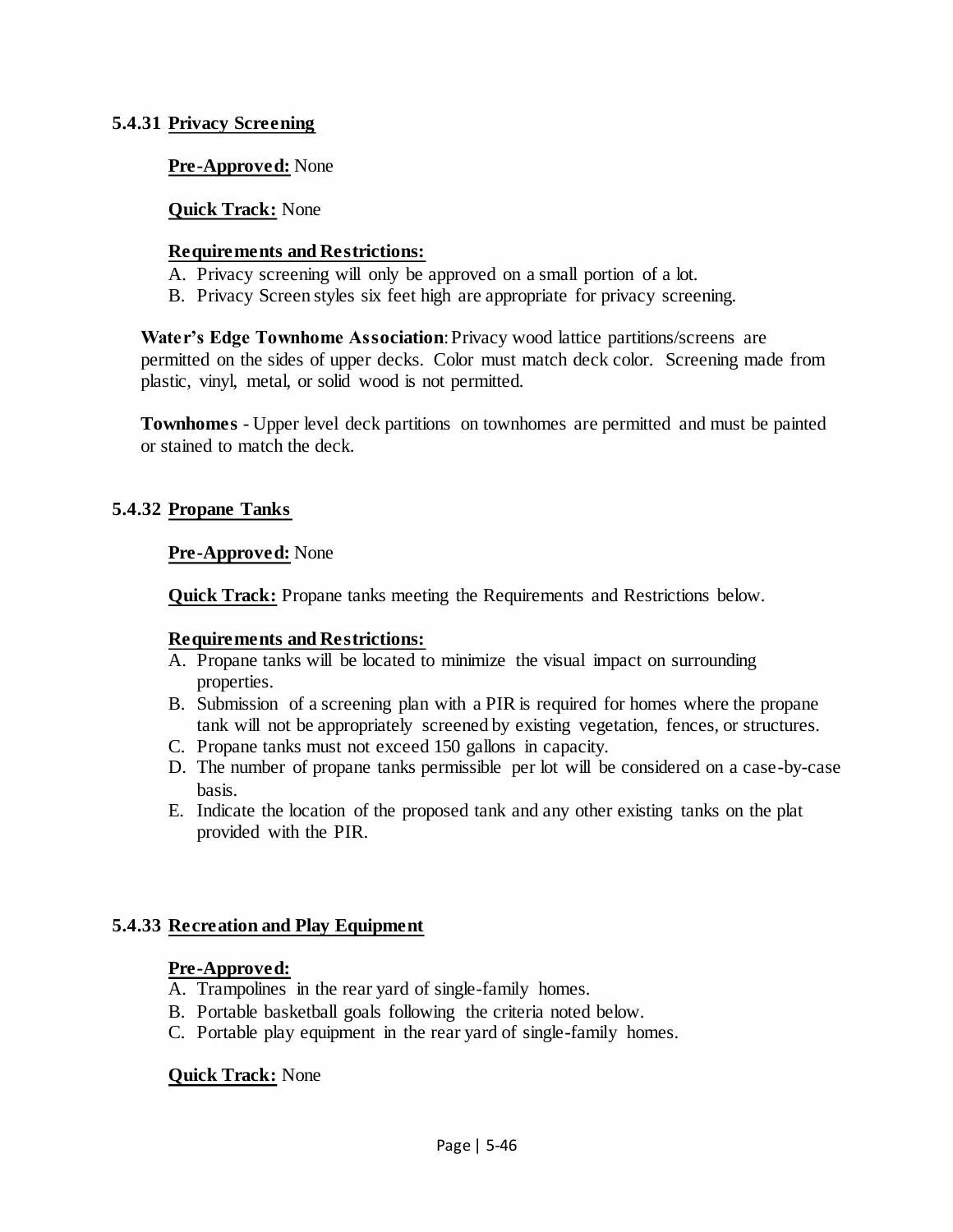### 5.4.31 Privacy Screening

**Pre-Approved:** None

**Quick Track:** None

**Requirements and Restrictions:**

A. Privacy screening will only be approved on a small portion of a lot.
B. Privacy Screen styles six feet high are appropriate for privacy screening.

**Water's Edge Townhome Association**: Privacy wood lattice partitions/screens are permitted on the sides of upper decks. Color must match deck color. Screening made from plastic, vinyl, metal, or solid wood is not permitted.

**Townhomes** - Upper level deck partitions on townhomes are permitted and must be painted or stained to match the deck.

### 5.4.32 Propane Tanks

**Pre-Approved:** None

**Quick Track:** Propane tanks meeting the Requirements and Restrictions below.

**Requirements and Restrictions:**

A. Propane tanks will be located to minimize the visual impact on surrounding properties.
B. Submission of a screening plan with a PIR is required for homes where the propane tank will not be appropriately screened by existing vegetation, fences, or structures.
C. Propane tanks must not exceed 150 gallons in capacity.
D. The number of propane tanks permissible per lot will be considered on a case-by-case basis.
E. Indicate the location of the proposed tank and any other existing tanks on the plat provided with the PIR.

### 5.4.33 Recreation and Play Equipment

**Pre-Approved:**

A. Trampolines in the rear yard of single-family homes.
B. Portable basketball goals following the criteria noted below.
C. Portable play equipment in the rear yard of single-family homes.

**Quick Track:** None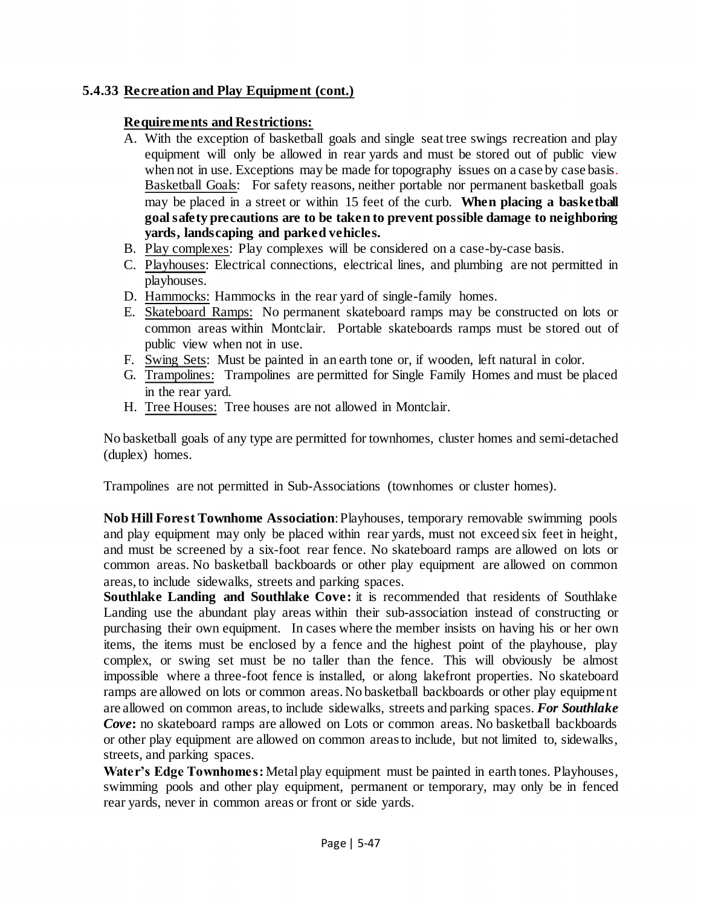### 5.4.33 Recreation and Play Equipment (cont.)

**Requirements and Restrictions:**

A. With the exception of basketball goals and single seat tree swings recreation and play equipment will only be allowed in rear yards and must be stored out of public view when not in use. Exceptions may be made for topography issues on a case by case basis. Basketball Goals: For safety reasons, neither portable nor permanent basketball goals may be placed in a street or within 15 feet of the curb. **When placing a basketball goal safety precautions are to be taken to prevent possible damage to neighboring yards, landscaping and parked vehicles.**
B. Play complexes: Play complexes will be considered on a case-by-case basis.
C. Playhouses: Electrical connections, electrical lines, and plumbing are not permitted in playhouses.
D. Hammocks: Hammocks in the rear yard of single-family homes.
E. Skateboard Ramps: No permanent skateboard ramps may be constructed on lots or common areas within Montclair. Portable skateboards ramps must be stored out of public view when not in use.
F. Swing Sets: Must be painted in an earth tone or, if wooden, left natural in color.
G. Trampolines: Trampolines are permitted for Single Family Homes and must be placed in the rear yard.
H. Tree Houses: Tree houses are not allowed in Montclair.

No basketball goals of any type are permitted for townhomes, cluster homes and semi-detached (duplex) homes.

Trampolines are not permitted in Sub-Associations (townhomes or cluster homes).

**Nob Hill Forest Townhome Association**: Playhouses, temporary removable swimming pools and play equipment may only be placed within rear yards, must not exceed six feet in height, and must be screened by a six-foot rear fence. No skateboard ramps are allowed on lots or common areas. No basketball backboards or other play equipment are allowed on common areas, to include sidewalks, streets and parking spaces.

**Southlake Landing and Southlake Cove:** it is recommended that residents of Southlake Landing use the abundant play areas within their sub-association instead of constructing or purchasing their own equipment. In cases where the member insists on having his or her own items, the items must be enclosed by a fence and the highest point of the playhouse, play complex, or swing set must be no taller than the fence. This will obviously be almost impossible where a three-foot fence is installed, or along lakefront properties. No skateboard ramps are allowed on lots or common areas. No basketball backboards or other play equipment are allowed on common areas, to include sidewalks, streets and parking spaces. ***For Southlake Cove*****:** no skateboard ramps are allowed on Lots or common areas. No basketball backboards or other play equipment are allowed on common areas to include, but not limited to, sidewalks, streets, and parking spaces.

**Water's Edge Townhomes:** Metal play equipment must be painted in earth tones. Playhouses, swimming pools and other play equipment, permanent or temporary, may only be in fenced rear yards, never in common areas or front or side yards.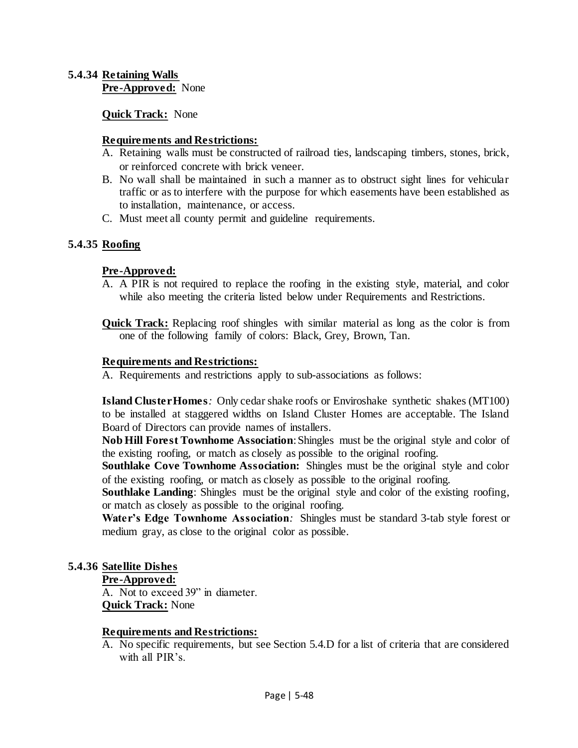### 5.4.34 Retaining Walls

**Pre-Approved:** None

**Quick Track:** None

**Requirements and Restrictions:**

A. Retaining walls must be constructed of railroad ties, landscaping timbers, stones, brick, or reinforced concrete with brick veneer.
B. No wall shall be maintained in such a manner as to obstruct sight lines for vehicular traffic or as to interfere with the purpose for which easements have been established as to installation, maintenance, or access.
C. Must meet all county permit and guideline requirements.

### 5.4.35 Roofing

**Pre-Approved:**

A. A PIR is not required to replace the roofing in the existing style, material, and color while also meeting the criteria listed below under Requirements and Restrictions.

**Quick Track:** Replacing roof shingles with similar material as long as the color is from one of the following family of colors: Black, Grey, Brown, Tan.

**Requirements and Restrictions:**

A. Requirements and restrictions apply to sub-associations as follows:

**Island Cluster Homes***:* Only cedar shake roofs or Enviroshake synthetic shakes (MT100) to be installed at staggered widths on Island Cluster Homes are acceptable. The Island Board of Directors can provide names of installers.
**Nob Hill Forest Townhome Association**: Shingles must be the original style and color of the existing roofing, or match as closely as possible to the original roofing.
**Southlake Cove Townhome Association:** Shingles must be the original style and color of the existing roofing, or match as closely as possible to the original roofing.
**Southlake Landing**: Shingles must be the original style and color of the existing roofing, or match as closely as possible to the original roofing.
**Water's Edge Townhome Association***:* Shingles must be standard 3-tab style forest or medium gray, as close to the original color as possible.

### 5.4.36 Satellite Dishes

**Pre-Approved:**

A. Not to exceed 39" in diameter.

**Quick Track:** None

**Requirements and Restrictions:**

A. No specific requirements, but see Section 5.4.D for a list of criteria that are considered with all PIR's.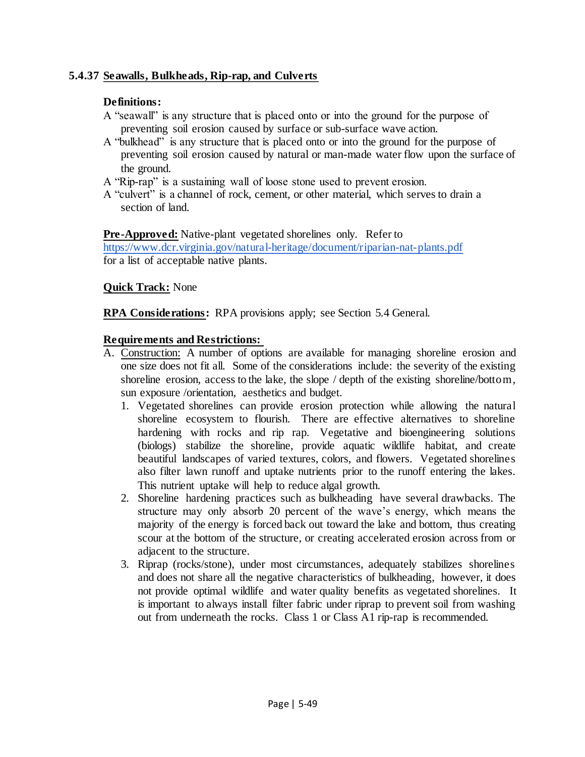### 5.4.37 Seawalls, Bulkheads, Rip-rap, and Culverts

**Definitions:**

A "seawall" is any structure that is placed onto or into the ground for the purpose of preventing soil erosion caused by surface or sub-surface wave action.

A "bulkhead" is any structure that is placed onto or into the ground for the purpose of preventing soil erosion caused by natural or man-made water flow upon the surface of the ground.

A "Rip-rap" is a sustaining wall of loose stone used to prevent erosion.

A "culvert" is a channel of rock, cement, or other material, which serves to drain a section of land.

**Pre-Approved:** Native-plant vegetated shorelines only. Refer to https://www.dcr.virginia.gov/natural-heritage/document/riparian-nat-plants.pdf for a list of acceptable native plants.

**Quick Track:** None

**RPA Considerations:** RPA provisions apply; see Section 5.4 General.

**Requirements and Restrictions:**

A. Construction: A number of options are available for managing shoreline erosion and one size does not fit all. Some of the considerations include: the severity of the existing shoreline erosion, access to the lake, the slope / depth of the existing shoreline/bottom, sun exposure /orientation, aesthetics and budget.

   1. Vegetated shorelines can provide erosion protection while allowing the natural shoreline ecosystem to flourish. There are effective alternatives to shoreline hardening with rocks and rip rap. Vegetative and bioengineering solutions (biologs) stabilize the shoreline, provide aquatic wildlife habitat, and create beautiful landscapes of varied textures, colors, and flowers. Vegetated shorelines also filter lawn runoff and uptake nutrients prior to the runoff entering the lakes. This nutrient uptake will help to reduce algal growth.
   2. Shoreline hardening practices such as bulkheading have several drawbacks. The structure may only absorb 20 percent of the wave's energy, which means the majority of the energy is forced back out toward the lake and bottom, thus creating scour at the bottom of the structure, or creating accelerated erosion across from or adjacent to the structure.
   3. Riprap (rocks/stone), under most circumstances, adequately stabilizes shorelines and does not share all the negative characteristics of bulkheading, however, it does not provide optimal wildlife and water quality benefits as vegetated shorelines. It is important to always install filter fabric under riprap to prevent soil from washing out from underneath the rocks. Class 1 or Class A1 rip-rap is recommended.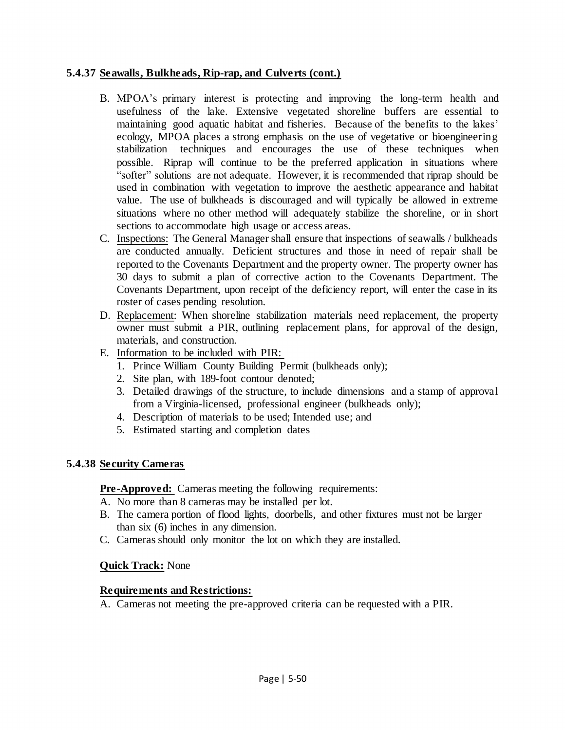### 5.4.37 Seawalls, Bulkheads, Rip-rap, and Culverts (cont.)

B. MPOA's primary interest is protecting and improving the long-term health and usefulness of the lake. Extensive vegetated shoreline buffers are essential to maintaining good aquatic habitat and fisheries. Because of the benefits to the lakes' ecology, MPOA places a strong emphasis on the use of vegetative or bioengineering stabilization techniques and encourages the use of these techniques when possible. Riprap will continue to be the preferred application in situations where "softer" solutions are not adequate. However, it is recommended that riprap should be used in combination with vegetation to improve the aesthetic appearance and habitat value. The use of bulkheads is discouraged and will typically be allowed in extreme situations where no other method will adequately stabilize the shoreline, or in short sections to accommodate high usage or access areas.

C. Inspections: The General Manager shall ensure that inspections of seawalls / bulkheads are conducted annually. Deficient structures and those in need of repair shall be reported to the Covenants Department and the property owner. The property owner has 30 days to submit a plan of corrective action to the Covenants Department. The Covenants Department, upon receipt of the deficiency report, will enter the case in its roster of cases pending resolution.

D. Replacement: When shoreline stabilization materials need replacement, the property owner must submit a PIR, outlining replacement plans, for approval of the design, materials, and construction.

E. Information to be included with PIR:
   1. Prince William County Building Permit (bulkheads only);
   2. Site plan, with 189-foot contour denoted;
   3. Detailed drawings of the structure, to include dimensions and a stamp of approval from a Virginia-licensed, professional engineer (bulkheads only);
   4. Description of materials to be used; Intended use; and
   5. Estimated starting and completion dates

### 5.4.38 Security Cameras

**Pre-Approved:** Cameras meeting the following requirements:

A. No more than 8 cameras may be installed per lot.
B. The camera portion of flood lights, doorbells, and other fixtures must not be larger than six (6) inches in any dimension.
C. Cameras should only monitor the lot on which they are installed.

**Quick Track:** None

**Requirements and Restrictions:**

A. Cameras not meeting the pre-approved criteria can be requested with a PIR.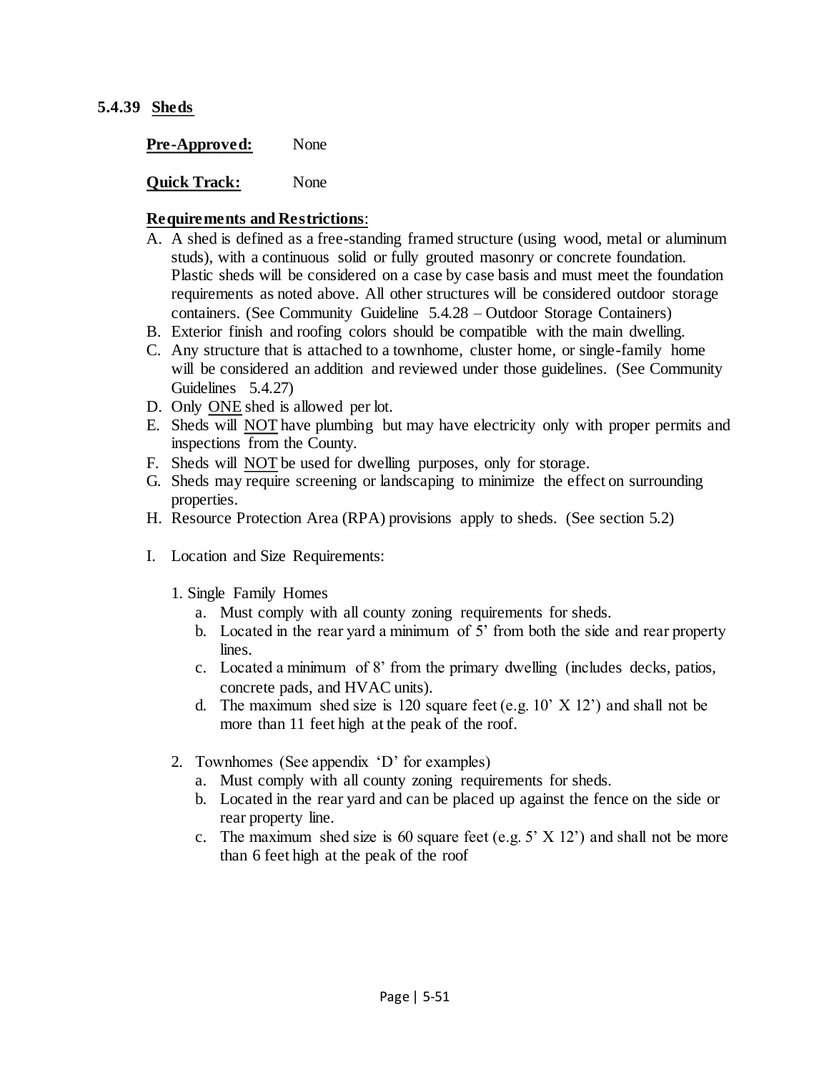### 5.4.39 Sheds

**Pre-Approved:** None

**Quick Track:** None

**Requirements and Restrictions**:

A. A shed is defined as a free-standing framed structure (using wood, metal or aluminum studs), with a continuous solid or fully grouted masonry or concrete foundation. Plastic sheds will be considered on a case by case basis and must meet the foundation requirements as noted above. All other structures will be considered outdoor storage containers. (See Community Guideline 5.4.28 – Outdoor Storage Containers)

B. Exterior finish and roofing colors should be compatible with the main dwelling.

C. Any structure that is attached to a townhome, cluster home, or single-family home will be considered an addition and reviewed under those guidelines. (See Community Guidelines 5.4.27)

D. Only <u>ONE</u> shed is allowed per lot.

E. Sheds will <u>NOT</u> have plumbing but may have electricity only with proper permits and inspections from the County.

F. Sheds will <u>NOT</u> be used for dwelling purposes, only for storage.

G. Sheds may require screening or landscaping to minimize the effect on surrounding properties.

H. Resource Protection Area (RPA) provisions apply to sheds. (See section 5.2)

I. Location and Size Requirements:

1. Single Family Homes
   a. Must comply with all county zoning requirements for sheds.
   b. Located in the rear yard a minimum of 5' from both the side and rear property lines.
   c. Located a minimum of 8' from the primary dwelling (includes decks, patios, concrete pads, and HVAC units).
   d. The maximum shed size is 120 square feet (e.g. 10' X 12') and shall not be more than 11 feet high at the peak of the roof.

2. Townhomes (See appendix 'D' for examples)
   a. Must comply with all county zoning requirements for sheds.
   b. Located in the rear yard and can be placed up against the fence on the side or rear property line.
   c. The maximum shed size is 60 square feet (e.g. 5' X 12') and shall not be more than 6 feet high at the peak of the roof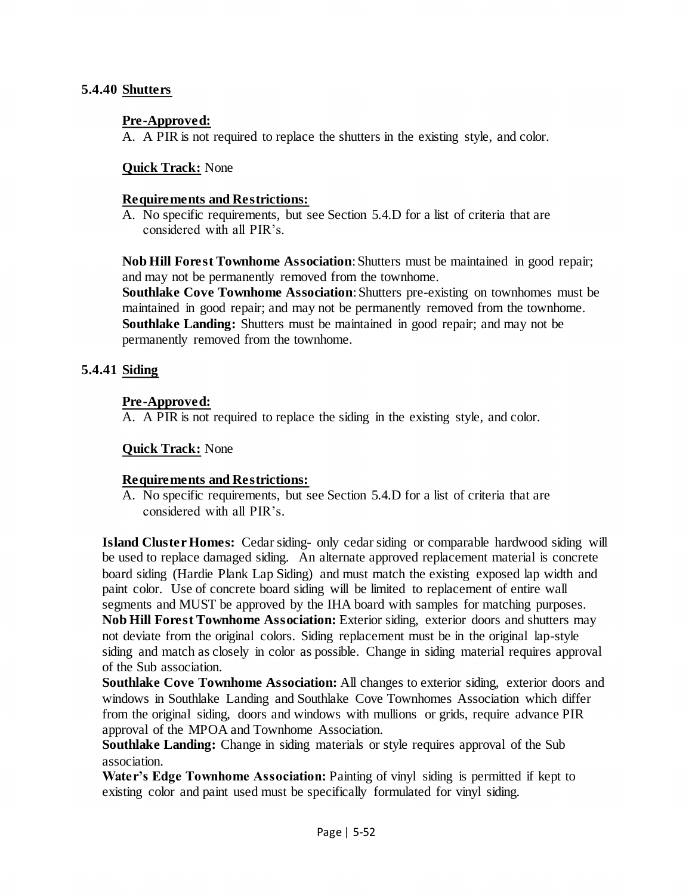### 5.4.40 Shutters

**Pre-Approved:**

A. A PIR is not required to replace the shutters in the existing style, and color.

**Quick Track:** None

**Requirements and Restrictions:**

A. No specific requirements, but see Section 5.4.D for a list of criteria that are considered with all PIR's.

**Nob Hill Forest Townhome Association**: Shutters must be maintained in good repair; and may not be permanently removed from the townhome.
**Southlake Cove Townhome Association**: Shutters pre-existing on townhomes must be maintained in good repair; and may not be permanently removed from the townhome.
**Southlake Landing:** Shutters must be maintained in good repair; and may not be permanently removed from the townhome.

### 5.4.41 Siding

**Pre-Approved:**

A. A PIR is not required to replace the siding in the existing style, and color.

**Quick Track:** None

**Requirements and Restrictions:**

A. No specific requirements, but see Section 5.4.D for a list of criteria that are considered with all PIR's.

**Island Cluster Homes:** Cedar siding- only cedar siding or comparable hardwood siding will be used to replace damaged siding. An alternate approved replacement material is concrete board siding (Hardie Plank Lap Siding) and must match the existing exposed lap width and paint color. Use of concrete board siding will be limited to replacement of entire wall segments and MUST be approved by the IHA board with samples for matching purposes.
**Nob Hill Forest Townhome Association:** Exterior siding, exterior doors and shutters may not deviate from the original colors. Siding replacement must be in the original lap-style siding and match as closely in color as possible. Change in siding material requires approval of the Sub association.
**Southlake Cove Townhome Association:** All changes to exterior siding, exterior doors and windows in Southlake Landing and Southlake Cove Townhomes Association which differ from the original siding, doors and windows with mullions or grids, require advance PIR approval of the MPOA and Townhome Association.
**Southlake Landing:** Change in siding materials or style requires approval of the Sub association.
**Water's Edge Townhome Association:** Painting of vinyl siding is permitted if kept to existing color and paint used must be specifically formulated for vinyl siding.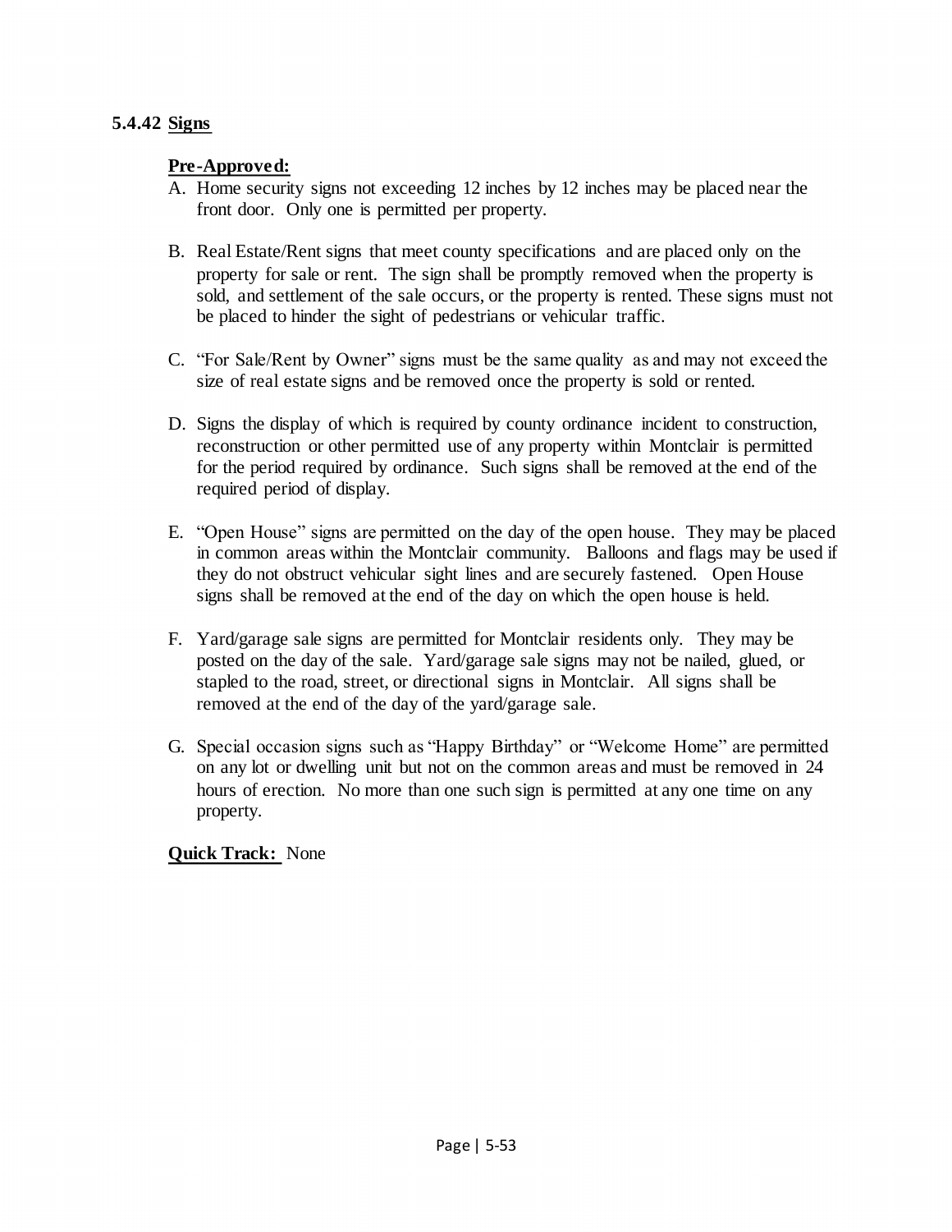### 5.4.42 Signs

**Pre-Approved:**

A. Home security signs not exceeding 12 inches by 12 inches may be placed near the front door. Only one is permitted per property.

B. Real Estate/Rent signs that meet county specifications and are placed only on the property for sale or rent. The sign shall be promptly removed when the property is sold, and settlement of the sale occurs, or the property is rented. These signs must not be placed to hinder the sight of pedestrians or vehicular traffic.

C. "For Sale/Rent by Owner" signs must be the same quality as and may not exceed the size of real estate signs and be removed once the property is sold or rented.

D. Signs the display of which is required by county ordinance incident to construction, reconstruction or other permitted use of any property within Montclair is permitted for the period required by ordinance. Such signs shall be removed at the end of the required period of display.

E. "Open House" signs are permitted on the day of the open house. They may be placed in common areas within the Montclair community. Balloons and flags may be used if they do not obstruct vehicular sight lines and are securely fastened. Open House signs shall be removed at the end of the day on which the open house is held.

F. Yard/garage sale signs are permitted for Montclair residents only. They may be posted on the day of the sale. Yard/garage sale signs may not be nailed, glued, or stapled to the road, street, or directional signs in Montclair. All signs shall be removed at the end of the day of the yard/garage sale.

G. Special occasion signs such as "Happy Birthday" or "Welcome Home" are permitted on any lot or dwelling unit but not on the common areas and must be removed in 24 hours of erection. No more than one such sign is permitted at any one time on any property.

**Quick Track:** None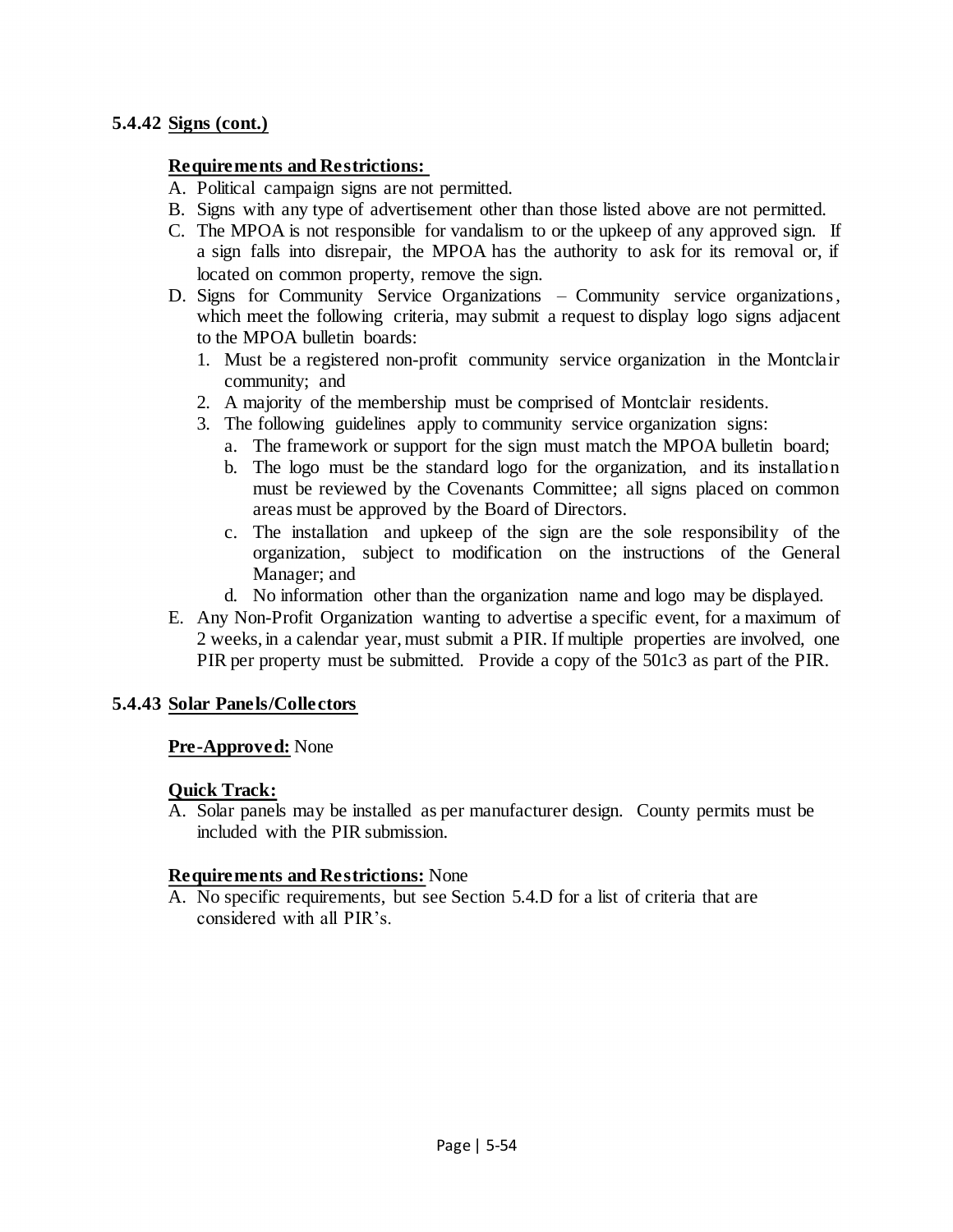### 5.4.42 Signs (cont.)

**Requirements and Restrictions:**

A. Political campaign signs are not permitted.
B. Signs with any type of advertisement other than those listed above are not permitted.
C. The MPOA is not responsible for vandalism to or the upkeep of any approved sign. If a sign falls into disrepair, the MPOA has the authority to ask for its removal or, if located on common property, remove the sign.
D. Signs for Community Service Organizations – Community service organizations, which meet the following criteria, may submit a request to display logo signs adjacent to the MPOA bulletin boards:
   1. Must be a registered non-profit community service organization in the Montclair community; and
   2. A majority of the membership must be comprised of Montclair residents.
   3. The following guidelines apply to community service organization signs:
      a. The framework or support for the sign must match the MPOA bulletin board;
      b. The logo must be the standard logo for the organization, and its installation must be reviewed by the Covenants Committee; all signs placed on common areas must be approved by the Board of Directors.
      c. The installation and upkeep of the sign are the sole responsibility of the organization, subject to modification on the instructions of the General Manager; and
      d. No information other than the organization name and logo may be displayed.
E. Any Non-Profit Organization wanting to advertise a specific event, for a maximum of 2 weeks, in a calendar year, must submit a PIR. If multiple properties are involved, one PIR per property must be submitted. Provide a copy of the 501c3 as part of the PIR.

### 5.4.43 Solar Panels/Collectors

**Pre-Approved:** None

**Quick Track:**

A. Solar panels may be installed as per manufacturer design. County permits must be included with the PIR submission.

**Requirements and Restrictions:** None

A. No specific requirements, but see Section 5.4.D for a list of criteria that are considered with all PIR's.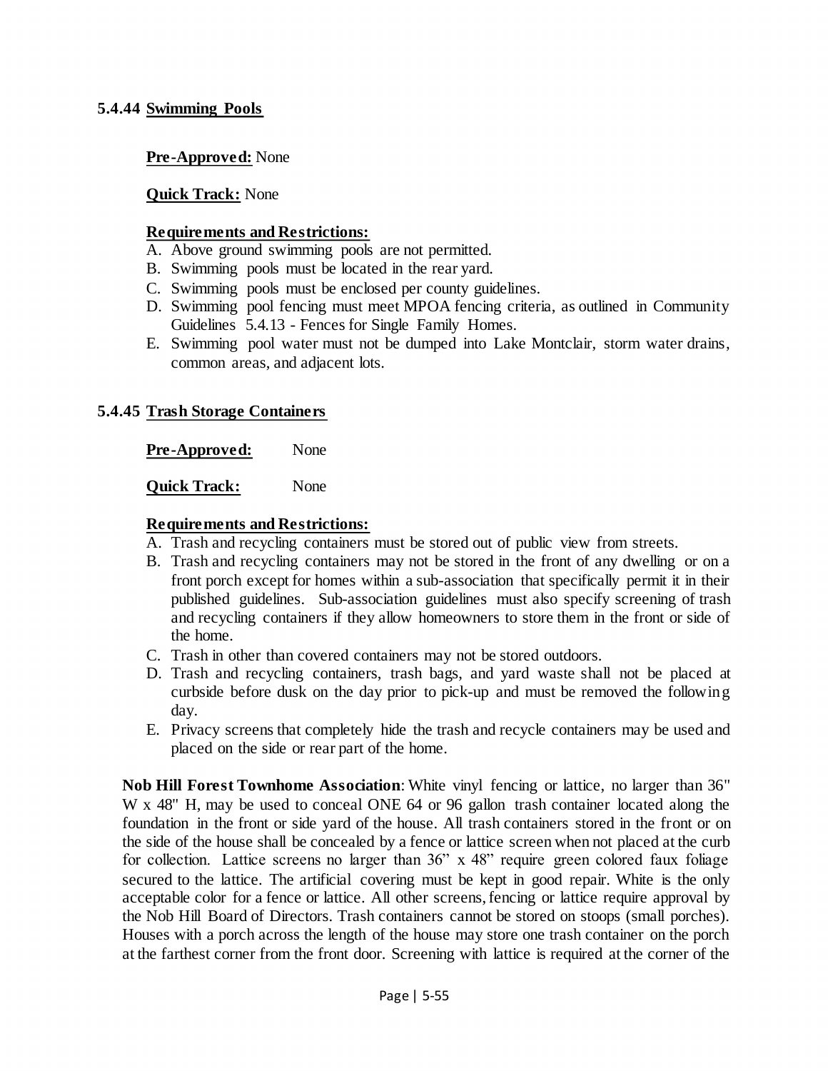### 5.4.44 Swimming Pools

**Pre-Approved:** None

**Quick Track:** None

**Requirements and Restrictions:**

A. Above ground swimming pools are not permitted.
B. Swimming pools must be located in the rear yard.
C. Swimming pools must be enclosed per county guidelines.
D. Swimming pool fencing must meet MPOA fencing criteria, as outlined in Community Guidelines 5.4.13 - Fences for Single Family Homes.
E. Swimming pool water must not be dumped into Lake Montclair, storm water drains, common areas, and adjacent lots.

### 5.4.45 Trash Storage Containers

**Pre-Approved:** None

**Quick Track:** None

**Requirements and Restrictions:**

A. Trash and recycling containers must be stored out of public view from streets.
B. Trash and recycling containers may not be stored in the front of any dwelling or on a front porch except for homes within a sub-association that specifically permit it in their published guidelines. Sub-association guidelines must also specify screening of trash and recycling containers if they allow homeowners to store them in the front or side of the home.
C. Trash in other than covered containers may not be stored outdoors.
D. Trash and recycling containers, trash bags, and yard waste shall not be placed at curbside before dusk on the day prior to pick-up and must be removed the following day.
E. Privacy screens that completely hide the trash and recycle containers may be used and placed on the side or rear part of the home.

**Nob Hill Forest Townhome Association**: White vinyl fencing or lattice, no larger than 36" W x 48" H, may be used to conceal ONE 64 or 96 gallon trash container located along the foundation in the front or side yard of the house. All trash containers stored in the front or on the side of the house shall be concealed by a fence or lattice screen when not placed at the curb for collection. Lattice screens no larger than 36" x 48" require green colored faux foliage secured to the lattice. The artificial covering must be kept in good repair. White is the only acceptable color for a fence or lattice. All other screens, fencing or lattice require approval by the Nob Hill Board of Directors. Trash containers cannot be stored on stoops (small porches). Houses with a porch across the length of the house may store one trash container on the porch at the farthest corner from the front door. Screening with lattice is required at the corner of the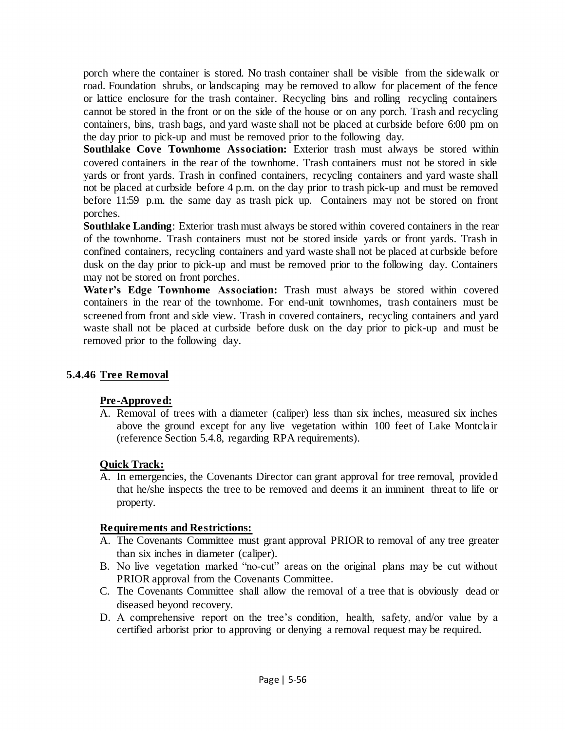porch where the container is stored. No trash container shall be visible from the sidewalk or road. Foundation shrubs, or landscaping may be removed to allow for placement of the fence or lattice enclosure for the trash container. Recycling bins and rolling recycling containers cannot be stored in the front or on the side of the house or on any porch. Trash and recycling containers, bins, trash bags, and yard waste shall not be placed at curbside before 6:00 pm on the day prior to pick-up and must be removed prior to the following day.

**Southlake Cove Townhome Association:** Exterior trash must always be stored within covered containers in the rear of the townhome. Trash containers must not be stored in side yards or front yards. Trash in confined containers, recycling containers and yard waste shall not be placed at curbside before 4 p.m. on the day prior to trash pick-up and must be removed before 11:59 p.m. the same day as trash pick up. Containers may not be stored on front porches.

**Southlake Landing**: Exterior trash must always be stored within covered containers in the rear of the townhome. Trash containers must not be stored inside yards or front yards. Trash in confined containers, recycling containers and yard waste shall not be placed at curbside before dusk on the day prior to pick-up and must be removed prior to the following day. Containers may not be stored on front porches.

**Water's Edge Townhome Association:** Trash must always be stored within covered containers in the rear of the townhome. For end-unit townhomes, trash containers must be screened from front and side view. Trash in covered containers, recycling containers and yard waste shall not be placed at curbside before dusk on the day prior to pick-up and must be removed prior to the following day.

### 5.4.46 <u>Tree Removal</u>

**<u>Pre-Approved:</u>**

A. Removal of trees with a diameter (caliper) less than six inches, measured six inches above the ground except for any live vegetation within 100 feet of Lake Montclair (reference Section 5.4.8, regarding RPA requirements).

**<u>Quick Track:</u>**

A. In emergencies, the Covenants Director can grant approval for tree removal, provided that he/she inspects the tree to be removed and deems it an imminent threat to life or property.

**<u>Requirements and Restrictions:</u>**

A. The Covenants Committee must grant approval PRIOR to removal of any tree greater than six inches in diameter (caliper).
B. No live vegetation marked "no-cut" areas on the original plans may be cut without PRIOR approval from the Covenants Committee.
C. The Covenants Committee shall allow the removal of a tree that is obviously dead or diseased beyond recovery.
D. A comprehensive report on the tree's condition, health, safety, and/or value by a certified arborist prior to approving or denying a removal request may be required.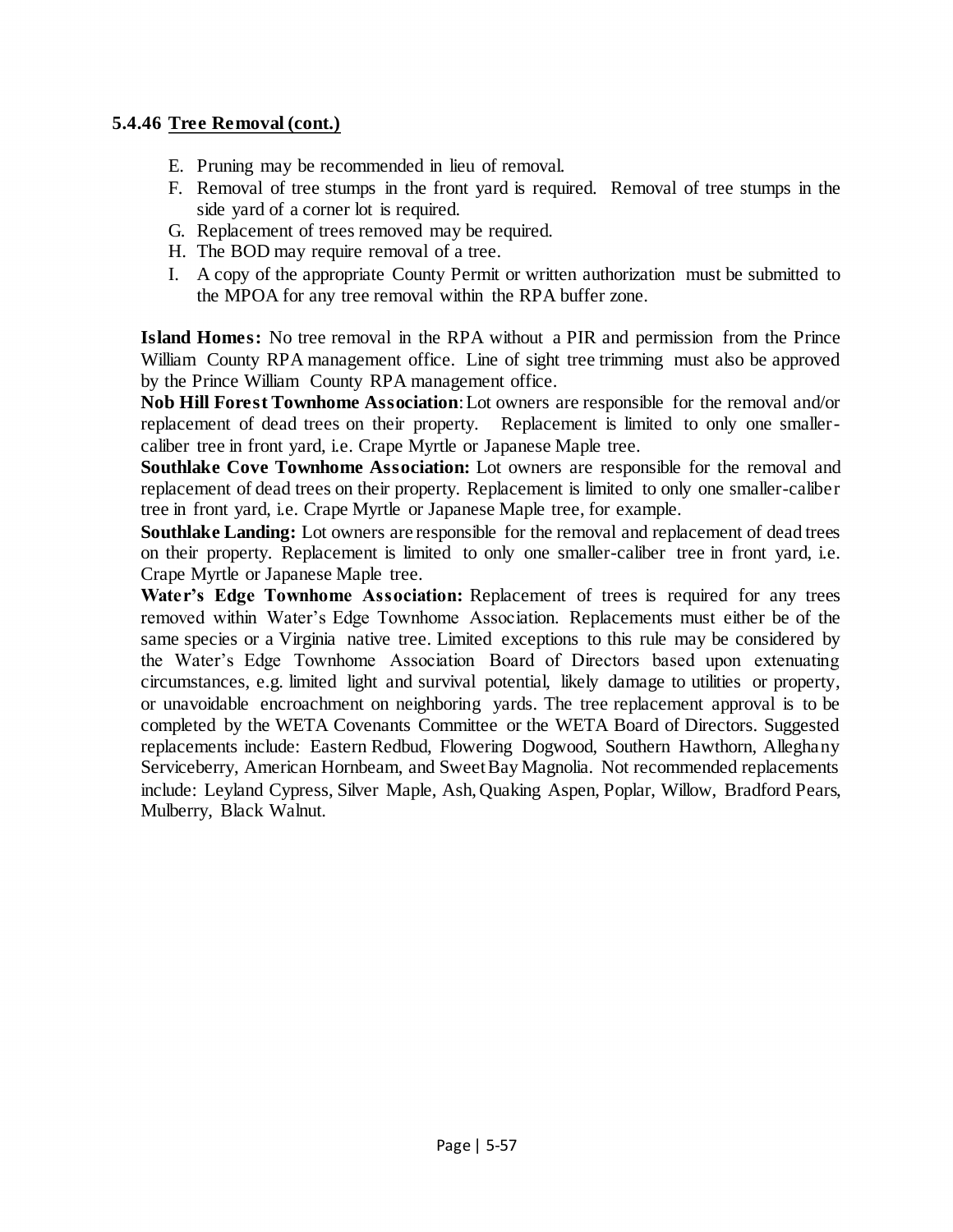### 5.4.46 Tree Removal (cont.)

E. Pruning may be recommended in lieu of removal.
F. Removal of tree stumps in the front yard is required. Removal of tree stumps in the side yard of a corner lot is required.
G. Replacement of trees removed may be required.
H. The BOD may require removal of a tree.
I. A copy of the appropriate County Permit or written authorization must be submitted to the MPOA for any tree removal within the RPA buffer zone.

**Island Homes:** No tree removal in the RPA without a PIR and permission from the Prince William County RPA management office. Line of sight tree trimming must also be approved by the Prince William County RPA management office.

**Nob Hill Forest Townhome Association**: Lot owners are responsible for the removal and/or replacement of dead trees on their property. Replacement is limited to only one smaller-caliber tree in front yard, i.e. Crape Myrtle or Japanese Maple tree.

**Southlake Cove Townhome Association:** Lot owners are responsible for the removal and replacement of dead trees on their property. Replacement is limited to only one smaller-caliber tree in front yard, i.e. Crape Myrtle or Japanese Maple tree, for example.

**Southlake Landing:** Lot owners are responsible for the removal and replacement of dead trees on their property. Replacement is limited to only one smaller-caliber tree in front yard, i.e. Crape Myrtle or Japanese Maple tree.

**Water's Edge Townhome Association:** Replacement of trees is required for any trees removed within Water's Edge Townhome Association. Replacements must either be of the same species or a Virginia native tree. Limited exceptions to this rule may be considered by the Water's Edge Townhome Association Board of Directors based upon extenuating circumstances, e.g. limited light and survival potential, likely damage to utilities or property, or unavoidable encroachment on neighboring yards. The tree replacement approval is to be completed by the WETA Covenants Committee or the WETA Board of Directors. Suggested replacements include: Eastern Redbud, Flowering Dogwood, Southern Hawthorn, Alleghany Serviceberry, American Hornbeam, and Sweet Bay Magnolia. Not recommended replacements include: Leyland Cypress, Silver Maple, Ash, Quaking Aspen, Poplar, Willow, Bradford Pears, Mulberry, Black Walnut.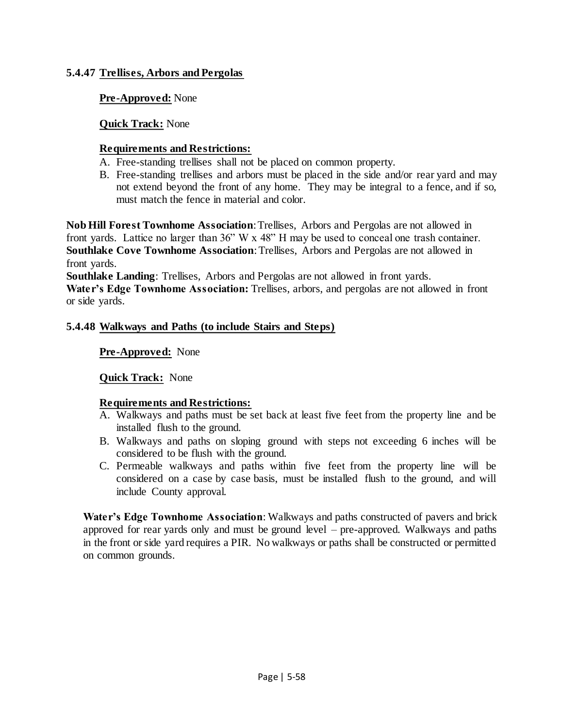### 5.4.47 Trellises, Arbors and Pergolas

**Pre-Approved:** None

**Quick Track:** None

**Requirements and Restrictions:**

A. Free-standing trellises shall not be placed on common property.
B. Free-standing trellises and arbors must be placed in the side and/or rear yard and may not extend beyond the front of any home. They may be integral to a fence, and if so, must match the fence in material and color.

**Nob Hill Forest Townhome Association**: Trellises, Arbors and Pergolas are not allowed in front yards. Lattice no larger than 36" W x 48" H may be used to conceal one trash container.
**Southlake Cove Townhome Association**: Trellises, Arbors and Pergolas are not allowed in front yards.
**Southlake Landing**: Trellises, Arbors and Pergolas are not allowed in front yards.
**Water's Edge Townhome Association:** Trellises, arbors, and pergolas are not allowed in front or side yards.

### 5.4.48 Walkways and Paths (to include Stairs and Steps)

**Pre-Approved:** None

**Quick Track:** None

**Requirements and Restrictions:**

A. Walkways and paths must be set back at least five feet from the property line and be installed flush to the ground.
B. Walkways and paths on sloping ground with steps not exceeding 6 inches will be considered to be flush with the ground.
C. Permeable walkways and paths within five feet from the property line will be considered on a case by case basis, must be installed flush to the ground, and will include County approval.

**Water's Edge Townhome Association**: Walkways and paths constructed of pavers and brick approved for rear yards only and must be ground level – pre-approved. Walkways and paths in the front or side yard requires a PIR. No walkways or paths shall be constructed or permitted on common grounds.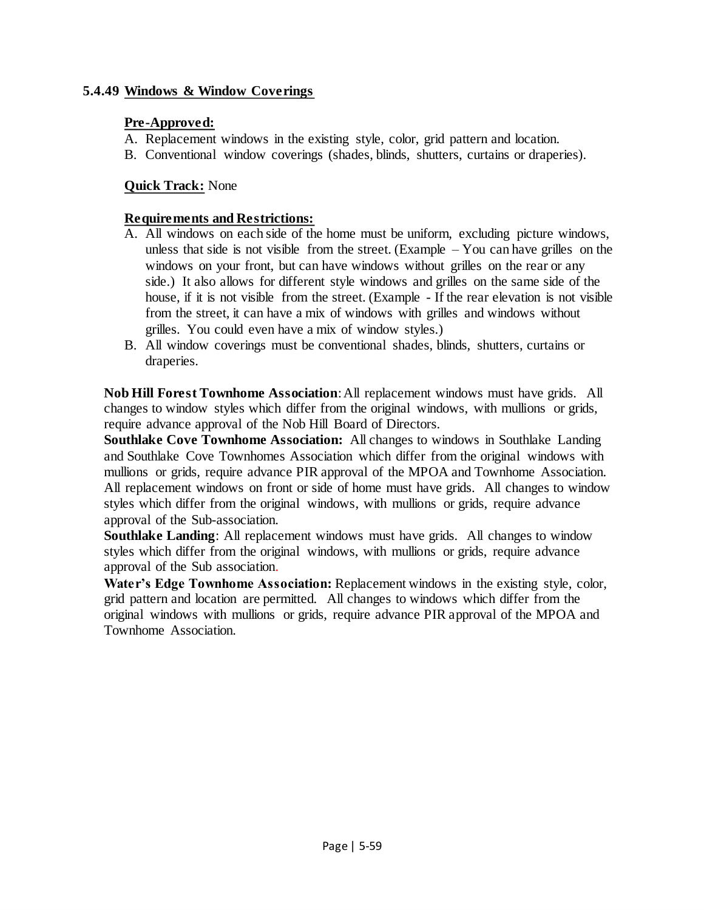### 5.4.49 Windows & Window Coverings

**Pre-Approved:**

A. Replacement windows in the existing style, color, grid pattern and location.
B. Conventional window coverings (shades, blinds, shutters, curtains or draperies).

**Quick Track:** None

**Requirements and Restrictions:**

A. All windows on each side of the home must be uniform, excluding picture windows, unless that side is not visible from the street. (Example – You can have grilles on the windows on your front, but can have windows without grilles on the rear or any side.) It also allows for different style windows and grilles on the same side of the house, if it is not visible from the street. (Example - If the rear elevation is not visible from the street, it can have a mix of windows with grilles and windows without grilles. You could even have a mix of window styles.)
B. All window coverings must be conventional shades, blinds, shutters, curtains or draperies.

**Nob Hill Forest Townhome Association**: All replacement windows must have grids. All changes to window styles which differ from the original windows, with mullions or grids, require advance approval of the Nob Hill Board of Directors.
**Southlake Cove Townhome Association:** All changes to windows in Southlake Landing and Southlake Cove Townhomes Association which differ from the original windows with mullions or grids, require advance PIR approval of the MPOA and Townhome Association. All replacement windows on front or side of home must have grids. All changes to window styles which differ from the original windows, with mullions or grids, require advance approval of the Sub-association.
**Southlake Landing**: All replacement windows must have grids. All changes to window styles which differ from the original windows, with mullions or grids, require advance approval of the Sub association.
**Water's Edge Townhome Association:** Replacement windows in the existing style, color, grid pattern and location are permitted. All changes to windows which differ from the original windows with mullions or grids, require advance PIR approval of the MPOA and Townhome Association.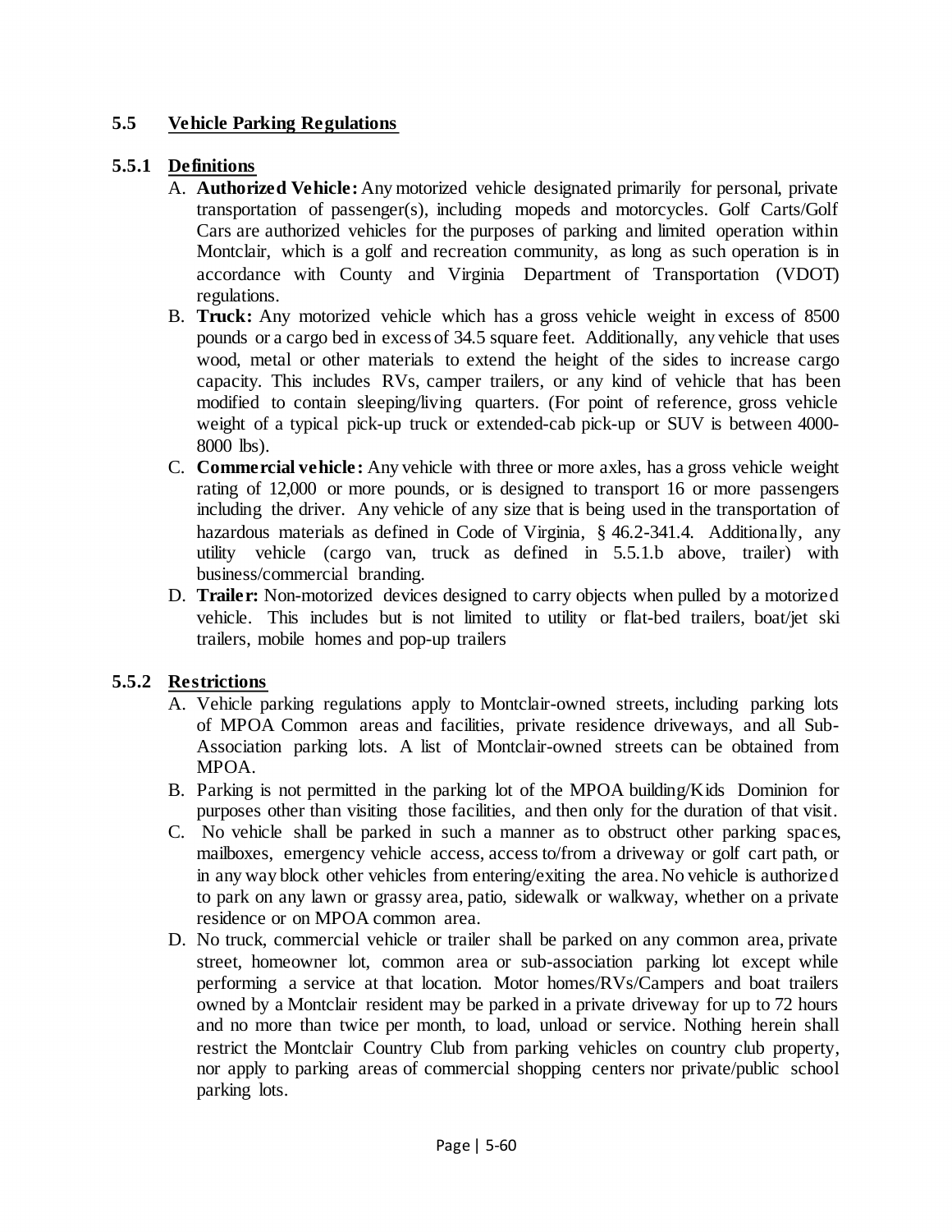## 5.5 Vehicle Parking Regulations

### 5.5.1 Definitions

A. **Authorized Vehicle:** Any motorized vehicle designated primarily for personal, private transportation of passenger(s), including mopeds and motorcycles. Golf Carts/Golf Cars are authorized vehicles for the purposes of parking and limited operation within Montclair, which is a golf and recreation community, as long as such operation is in accordance with County and Virginia Department of Transportation (VDOT) regulations.

B. **Truck:** Any motorized vehicle which has a gross vehicle weight in excess of 8500 pounds or a cargo bed in excess of 34.5 square feet. Additionally, any vehicle that uses wood, metal or other materials to extend the height of the sides to increase cargo capacity. This includes RVs, camper trailers, or any kind of vehicle that has been modified to contain sleeping/living quarters. (For point of reference, gross vehicle weight of a typical pick-up truck or extended-cab pick-up or SUV is between 4000-8000 lbs).

C. **Commercial vehicle:** Any vehicle with three or more axles, has a gross vehicle weight rating of 12,000 or more pounds, or is designed to transport 16 or more passengers including the driver. Any vehicle of any size that is being used in the transportation of hazardous materials as defined in Code of Virginia, § 46.2-341.4. Additionally, any utility vehicle (cargo van, truck as defined in 5.5.1.b above, trailer) with business/commercial branding.

D. **Trailer:** Non-motorized devices designed to carry objects when pulled by a motorized vehicle. This includes but is not limited to utility or flat-bed trailers, boat/jet ski trailers, mobile homes and pop-up trailers

### 5.5.2 Restrictions

A. Vehicle parking regulations apply to Montclair-owned streets, including parking lots of MPOA Common areas and facilities, private residence driveways, and all Sub-Association parking lots. A list of Montclair-owned streets can be obtained from MPOA.

B. Parking is not permitted in the parking lot of the MPOA building/Kids Dominion for purposes other than visiting those facilities, and then only for the duration of that visit.

C. No vehicle shall be parked in such a manner as to obstruct other parking spaces, mailboxes, emergency vehicle access, access to/from a driveway or golf cart path, or in any way block other vehicles from entering/exiting the area. No vehicle is authorized to park on any lawn or grassy area, patio, sidewalk or walkway, whether on a private residence or on MPOA common area.

D. No truck, commercial vehicle or trailer shall be parked on any common area, private street, homeowner lot, common area or sub-association parking lot except while performing a service at that location. Motor homes/RVs/Campers and boat trailers owned by a Montclair resident may be parked in a private driveway for up to 72 hours and no more than twice per month, to load, unload or service. Nothing herein shall restrict the Montclair Country Club from parking vehicles on country club property, nor apply to parking areas of commercial shopping centers nor private/public school parking lots.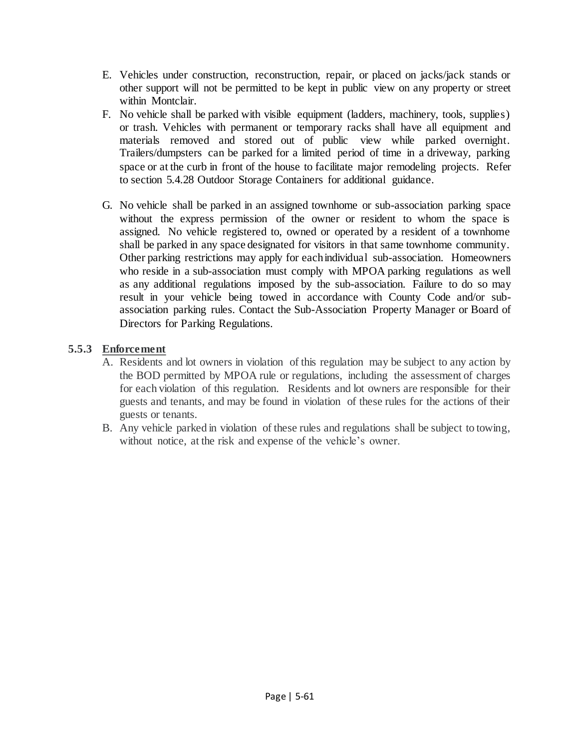E. Vehicles under construction, reconstruction, repair, or placed on jacks/jack stands or other support will not be permitted to be kept in public view on any property or street within Montclair.

F. No vehicle shall be parked with visible equipment (ladders, machinery, tools, supplies) or trash. Vehicles with permanent or temporary racks shall have all equipment and materials removed and stored out of public view while parked overnight. Trailers/dumpsters can be parked for a limited period of time in a driveway, parking space or at the curb in front of the house to facilitate major remodeling projects. Refer to section 5.4.28 Outdoor Storage Containers for additional guidance.

G. No vehicle shall be parked in an assigned townhome or sub-association parking space without the express permission of the owner or resident to whom the space is assigned. No vehicle registered to, owned or operated by a resident of a townhome shall be parked in any space designated for visitors in that same townhome community. Other parking restrictions may apply for each individual sub-association. Homeowners who reside in a sub-association must comply with MPOA parking regulations as well as any additional regulations imposed by the sub-association. Failure to do so may result in your vehicle being towed in accordance with County Code and/or sub-association parking rules. Contact the Sub-Association Property Manager or Board of Directors for Parking Regulations.

### 5.5.3 <u>Enforcement</u>

A. Residents and lot owners in violation of this regulation may be subject to any action by the BOD permitted by MPOA rule or regulations, including the assessment of charges for each violation of this regulation. Residents and lot owners are responsible for their guests and tenants, and may be found in violation of these rules for the actions of their guests or tenants.

B. Any vehicle parked in violation of these rules and regulations shall be subject to towing, without notice, at the risk and expense of the vehicle's owner.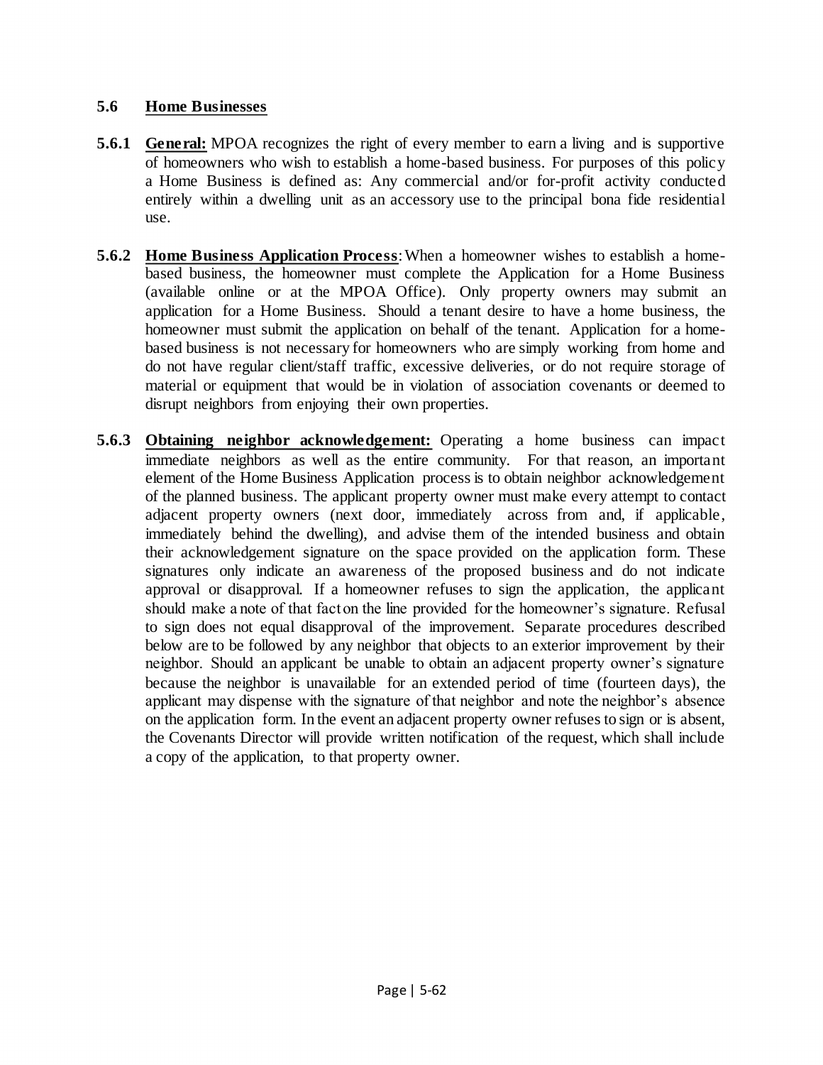## 5.6 Home Businesses

**5.6.1 General:** MPOA recognizes the right of every member to earn a living and is supportive of homeowners who wish to establish a home-based business. For purposes of this policy a Home Business is defined as: Any commercial and/or for-profit activity conducted entirely within a dwelling unit as an accessory use to the principal bona fide residential use.

**5.6.2 Home Business Application Process**: When a homeowner wishes to establish a home-based business, the homeowner must complete the Application for a Home Business (available online or at the MPOA Office). Only property owners may submit an application for a Home Business. Should a tenant desire to have a home business, the homeowner must submit the application on behalf of the tenant. Application for a home-based business is not necessary for homeowners who are simply working from home and do not have regular client/staff traffic, excessive deliveries, or do not require storage of material or equipment that would be in violation of association covenants or deemed to disrupt neighbors from enjoying their own properties.

**5.6.3 Obtaining neighbor acknowledgement:** Operating a home business can impact immediate neighbors as well as the entire community. For that reason, an important element of the Home Business Application process is to obtain neighbor acknowledgement of the planned business. The applicant property owner must make every attempt to contact adjacent property owners (next door, immediately across from and, if applicable, immediately behind the dwelling), and advise them of the intended business and obtain their acknowledgement signature on the space provided on the application form. These signatures only indicate an awareness of the proposed business and do not indicate approval or disapproval. If a homeowner refuses to sign the application, the applicant should make a note of that fact on the line provided for the homeowner's signature. Refusal to sign does not equal disapproval of the improvement. Separate procedures described below are to be followed by any neighbor that objects to an exterior improvement by their neighbor. Should an applicant be unable to obtain an adjacent property owner's signature because the neighbor is unavailable for an extended period of time (fourteen days), the applicant may dispense with the signature of that neighbor and note the neighbor's absence on the application form. In the event an adjacent property owner refuses to sign or is absent, the Covenants Director will provide written notification of the request, which shall include a copy of the application, to that property owner.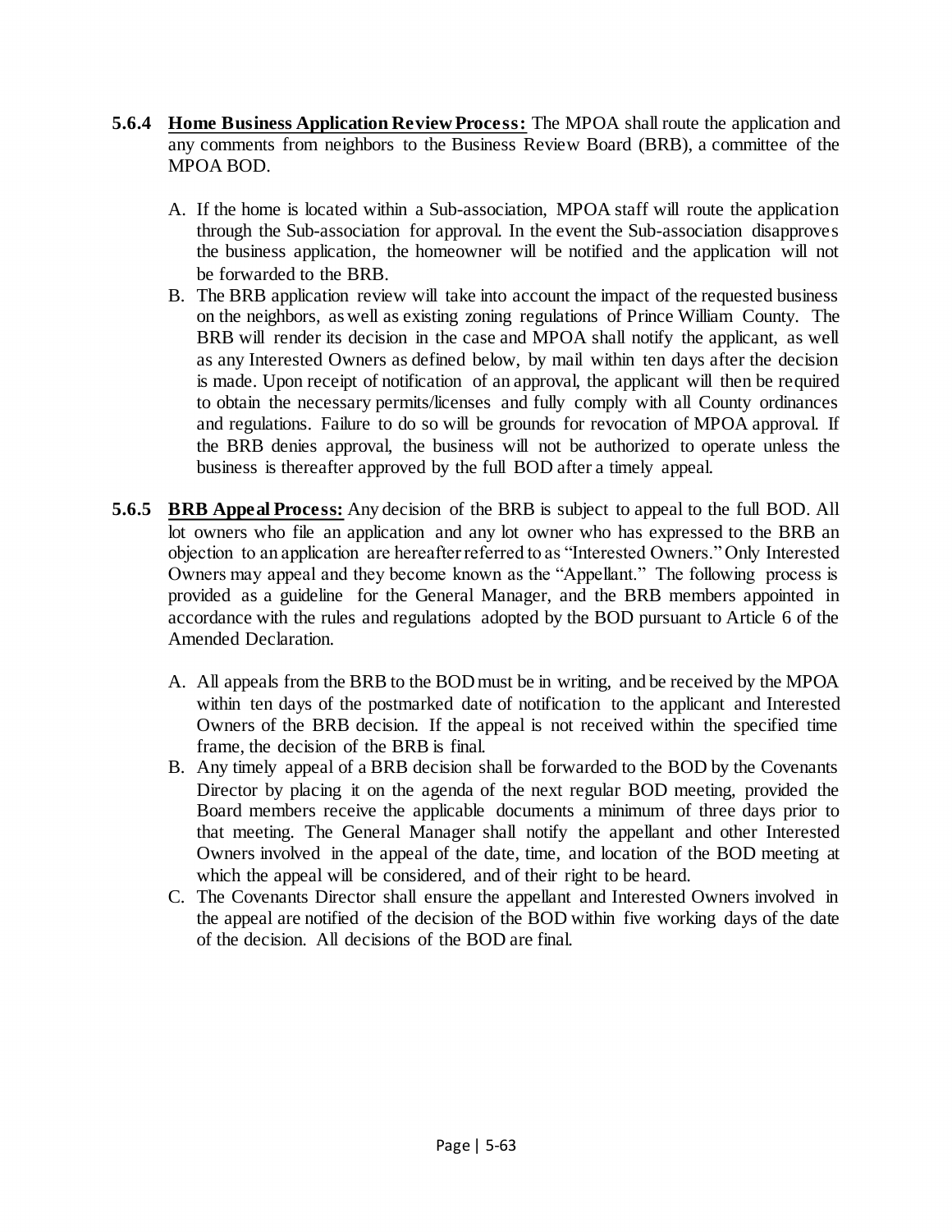**5.6.4** **Home Business Application Review Process:** The MPOA shall route the application and any comments from neighbors to the Business Review Board (BRB), a committee of the MPOA BOD.

A. If the home is located within a Sub-association, MPOA staff will route the application through the Sub-association for approval. In the event the Sub-association disapproves the business application, the homeowner will be notified and the application will not be forwarded to the BRB.

B. The BRB application review will take into account the impact of the requested business on the neighbors, as well as existing zoning regulations of Prince William County. The BRB will render its decision in the case and MPOA shall notify the applicant, as well as any Interested Owners as defined below, by mail within ten days after the decision is made. Upon receipt of notification of an approval, the applicant will then be required to obtain the necessary permits/licenses and fully comply with all County ordinances and regulations. Failure to do so will be grounds for revocation of MPOA approval. If the BRB denies approval, the business will not be authorized to operate unless the business is thereafter approved by the full BOD after a timely appeal.

**5.6.5** **BRB Appeal Process:** Any decision of the BRB is subject to appeal to the full BOD. All lot owners who file an application and any lot owner who has expressed to the BRB an objection to an application are hereafter referred to as "Interested Owners." Only Interested Owners may appeal and they become known as the "Appellant." The following process is provided as a guideline for the General Manager, and the BRB members appointed in accordance with the rules and regulations adopted by the BOD pursuant to Article 6 of the Amended Declaration.

A. All appeals from the BRB to the BOD must be in writing, and be received by the MPOA within ten days of the postmarked date of notification to the applicant and Interested Owners of the BRB decision. If the appeal is not received within the specified time frame, the decision of the BRB is final.

B. Any timely appeal of a BRB decision shall be forwarded to the BOD by the Covenants Director by placing it on the agenda of the next regular BOD meeting, provided the Board members receive the applicable documents a minimum of three days prior to that meeting. The General Manager shall notify the appellant and other Interested Owners involved in the appeal of the date, time, and location of the BOD meeting at which the appeal will be considered, and of their right to be heard.

C. The Covenants Director shall ensure the appellant and Interested Owners involved in the appeal are notified of the decision of the BOD within five working days of the date of the decision. All decisions of the BOD are final.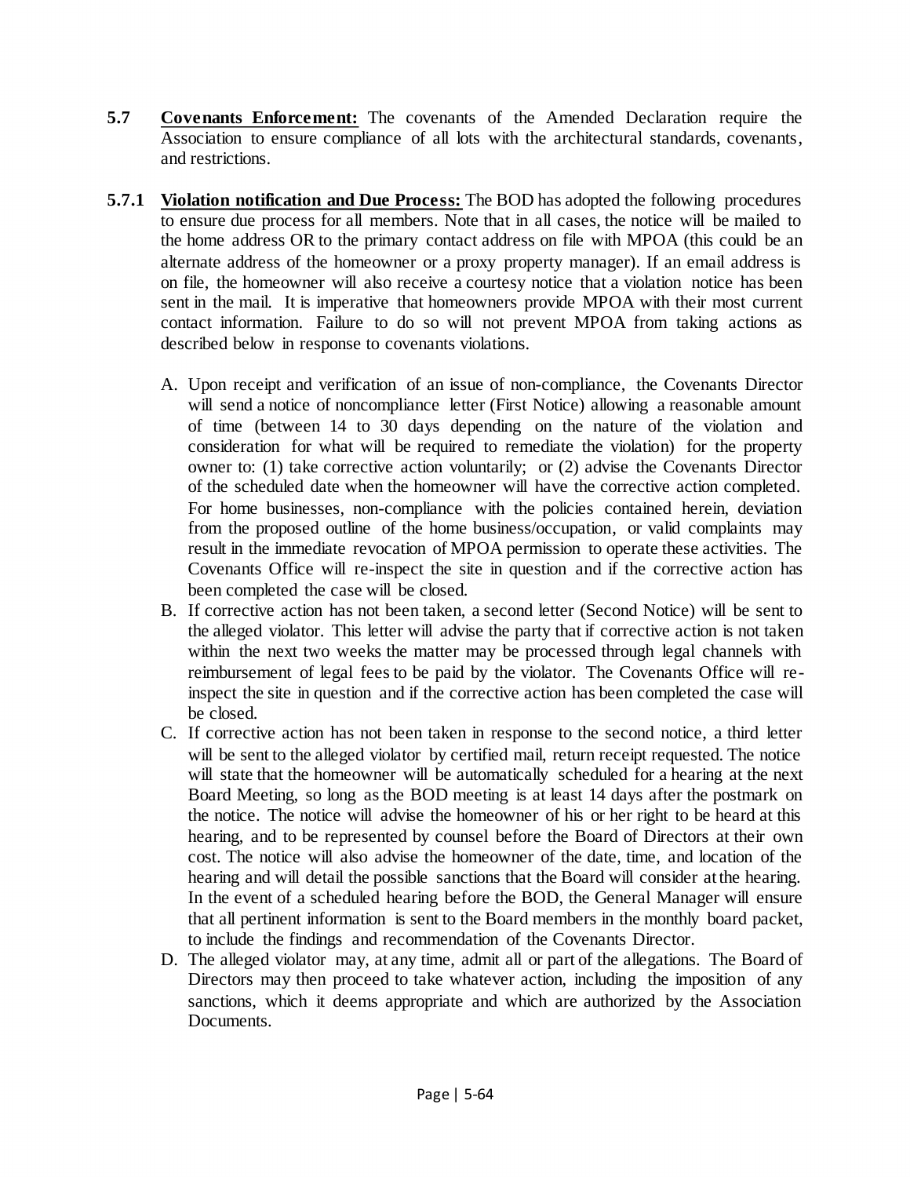**5.7 <u>Covenants Enforcement:</u>** The covenants of the Amended Declaration require the Association to ensure compliance of all lots with the architectural standards, covenants, and restrictions.

**5.7.1 <u>Violation notification and Due Process:</u>** The BOD has adopted the following procedures to ensure due process for all members. Note that in all cases, the notice will be mailed to the home address OR to the primary contact address on file with MPOA (this could be an alternate address of the homeowner or a proxy property manager). If an email address is on file, the homeowner will also receive a courtesy notice that a violation notice has been sent in the mail. It is imperative that homeowners provide MPOA with their most current contact information. Failure to do so will not prevent MPOA from taking actions as described below in response to covenants violations.

A. Upon receipt and verification of an issue of non-compliance, the Covenants Director will send a notice of noncompliance letter (First Notice) allowing a reasonable amount of time (between 14 to 30 days depending on the nature of the violation and consideration for what will be required to remediate the violation) for the property owner to: (1) take corrective action voluntarily; or (2) advise the Covenants Director of the scheduled date when the homeowner will have the corrective action completed. For home businesses, non-compliance with the policies contained herein, deviation from the proposed outline of the home business/occupation, or valid complaints may result in the immediate revocation of MPOA permission to operate these activities. The Covenants Office will re-inspect the site in question and if the corrective action has been completed the case will be closed.

B. If corrective action has not been taken, a second letter (Second Notice) will be sent to the alleged violator. This letter will advise the party that if corrective action is not taken within the next two weeks the matter may be processed through legal channels with reimbursement of legal fees to be paid by the violator. The Covenants Office will re-inspect the site in question and if the corrective action has been completed the case will be closed.

C. If corrective action has not been taken in response to the second notice, a third letter will be sent to the alleged violator by certified mail, return receipt requested. The notice will state that the homeowner will be automatically scheduled for a hearing at the next Board Meeting, so long as the BOD meeting is at least 14 days after the postmark on the notice. The notice will advise the homeowner of his or her right to be heard at this hearing, and to be represented by counsel before the Board of Directors at their own cost. The notice will also advise the homeowner of the date, time, and location of the hearing and will detail the possible sanctions that the Board will consider at the hearing. In the event of a scheduled hearing before the BOD, the General Manager will ensure that all pertinent information is sent to the Board members in the monthly board packet, to include the findings and recommendation of the Covenants Director.

D. The alleged violator may, at any time, admit all or part of the allegations. The Board of Directors may then proceed to take whatever action, including the imposition of any sanctions, which it deems appropriate and which are authorized by the Association Documents.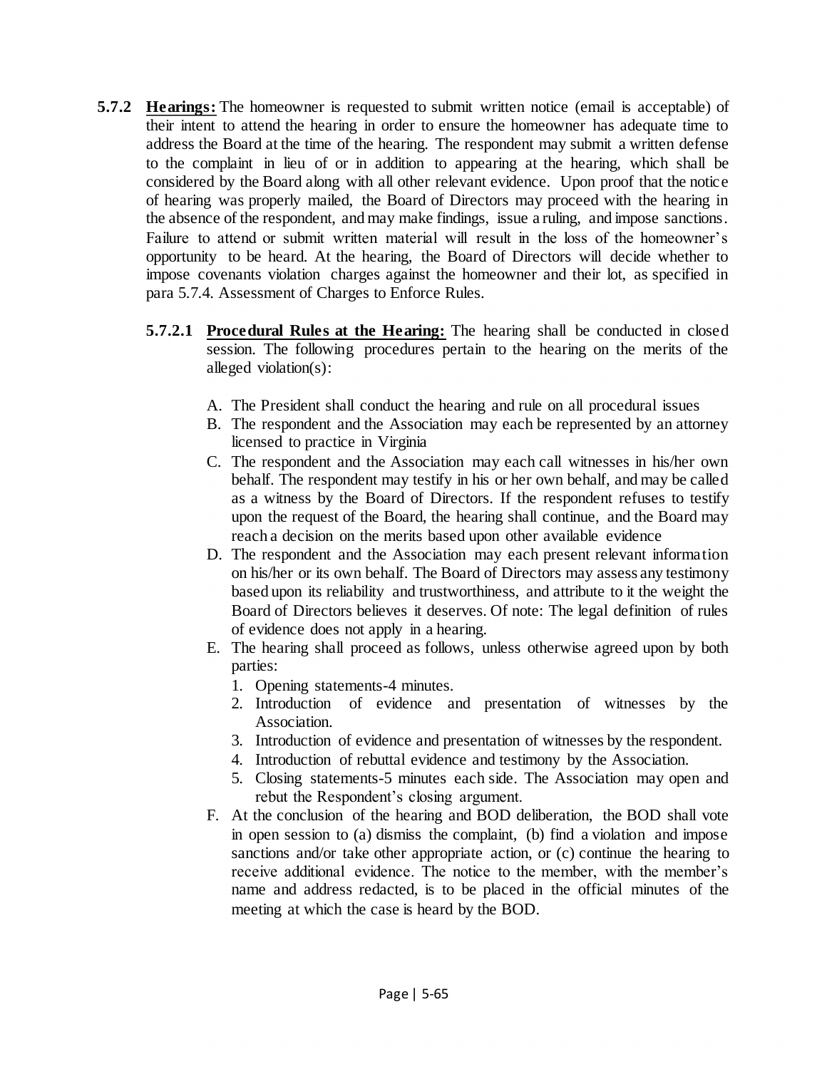**5.7.2 Hearings:** The homeowner is requested to submit written notice (email is acceptable) of their intent to attend the hearing in order to ensure the homeowner has adequate time to address the Board at the time of the hearing. The respondent may submit a written defense to the complaint in lieu of or in addition to appearing at the hearing, which shall be considered by the Board along with all other relevant evidence. Upon proof that the notice of hearing was properly mailed, the Board of Directors may proceed with the hearing in the absence of the respondent, and may make findings, issue a ruling, and impose sanctions. Failure to attend or submit written material will result in the loss of the homeowner's opportunity to be heard. At the hearing, the Board of Directors will decide whether to impose covenants violation charges against the homeowner and their lot, as specified in para 5.7.4. Assessment of Charges to Enforce Rules.

**5.7.2.1 Procedural Rules at the Hearing:** The hearing shall be conducted in closed session. The following procedures pertain to the hearing on the merits of the alleged violation(s):

A. The President shall conduct the hearing and rule on all procedural issues
B. The respondent and the Association may each be represented by an attorney licensed to practice in Virginia
C. The respondent and the Association may each call witnesses in his/her own behalf. The respondent may testify in his or her own behalf, and may be called as a witness by the Board of Directors. If the respondent refuses to testify upon the request of the Board, the hearing shall continue, and the Board may reach a decision on the merits based upon other available evidence
D. The respondent and the Association may each present relevant information on his/her or its own behalf. The Board of Directors may assess any testimony based upon its reliability and trustworthiness, and attribute to it the weight the Board of Directors believes it deserves. Of note: The legal definition of rules of evidence does not apply in a hearing.
E. The hearing shall proceed as follows, unless otherwise agreed upon by both parties:
   1. Opening statements-4 minutes.
   2. Introduction of evidence and presentation of witnesses by the Association.
   3. Introduction of evidence and presentation of witnesses by the respondent.
   4. Introduction of rebuttal evidence and testimony by the Association.
   5. Closing statements-5 minutes each side. The Association may open and rebut the Respondent's closing argument.
F. At the conclusion of the hearing and BOD deliberation, the BOD shall vote in open session to (a) dismiss the complaint, (b) find a violation and impose sanctions and/or take other appropriate action, or (c) continue the hearing to receive additional evidence. The notice to the member, with the member's name and address redacted, is to be placed in the official minutes of the meeting at which the case is heard by the BOD.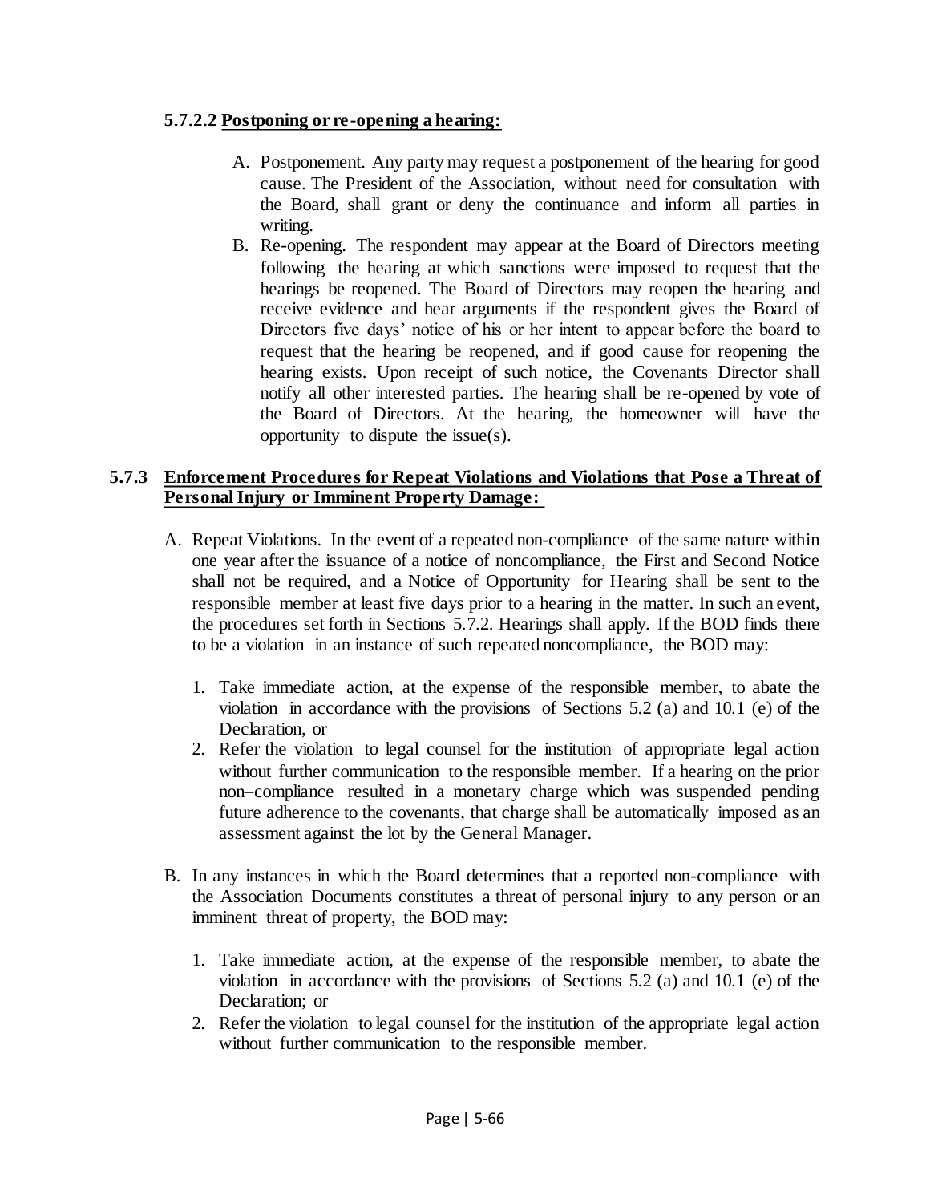#### 5.7.2.2 Postponing or re-opening a hearing:

A. Postponement. Any party may request a postponement of the hearing for good cause. The President of the Association, without need for consultation with the Board, shall grant or deny the continuance and inform all parties in writing.

B. Re-opening. The respondent may appear at the Board of Directors meeting following the hearing at which sanctions were imposed to request that the hearings be reopened. The Board of Directors may reopen the hearing and receive evidence and hear arguments if the respondent gives the Board of Directors five days' notice of his or her intent to appear before the board to request that the hearing be reopened, and if good cause for reopening the hearing exists. Upon receipt of such notice, the Covenants Director shall notify all other interested parties. The hearing shall be re-opened by vote of the Board of Directors. At the hearing, the homeowner will have the opportunity to dispute the issue(s).

### 5.7.3 Enforcement Procedures for Repeat Violations and Violations that Pose a Threat of Personal Injury or Imminent Property Damage:

A. Repeat Violations. In the event of a repeated non-compliance of the same nature within one year after the issuance of a notice of noncompliance, the First and Second Notice shall not be required, and a Notice of Opportunity for Hearing shall be sent to the responsible member at least five days prior to a hearing in the matter. In such an event, the procedures set forth in Sections 5.7.2. Hearings shall apply. If the BOD finds there to be a violation in an instance of such repeated noncompliance, the BOD may:

   1. Take immediate action, at the expense of the responsible member, to abate the violation in accordance with the provisions of Sections 5.2 (a) and 10.1 (e) of the Declaration, or
   2. Refer the violation to legal counsel for the institution of appropriate legal action without further communication to the responsible member. If a hearing on the prior non–compliance resulted in a monetary charge which was suspended pending future adherence to the covenants, that charge shall be automatically imposed as an assessment against the lot by the General Manager.

B. In any instances in which the Board determines that a reported non-compliance with the Association Documents constitutes a threat of personal injury to any person or an imminent threat of property, the BOD may:

   1. Take immediate action, at the expense of the responsible member, to abate the violation in accordance with the provisions of Sections 5.2 (a) and 10.1 (e) of the Declaration; or
   2. Refer the violation to legal counsel for the institution of the appropriate legal action without further communication to the responsible member.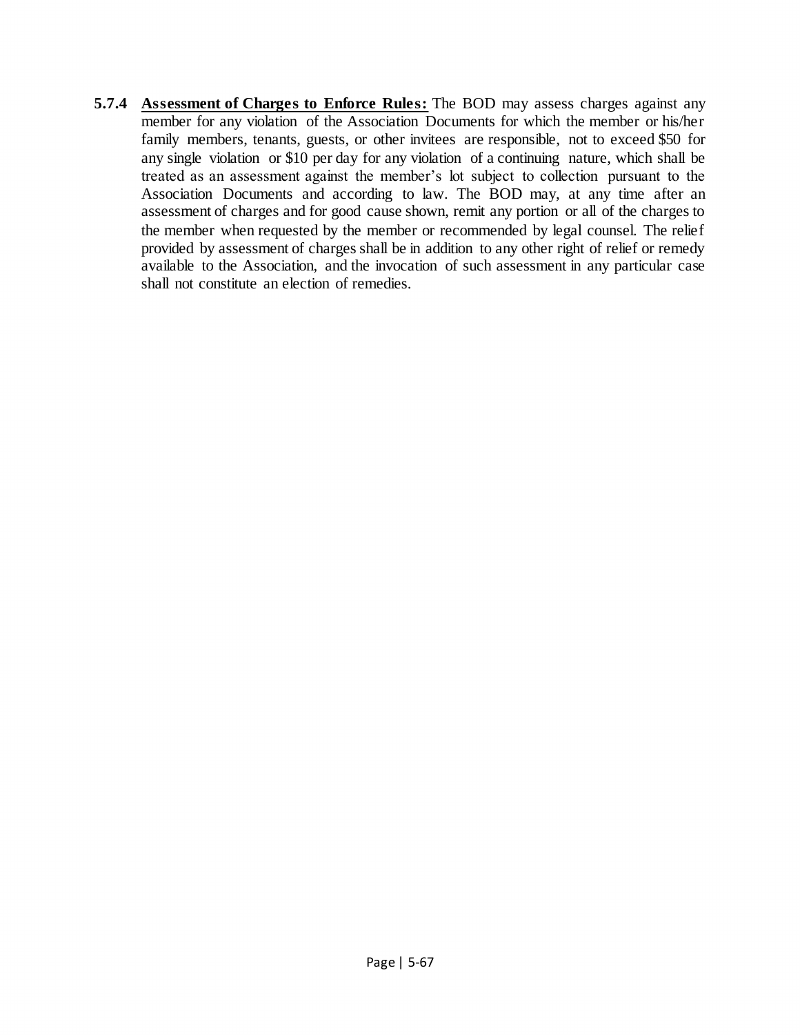**5.7.4** **Assessment of Charges to Enforce Rules:** The BOD may assess charges against any member for any violation of the Association Documents for which the member or his/her family members, tenants, guests, or other invitees are responsible, not to exceed $50 for any single violation or $10 per day for any violation of a continuing nature, which shall be treated as an assessment against the member's lot subject to collection pursuant to the Association Documents and according to law. The BOD may, at any time after an assessment of charges and for good cause shown, remit any portion or all of the charges to the member when requested by the member or recommended by legal counsel. The relief provided by assessment of charges shall be in addition to any other right of relief or remedy available to the Association, and the invocation of such assessment in any particular case shall not constitute an election of remedies.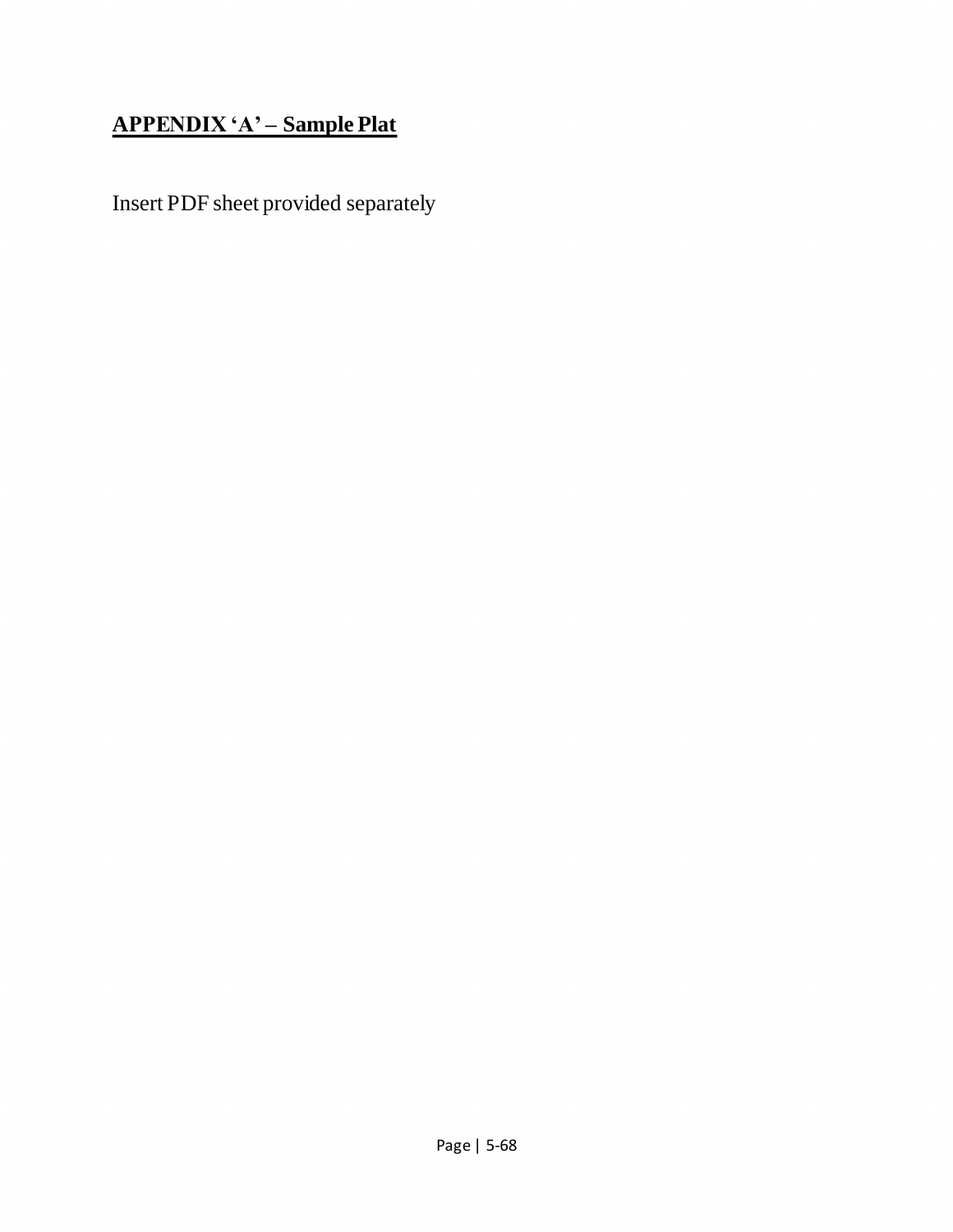## APPENDIX 'A' – Sample Plat

Insert PDF sheet provided separately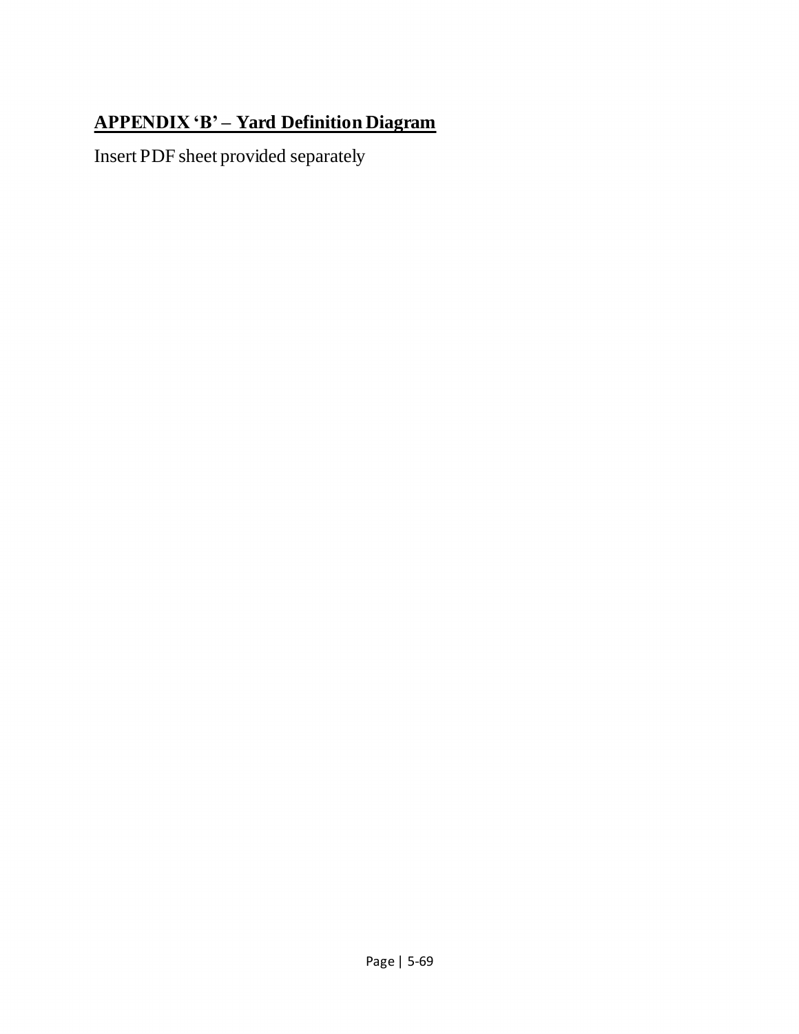## APPENDIX 'B' – Yard Definition Diagram

Insert PDF sheet provided separately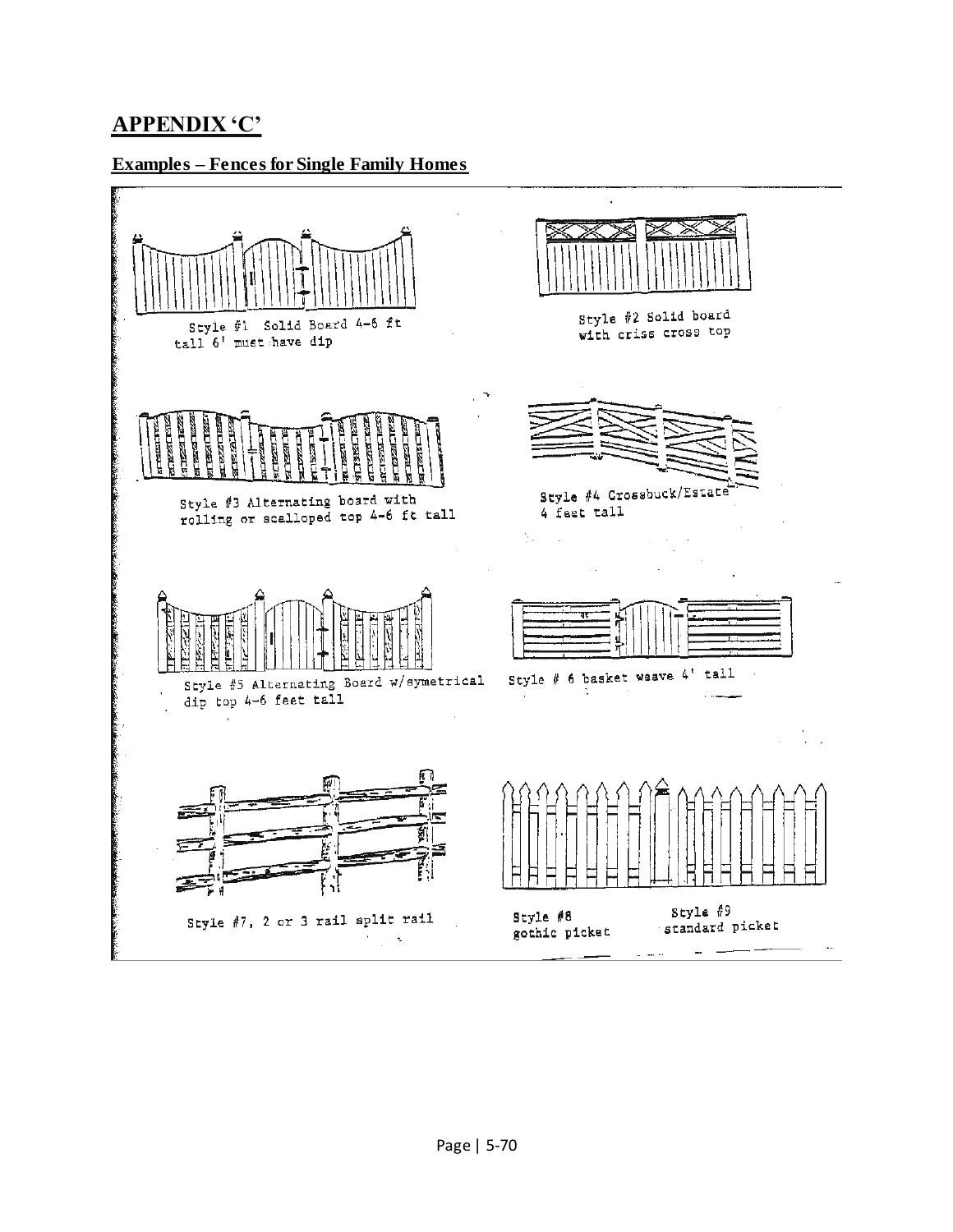## APPENDIX 'C'

### Examples – Fences for Single Family Homes

Style #1 Solid Board 4-6 ft tall 6' must have dip

Style #2 Solid board with criss cross top

Style #3 Alternating board with rolling or scalloped top 4-6 ft tall

Style #4 Crossbuck/Estate 4 feet tall

Style #5 Alternating Board w/symetrical dip top 4-6 feet tall

Style # 6 basket weave 4' tall

Style #7, 2 or 3 rail split rail

Style #8 gothic picket

Style #9 standard picket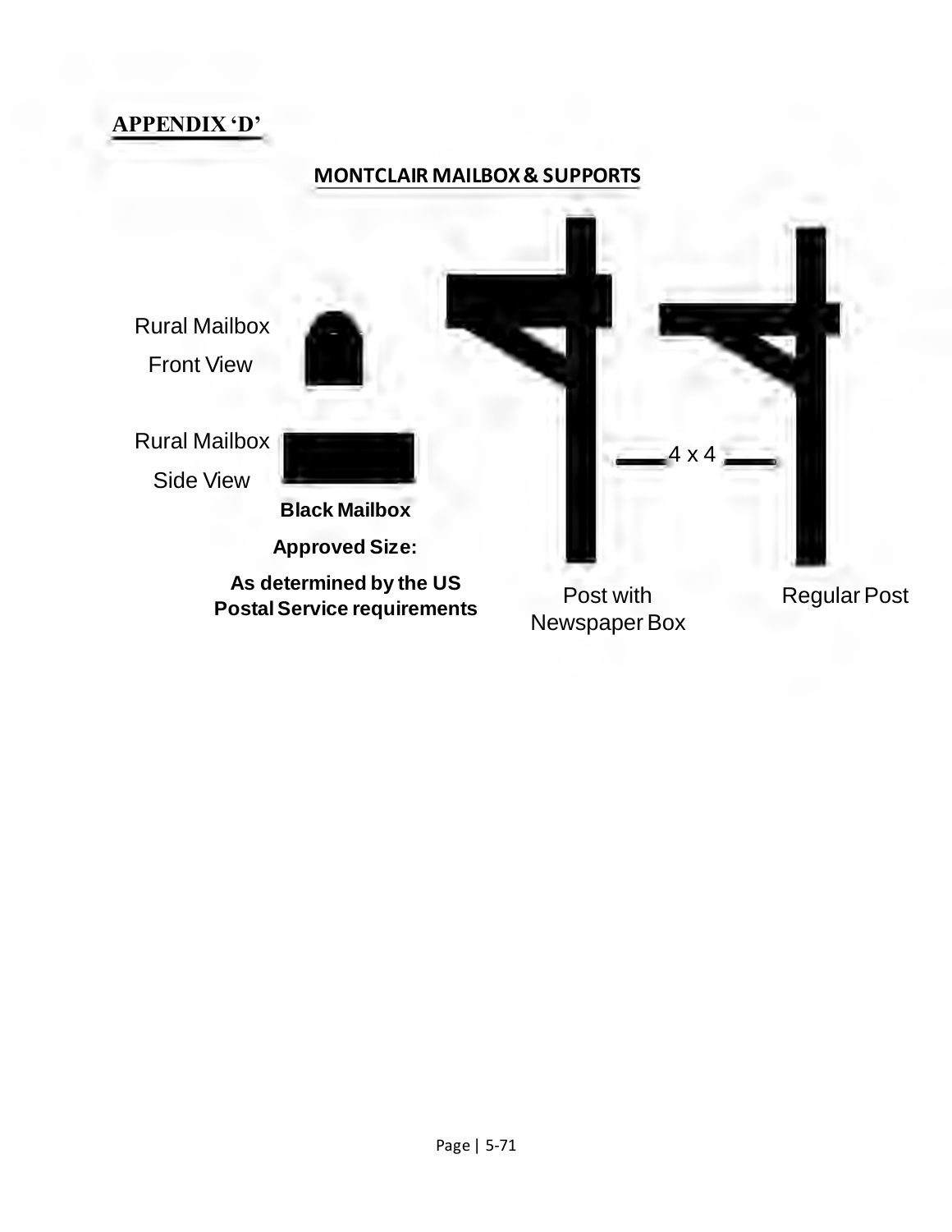**APPENDIX ‘D’**

**MONTCLAIR MAILBOX & SUPPORTS**

Rural Mailbox
Front View

Rural Mailbox
Side View

**Black Mailbox**

**Approved Size:**

**As determined by the US Postal Service requirements**

4 x 4

Post with Newspaper Box

Regular Post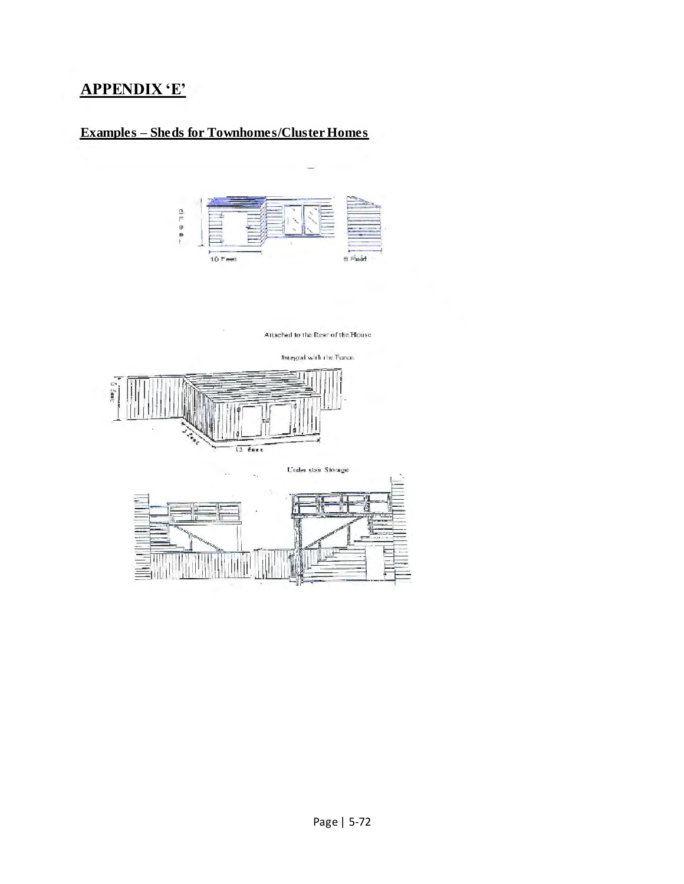## APPENDIX 'E'

### Examples – Sheds for Townhomes/Cluster Homes

Attached to the Rear of the House

Integral with the Fence

Under stair Storage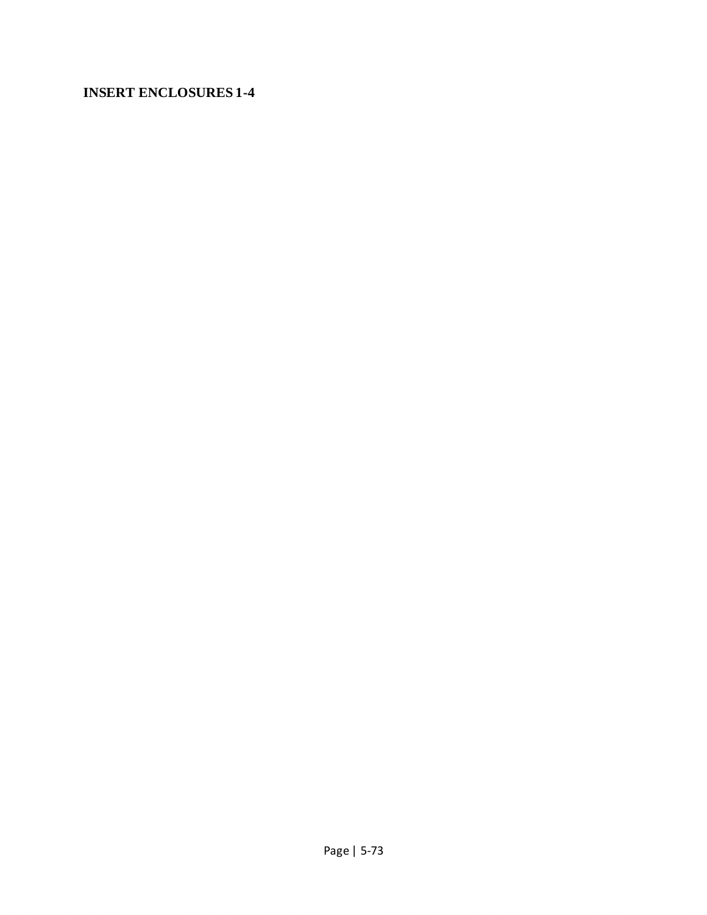**INSERT ENCLOSURES 1-4**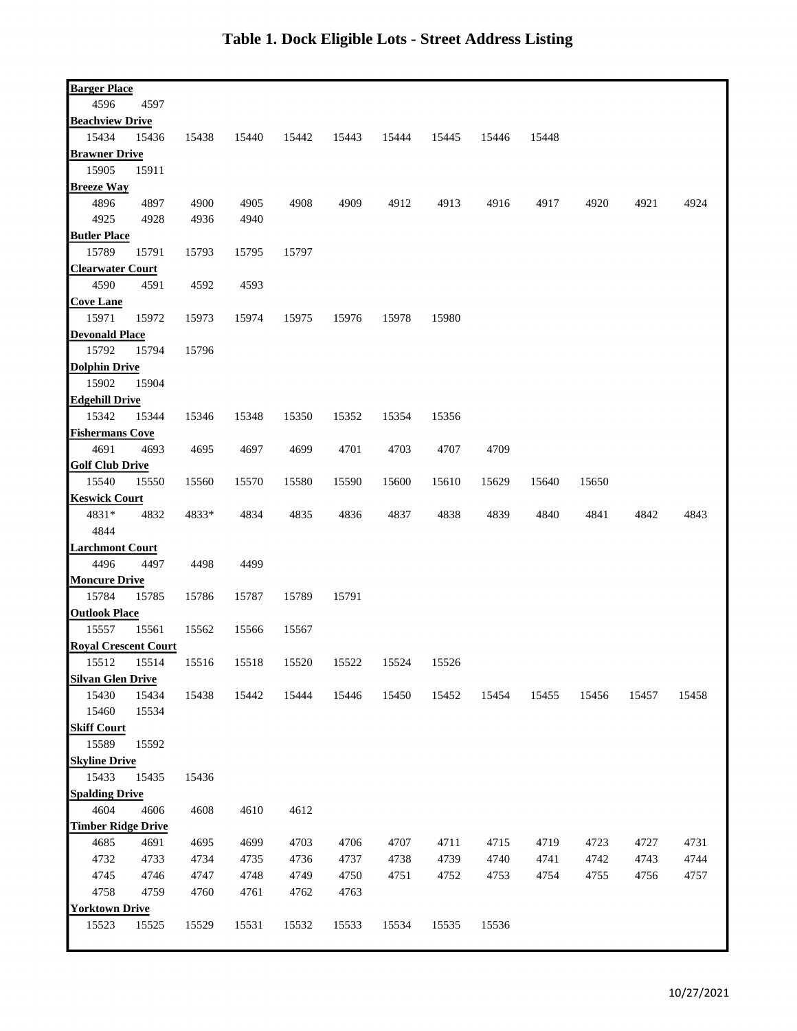# Table 1. Dock Eligible Lots - Street Address Listing

**Barger Place**

4596 4597

**Beachview Drive**

15434 15436 15438 15440 15442 15443 15444 15445 15446 15448

**Brawner Drive**

15905 15911

**Breeze Way**

4896 4897 4900 4905 4908 4909 4912 4913 4916 4917 4920 4921 4924
4925 4928 4936 4940

**Butler Place**

15789 15791 15793 15795 15797

**Clearwater Court**

4590 4591 4592 4593

**Cove Lane**

15971 15972 15973 15974 15975 15976 15978 15980

**Devonald Place**

15792 15794 15796

**Dolphin Drive**

15902 15904

**Edgehill Drive**

15342 15344 15346 15348 15350 15352 15354 15356

**Fishermans Cove**

4691 4693 4695 4697 4699 4701 4703 4707 4709

**Golf Club Drive**

15540 15550 15560 15570 15580 15590 15600 15610 15629 15640 15650

**Keswick Court**

4831* 4832 4833* 4834 4835 4836 4837 4838 4839 4840 4841 4842 4843
4844

**Larchmont Court**

4496 4497 4498 4499

**Moncure Drive**

15784 15785 15786 15787 15789 15791

**Outlook Place**

15557 15561 15562 15566 15567

**Royal Crescent Court**

15512 15514 15516 15518 15520 15522 15524 15526

**Silvan Glen Drive**

15430 15434 15438 15442 15444 15446 15450 15452 15454 15455 15456 15457 15458
15460 15534

**Skiff Court**

15589 15592

**Skyline Drive**

15433 15435 15436

**Spalding Drive**

4604 4606 4608 4610 4612

**Timber Ridge Drive**

4685 4691 4695 4699 4703 4706 4707 4711 4715 4719 4723 4727 4731
4732 4733 4734 4735 4736 4737 4738 4739 4740 4741 4742 4743 4744
4745 4746 4747 4748 4749 4750 4751 4752 4753 4754 4755 4756 4757
4758 4759 4760 4761 4762 4763

**Yorktown Drive**

15523 15525 15529 15531 15532 15533 15534 15535 15536

10/27/2021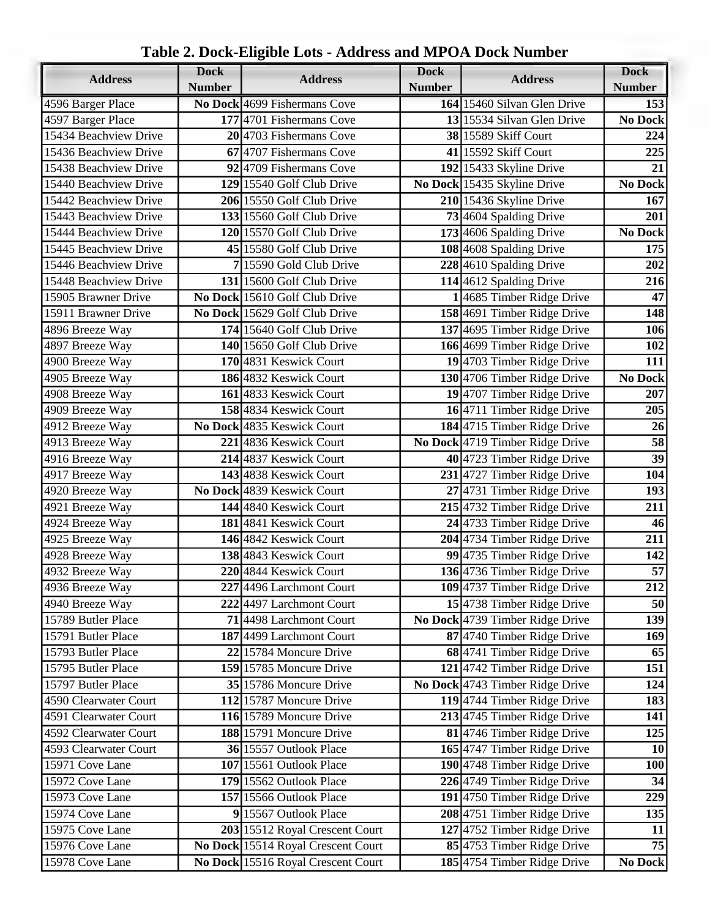# Table 2. Dock-Eligible Lots - Address and MPOA Dock Number

| Address | Dock Number | Address | Dock Number | Address | Dock Number |
|---|---|---|---|---|---|
| 4596 Barger Place | **No Dock** | 4699 Fishermans Cove | **164** | 15460 Silvan Glen Drive | **153** |
| 4597 Barger Place | **177** | 4701 Fishermans Cove | **13** | 15534 Silvan Glen Drive | **No Dock** |
| 15434 Beachview Drive | **20** | 4703 Fishermans Cove | **38** | 15589 Skiff Court | **224** |
| 15436 Beachview Drive | **67** | 4707 Fishermans Cove | **41** | 15592 Skiff Court | **225** |
| 15438 Beachview Drive | **92** | 4709 Fishermans Cove | **192** | 15433 Skyline Drive | **21** |
| 15440 Beachview Drive | **129** | 15540 Golf Club Drive | **No Dock** | 15435 Skyline Drive | **No Dock** |
| 15442 Beachview Drive | **206** | 15550 Golf Club Drive | **210** | 15436 Skyline Drive | **167** |
| 15443 Beachview Drive | **133** | 15560 Golf Club Drive | **73** | 4604 Spalding Drive | **201** |
| 15444 Beachview Drive | **120** | 15570 Golf Club Drive | **173** | 4606 Spalding Drive | **No Dock** |
| 15445 Beachview Drive | **45** | 15580 Golf Club Drive | **108** | 4608 Spalding Drive | **175** |
| 15446 Beachview Drive | **7** | 15590 Gold Club Drive | **228** | 4610 Spalding Drive | **202** |
| 15448 Beachview Drive | **131** | 15600 Golf Club Drive | **114** | 4612 Spalding Drive | **216** |
| 15905 Brawner Drive | **No Dock** | 15610 Golf Club Drive | **1** | 4685 Timber Ridge Drive | **47** |
| 15911 Brawner Drive | **No Dock** | 15629 Golf Club Drive | **158** | 4691 Timber Ridge Drive | **148** |
| 4896 Breeze Way | **174** | 15640 Golf Club Drive | **137** | 4695 Timber Ridge Drive | **106** |
| 4897 Breeze Way | **140** | 15650 Golf Club Drive | **166** | 4699 Timber Ridge Drive | **102** |
| 4900 Breeze Way | **170** | 4831 Keswick Court | **19** | 4703 Timber Ridge Drive | **111** |
| 4905 Breeze Way | **186** | 4832 Keswick Court | **130** | 4706 Timber Ridge Drive | **No Dock** |
| 4908 Breeze Way | **161** | 4833 Keswick Court | **19** | 4707 Timber Ridge Drive | **207** |
| 4909 Breeze Way | **158** | 4834 Keswick Court | **16** | 4711 Timber Ridge Drive | **205** |
| 4912 Breeze Way | **No Dock** | 4835 Keswick Court | **184** | 4715 Timber Ridge Drive | **26** |
| 4913 Breeze Way | **221** | 4836 Keswick Court | **No Dock** | 4719 Timber Ridge Drive | **58** |
| 4916 Breeze Way | **214** | 4837 Keswick Court | **40** | 4723 Timber Ridge Drive | **39** |
| 4917 Breeze Way | **143** | 4838 Keswick Court | **231** | 4727 Timber Ridge Drive | **104** |
| 4920 Breeze Way | **No Dock** | 4839 Keswick Court | **27** | 4731 Timber Ridge Drive | **193** |
| 4921 Breeze Way | **144** | 4840 Keswick Court | **215** | 4732 Timber Ridge Drive | **211** |
| 4924 Breeze Way | **181** | 4841 Keswick Court | **24** | 4733 Timber Ridge Drive | **46** |
| 4925 Breeze Way | **146** | 4842 Keswick Court | **204** | 4734 Timber Ridge Drive | **211** |
| 4928 Breeze Way | **138** | 4843 Keswick Court | **99** | 4735 Timber Ridge Drive | **142** |
| 4932 Breeze Way | **220** | 4844 Keswick Court | **136** | 4736 Timber Ridge Drive | **57** |
| 4936 Breeze Way | **227** | 4496 Larchmont Court | **109** | 4737 Timber Ridge Drive | **212** |
| 4940 Breeze Way | **222** | 4497 Larchmont Court | **15** | 4738 Timber Ridge Drive | **50** |
| 15789 Butler Place | **71** | 4498 Larchmont Court | **No Dock** | 4739 Timber Ridge Drive | **139** |
| 15791 Butler Place | **187** | 4499 Larchmont Court | **87** | 4740 Timber Ridge Drive | **169** |
| 15793 Butler Place | **22** | 15784 Moncure Drive | **68** | 4741 Timber Ridge Drive | **65** |
| 15795 Butler Place | **159** | 15785 Moncure Drive | **121** | 4742 Timber Ridge Drive | **151** |
| 15797 Butler Place | **35** | 15786 Moncure Drive | **No Dock** | 4743 Timber Ridge Drive | **124** |
| 4590 Clearwater Court | **112** | 15787 Moncure Drive | **119** | 4744 Timber Ridge Drive | **183** |
| 4591 Clearwater Court | **116** | 15789 Moncure Drive | **213** | 4745 Timber Ridge Drive | **141** |
| 4592 Clearwater Court | **188** | 15791 Moncure Drive | **81** | 4746 Timber Ridge Drive | **125** |
| 4593 Clearwater Court | **36** | 15557 Outlook Place | **165** | 4747 Timber Ridge Drive | **10** |
| 15971 Cove Lane | **107** | 15561 Outlook Place | **190** | 4748 Timber Ridge Drive | **100** |
| 15972 Cove Lane | **179** | 15562 Outlook Place | **226** | 4749 Timber Ridge Drive | **34** |
| 15973 Cove Lane | **157** | 15566 Outlook Place | **191** | 4750 Timber Ridge Drive | **229** |
| 15974 Cove Lane | **9** | 15567 Outlook Place | **208** | 4751 Timber Ridge Drive | **135** |
| 15975 Cove Lane | **203** | 15512 Royal Crescent Court | **127** | 4752 Timber Ridge Drive | **11** |
| 15976 Cove Lane | **No Dock** | 15514 Royal Crescent Court | **85** | 4753 Timber Ridge Drive | **75** |
| 15978 Cove Lane | **No Dock** | 15516 Royal Crescent Court | **185** | 4754 Timber Ridge Drive | **No Dock** |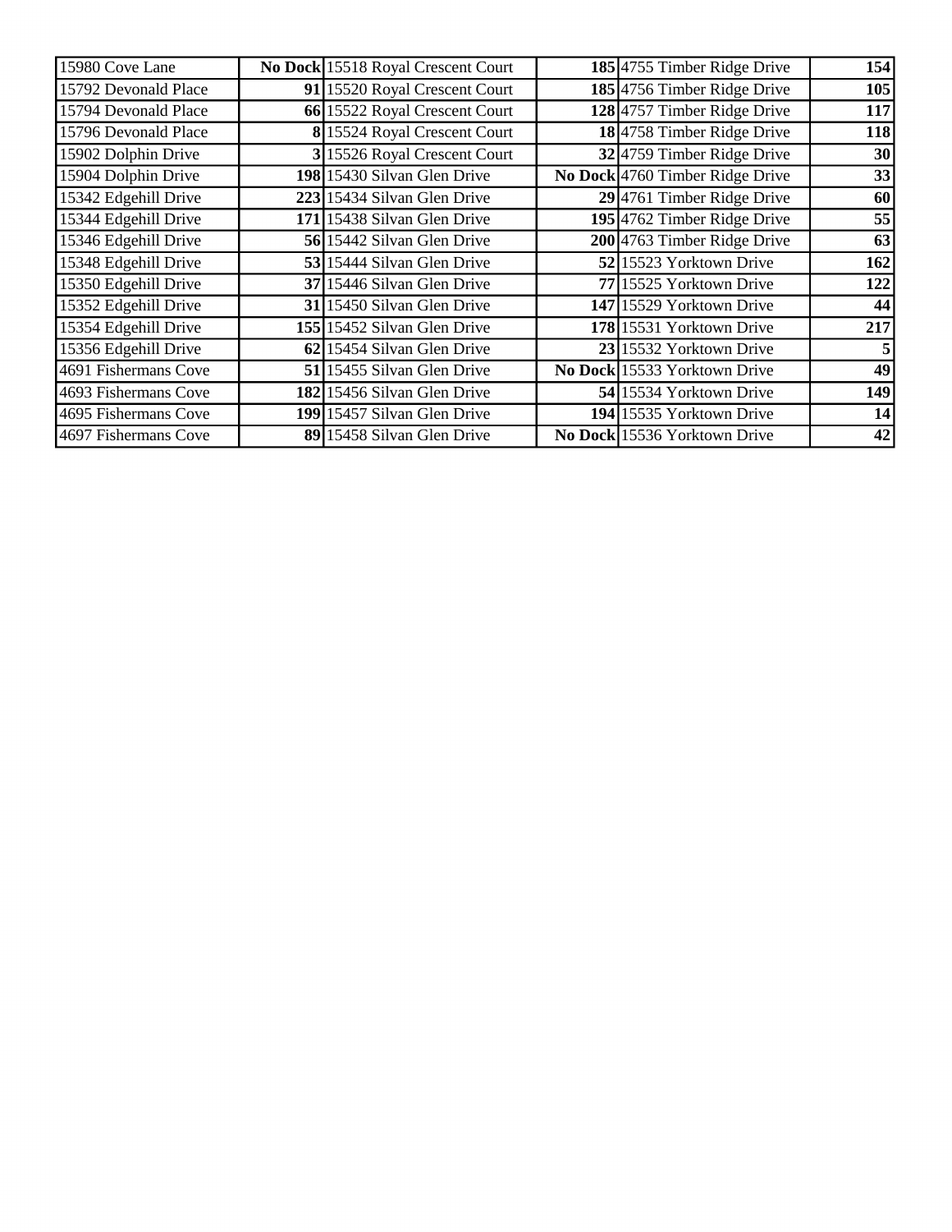| | | | | | |
|---|---|---|---|---|---|
| 15980 Cove Lane | **No Dock** | 15518 Royal Crescent Court | **185** | 4755 Timber Ridge Drive | **154** |
| 15792 Devonald Place | **91** | 15520 Royal Crescent Court | **185** | 4756 Timber Ridge Drive | **105** |
| 15794 Devonald Place | **66** | 15522 Royal Crescent Court | **128** | 4757 Timber Ridge Drive | **117** |
| 15796 Devonald Place | **8** | 15524 Royal Crescent Court | **18** | 4758 Timber Ridge Drive | **118** |
| 15902 Dolphin Drive | **3** | 15526 Royal Crescent Court | **32** | 4759 Timber Ridge Drive | **30** |
| 15904 Dolphin Drive | **198** | 15430 Silvan Glen Drive | **No Dock** | 4760 Timber Ridge Drive | **33** |
| 15342 Edgehill Drive | **223** | 15434 Silvan Glen Drive | **29** | 4761 Timber Ridge Drive | **60** |
| 15344 Edgehill Drive | **171** | 15438 Silvan Glen Drive | **195** | 4762 Timber Ridge Drive | **55** |
| 15346 Edgehill Drive | **56** | 15442 Silvan Glen Drive | **200** | 4763 Timber Ridge Drive | **63** |
| 15348 Edgehill Drive | **53** | 15444 Silvan Glen Drive | **52** | 15523 Yorktown Drive | **162** |
| 15350 Edgehill Drive | **37** | 15446 Silvan Glen Drive | **77** | 15525 Yorktown Drive | **122** |
| 15352 Edgehill Drive | **31** | 15450 Silvan Glen Drive | **147** | 15529 Yorktown Drive | **44** |
| 15354 Edgehill Drive | **155** | 15452 Silvan Glen Drive | **178** | 15531 Yorktown Drive | **217** |
| 15356 Edgehill Drive | **62** | 15454 Silvan Glen Drive | **23** | 15532 Yorktown Drive | **5** |
| 4691 Fishermans Cove | **51** | 15455 Silvan Glen Drive | **No Dock** | 15533 Yorktown Drive | **49** |
| 4693 Fishermans Cove | **182** | 15456 Silvan Glen Drive | **54** | 15534 Yorktown Drive | **149** |
| 4695 Fishermans Cove | **199** | 15457 Silvan Glen Drive | **194** | 15535 Yorktown Drive | **14** |
| 4697 Fishermans Cove | **89** | 15458 Silvan Glen Drive | **No Dock** | 15536 Yorktown Drive | **42** |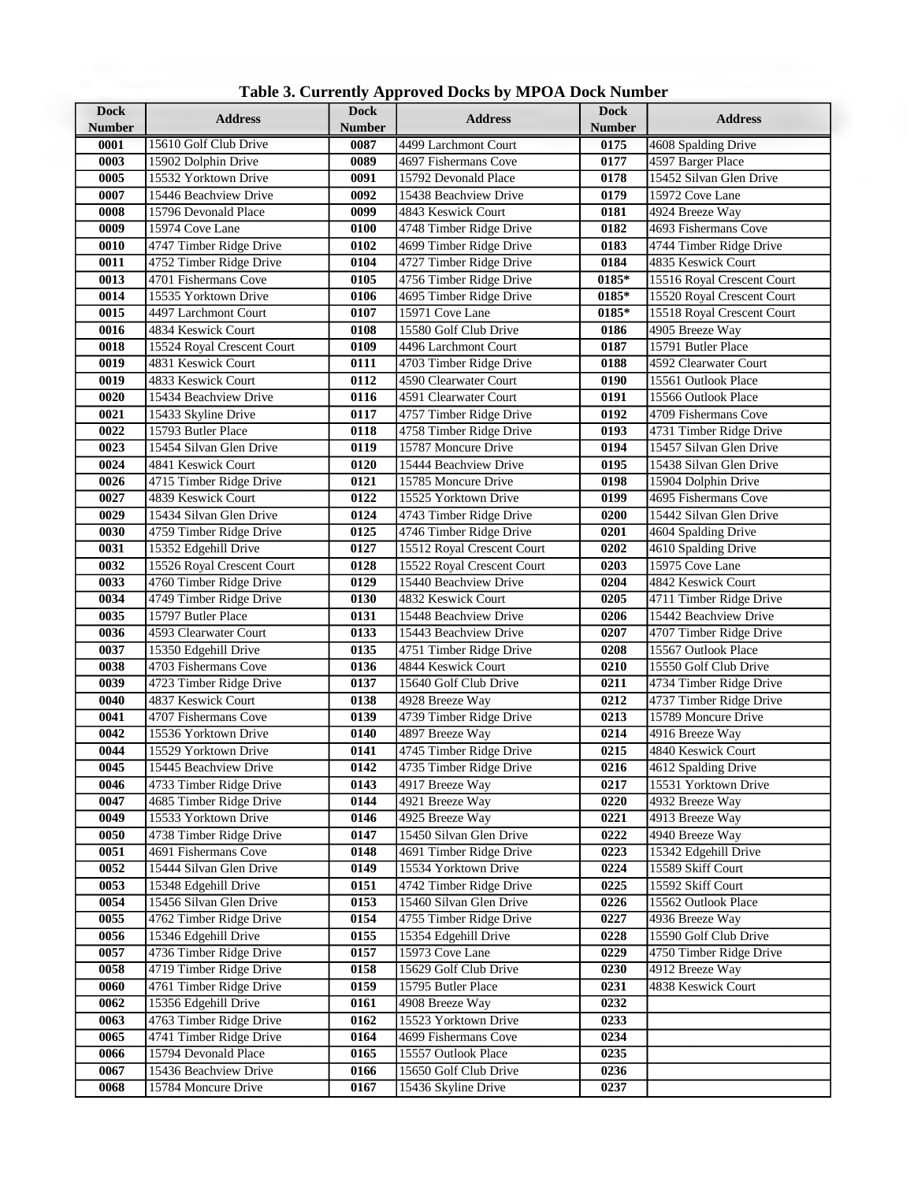**Table 3. Currently Approved Docks by MPOA Dock Number**

| Dock Number | Address | Dock Number | Address | Dock Number | Address |
|---|---|---|---|---|---|
| 0001 | 15610 Golf Club Drive | 0087 | 4499 Larchmont Court | 0175 | 4608 Spalding Drive |
| 0003 | 15902 Dolphin Drive | 0089 | 4697 Fishermans Cove | 0177 | 4597 Barger Place |
| 0005 | 15532 Yorktown Drive | 0091 | 15792 Devonald Place | 0178 | 15452 Silvan Glen Drive |
| 0007 | 15446 Beachview Drive | 0092 | 15438 Beachview Drive | 0179 | 15972 Cove Lane |
| 0008 | 15796 Devonald Place | 0099 | 4843 Keswick Court | 0181 | 4924 Breeze Way |
| 0009 | 15974 Cove Lane | 0100 | 4748 Timber Ridge Drive | 0182 | 4693 Fishermans Cove |
| 0010 | 4747 Timber Ridge Drive | 0102 | 4699 Timber Ridge Drive | 0183 | 4744 Timber Ridge Drive |
| 0011 | 4752 Timber Ridge Drive | 0104 | 4727 Timber Ridge Drive | 0184 | 4835 Keswick Court |
| 0013 | 4701 Fishermans Cove | 0105 | 4756 Timber Ridge Drive | 0185* | 15516 Royal Crescent Court |
| 0014 | 15535 Yorktown Drive | 0106 | 4695 Timber Ridge Drive | 0185* | 15520 Royal Crescent Court |
| 0015 | 4497 Larchmont Court | 0107 | 15971 Cove Lane | 0185* | 15518 Royal Crescent Court |
| 0016 | 4834 Keswick Court | 0108 | 15580 Golf Club Drive | 0186 | 4905 Breeze Way |
| 0018 | 15524 Royal Crescent Court | 0109 | 4496 Larchmont Court | 0187 | 15791 Butler Place |
| 0019 | 4831 Keswick Court | 0111 | 4703 Timber Ridge Drive | 0188 | 4592 Clearwater Court |
| 0019 | 4833 Keswick Court | 0112 | 4590 Clearwater Court | 0190 | 15561 Outlook Place |
| 0020 | 15434 Beachview Drive | 0116 | 4591 Clearwater Court | 0191 | 15566 Outlook Place |
| 0021 | 15433 Skyline Drive | 0117 | 4757 Timber Ridge Drive | 0192 | 4709 Fishermans Cove |
| 0022 | 15793 Butler Place | 0118 | 4758 Timber Ridge Drive | 0193 | 4731 Timber Ridge Drive |
| 0023 | 15454 Silvan Glen Drive | 0119 | 15787 Moncure Drive | 0194 | 15457 Silvan Glen Drive |
| 0024 | 4841 Keswick Court | 0120 | 15444 Beachview Drive | 0195 | 15438 Silvan Glen Drive |
| 0026 | 4715 Timber Ridge Drive | 0121 | 15785 Moncure Drive | 0198 | 15904 Dolphin Drive |
| 0027 | 4839 Keswick Court | 0122 | 15525 Yorktown Drive | 0199 | 4695 Fishermans Cove |
| 0029 | 15434 Silvan Glen Drive | 0124 | 4743 Timber Ridge Drive | 0200 | 15442 Silvan Glen Drive |
| 0030 | 4759 Timber Ridge Drive | 0125 | 4746 Timber Ridge Drive | 0201 | 4604 Spalding Drive |
| 0031 | 15352 Edgehill Drive | 0127 | 15512 Royal Crescent Court | 0202 | 4610 Spalding Drive |
| 0032 | 15526 Royal Crescent Court | 0128 | 15522 Royal Crescent Court | 0203 | 15975 Cove Lane |
| 0033 | 4760 Timber Ridge Drive | 0129 | 15440 Beachview Drive | 0204 | 4842 Keswick Court |
| 0034 | 4749 Timber Ridge Drive | 0130 | 4832 Keswick Court | 0205 | 4711 Timber Ridge Drive |
| 0035 | 15797 Butler Place | 0131 | 15448 Beachview Drive | 0206 | 15442 Beachview Drive |
| 0036 | 4593 Clearwater Court | 0133 | 15443 Beachview Drive | 0207 | 4707 Timber Ridge Drive |
| 0037 | 15350 Edgehill Drive | 0135 | 4751 Timber Ridge Drive | 0208 | 15567 Outlook Place |
| 0038 | 4703 Fishermans Cove | 0136 | 4844 Keswick Court | 0210 | 15550 Golf Club Drive |
| 0039 | 4723 Timber Ridge Drive | 0137 | 15640 Golf Club Drive | 0211 | 4734 Timber Ridge Drive |
| 0040 | 4837 Keswick Court | 0138 | 4928 Breeze Way | 0212 | 4737 Timber Ridge Drive |
| 0041 | 4707 Fishermans Cove | 0139 | 4739 Timber Ridge Drive | 0213 | 15789 Moncure Drive |
| 0042 | 15536 Yorktown Drive | 0140 | 4897 Breeze Way | 0214 | 4916 Breeze Way |
| 0044 | 15529 Yorktown Drive | 0141 | 4745 Timber Ridge Drive | 0215 | 4840 Keswick Court |
| 0045 | 15445 Beachview Drive | 0142 | 4735 Timber Ridge Drive | 0216 | 4612 Spalding Drive |
| 0046 | 4733 Timber Ridge Drive | 0143 | 4917 Breeze Way | 0217 | 15531 Yorktown Drive |
| 0047 | 4685 Timber Ridge Drive | 0144 | 4921 Breeze Way | 0220 | 4932 Breeze Way |
| 0049 | 15533 Yorktown Drive | 0146 | 4925 Breeze Way | 0221 | 4913 Breeze Way |
| 0050 | 4738 Timber Ridge Drive | 0147 | 15450 Silvan Glen Drive | 0222 | 4940 Breeze Way |
| 0051 | 4691 Fishermans Cove | 0148 | 4691 Timber Ridge Drive | 0223 | 15342 Edgehill Drive |
| 0052 | 15444 Silvan Glen Drive | 0149 | 15534 Yorktown Drive | 0224 | 15589 Skiff Court |
| 0053 | 15348 Edgehill Drive | 0151 | 4742 Timber Ridge Drive | 0225 | 15592 Skiff Court |
| 0054 | 15456 Silvan Glen Drive | 0153 | 15460 Silvan Glen Drive | 0226 | 15562 Outlook Place |
| 0055 | 4762 Timber Ridge Drive | 0154 | 4755 Timber Ridge Drive | 0227 | 4936 Breeze Way |
| 0056 | 15346 Edgehill Drive | 0155 | 15354 Edgehill Drive | 0228 | 15590 Golf Club Drive |
| 0057 | 4736 Timber Ridge Drive | 0157 | 15973 Cove Lane | 0229 | 4750 Timber Ridge Drive |
| 0058 | 4719 Timber Ridge Drive | 0158 | 15629 Golf Club Drive | 0230 | 4912 Breeze Way |
| 0060 | 4761 Timber Ridge Drive | 0159 | 15795 Butler Place | 0231 | 4838 Keswick Court |
| 0062 | 15356 Edgehill Drive | 0161 | 4908 Breeze Way | 0232 | |
| 0063 | 4763 Timber Ridge Drive | 0162 | 15523 Yorktown Drive | 0233 | |
| 0065 | 4741 Timber Ridge Drive | 0164 | 4699 Fishermans Cove | 0234 | |
| 0066 | 15794 Devonald Place | 0165 | 15557 Outlook Place | 0235 | |
| 0067 | 15436 Beachview Drive | 0166 | 15650 Golf Club Drive | 0236 | |
| 0068 | 15784 Moncure Drive | 0167 | 15436 Skyline Drive | 0237 | |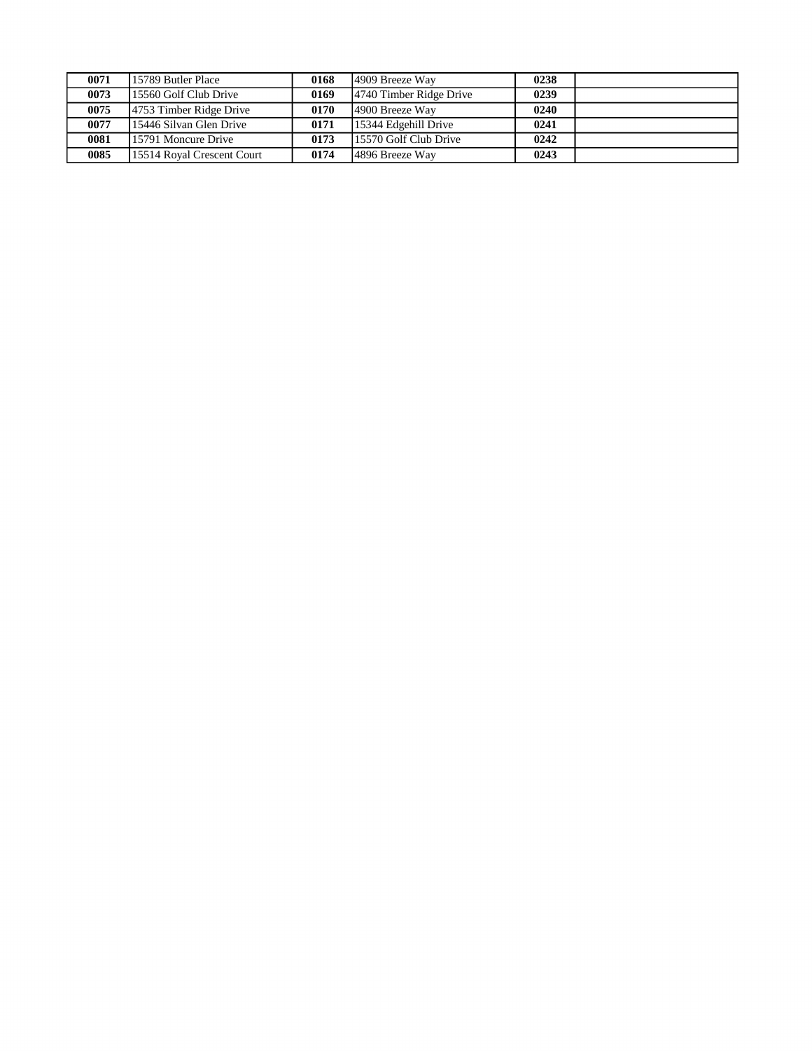| | | | | | |
|---|---|---|---|---|---|
| **0071** | 15789 Butler Place | **0168** | 4909 Breeze Way | **0238** | |
| **0073** | 15560 Golf Club Drive | **0169** | 4740 Timber Ridge Drive | **0239** | |
| **0075** | 4753 Timber Ridge Drive | **0170** | 4900 Breeze Way | **0240** | |
| **0077** | 15446 Silvan Glen Drive | **0171** | 15344 Edgehill Drive | **0241** | |
| **0081** | 15791 Moncure Drive | **0173** | 15570 Golf Club Drive | **0242** | |
| **0085** | 15514 Royal Crescent Court | **0174** | 4896 Breeze Way | **0243** | |